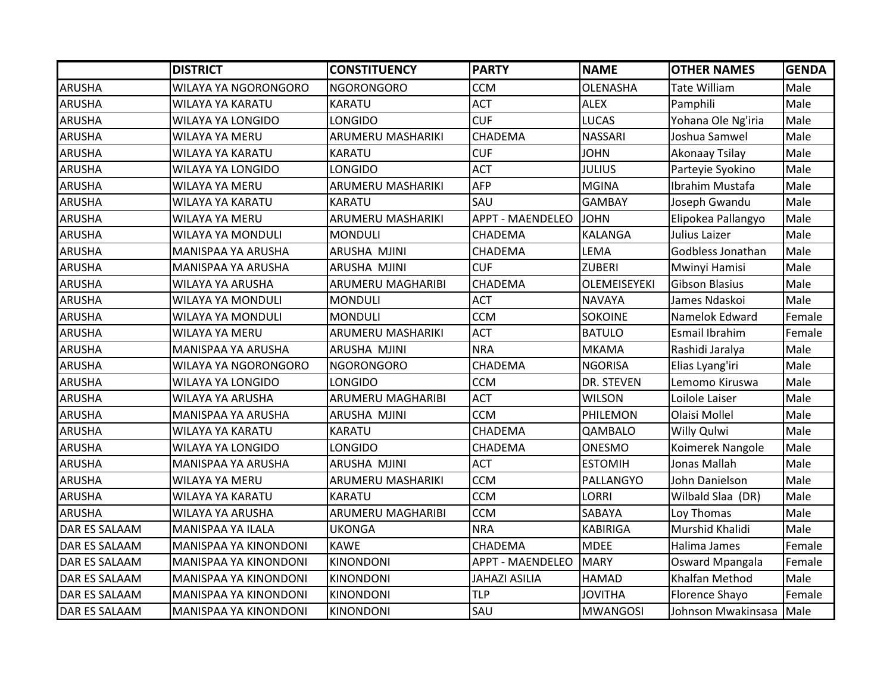| | DISTRICT | CONSTITUENCY | PARTY | NAME | OTHER NAMES | GENDA |
|---|---|---|---|---|---|---|
| ARUSHA | WILAYA YA NGORONGORO | NGORONGORO | CCM | OLENASHA | Tate William | Male |
| ARUSHA | WILAYA YA KARATU | KARATU | ACT | ALEX | Pamphili | Male |
| ARUSHA | WILAYA YA LONGIDO | LONGIDO | CUF | LUCAS | Yohana Ole Ng'iria | Male |
| ARUSHA | WILAYA YA MERU | ARUMERU MASHARIKI | CHADEMA | NASSARI | Joshua Samwel | Male |
| ARUSHA | WILAYA YA KARATU | KARATU | CUF | JOHN | Akonaay Tsilay | Male |
| ARUSHA | WILAYA YA LONGIDO | LONGIDO | ACT | JULIUS | Parteyie Syokino | Male |
| ARUSHA | WILAYA YA MERU | ARUMERU MASHARIKI | AFP | MGINA | Ibrahim Mustafa | Male |
| ARUSHA | WILAYA YA KARATU | KARATU | SAU | GAMBAY | Joseph Gwandu | Male |
| ARUSHA | WILAYA YA MERU | ARUMERU MASHARIKI | APPT - MAENDELEO | JOHN | Elipokea Pallangyo | Male |
| ARUSHA | WILAYA YA MONDULI | MONDULI | CHADEMA | KALANGA | Julius Laizer | Male |
| ARUSHA | MANISPAA YA ARUSHA | ARUSHA MJINI | CHADEMA | LEMA | Godbless Jonathan | Male |
| ARUSHA | MANISPAA YA ARUSHA | ARUSHA MJINI | CUF | ZUBERI | Mwinyi Hamisi | Male |
| ARUSHA | WILAYA YA ARUSHA | ARUMERU MAGHARIBI | CHADEMA | OLEMEISEYEKI | Gibson Blasius | Male |
| ARUSHA | WILAYA YA MONDULI | MONDULI | ACT | NAVAYA | James Ndaskoi | Male |
| ARUSHA | WILAYA YA MONDULI | MONDULI | CCM | SOKOINE | Namelok Edward | Female |
| ARUSHA | WILAYA YA MERU | ARUMERU MASHARIKI | ACT | BATULO | Esmail Ibrahim | Female |
| ARUSHA | MANISPAA YA ARUSHA | ARUSHA MJINI | NRA | MKAMA | Rashidi Jaralya | Male |
| ARUSHA | WILAYA YA NGORONGORO | NGORONGORO | CHADEMA | NGORISA | Elias Lyang'iri | Male |
| ARUSHA | WILAYA YA LONGIDO | LONGIDO | CCM | DR. STEVEN | Lemomo Kiruswa | Male |
| ARUSHA | WILAYA YA ARUSHA | ARUMERU MAGHARIBI | ACT | WILSON | Loilole Laiser | Male |
| ARUSHA | MANISPAA YA ARUSHA | ARUSHA MJINI | CCM | PHILEMON | Olaisi Mollel | Male |
| ARUSHA | WILAYA YA KARATU | KARATU | CHADEMA | QAMBALO | Willy Qulwi | Male |
| ARUSHA | WILAYA YA LONGIDO | LONGIDO | CHADEMA | ONESMO | Koimerek Nangole | Male |
| ARUSHA | MANISPAA YA ARUSHA | ARUSHA MJINI | ACT | ESTOMIH | Jonas Mallah | Male |
| ARUSHA | WILAYA YA MERU | ARUMERU MASHARIKI | CCM | PALLANGYO | John Danielson | Male |
| ARUSHA | WILAYA YA KARATU | KARATU | CCM | LORRI | Wilbald Slaa (DR) | Male |
| ARUSHA | WILAYA YA ARUSHA | ARUMERU MAGHARIBI | CCM | SABAYA | Loy Thomas | Male |
| DAR ES SALAAM | MANISPAA YA ILALA | UKONGA | NRA | KABIRIGA | Murshid Khalidi | Male |
| DAR ES SALAAM | MANISPAA YA KINONDONI | KAWE | CHADEMA | MDEE | Halima James | Female |
| DAR ES SALAAM | MANISPAA YA KINONDONI | KINONDONI | APPT - MAENDELEO | MARY | Osward Mpangala | Female |
| DAR ES SALAAM | MANISPAA YA KINONDONI | KINONDONI | JAHAZI ASILIA | HAMAD | Khalfan Method | Male |
| DAR ES SALAAM | MANISPAA YA KINONDONI | KINONDONI | TLP | JOVITHA | Florence Shayo | Female |
| DAR ES SALAAM | MANISPAA YA KINONDONI | KINONDONI | SAU | MWANGOSI | Johnson Mwakinsasa | Male |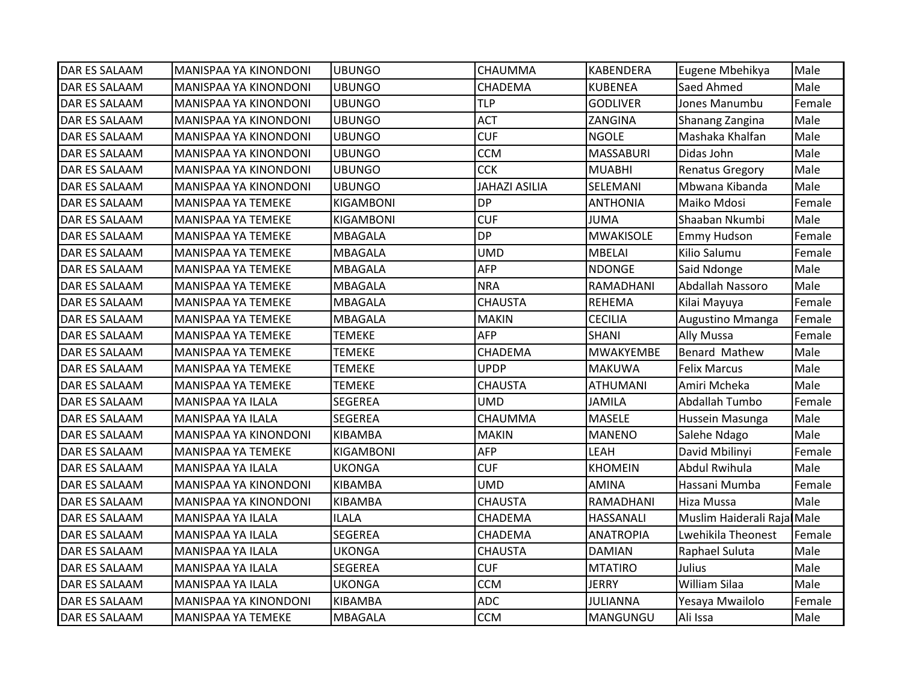| DAR ES SALAAM | MANISPAA YA KINONDONI | UBUNGO | CHAUMMA | KABENDERA | Eugene Mbehikya | Male |
|---|---|---|---|---|---|---|
| DAR ES SALAAM | MANISPAA YA KINONDONI | UBUNGO | CHADEMA | KUBENEA | Saed Ahmed | Male |
| DAR ES SALAAM | MANISPAA YA KINONDONI | UBUNGO | TLP | GODLIVER | Jones Manumbu | Female |
| DAR ES SALAAM | MANISPAA YA KINONDONI | UBUNGO | ACT | ZANGINA | Shanang Zangina | Male |
| DAR ES SALAAM | MANISPAA YA KINONDONI | UBUNGO | CUF | NGOLE | Mashaka Khalfan | Male |
| DAR ES SALAAM | MANISPAA YA KINONDONI | UBUNGO | CCM | MASSABURI | Didas John | Male |
| DAR ES SALAAM | MANISPAA YA KINONDONI | UBUNGO | CCK | MUABHI | Renatus Gregory | Male |
| DAR ES SALAAM | MANISPAA YA KINONDONI | UBUNGO | JAHAZI ASILIA | SELEMANI | Mbwana Kibanda | Male |
| DAR ES SALAAM | MANISPAA YA TEMEKE | KIGAMBONI | DP | ANTHONIA | Maiko Mdosi | Female |
| DAR ES SALAAM | MANISPAA YA TEMEKE | KIGAMBONI | CUF | JUMA | Shaaban Nkumbi | Male |
| DAR ES SALAAM | MANISPAA YA TEMEKE | MBAGALA | DP | MWAKISOLE | Emmy Hudson | Female |
| DAR ES SALAAM | MANISPAA YA TEMEKE | MBAGALA | UMD | MBELAI | Kilio Salumu | Female |
| DAR ES SALAAM | MANISPAA YA TEMEKE | MBAGALA | AFP | NDONGE | Said Ndonge | Male |
| DAR ES SALAAM | MANISPAA YA TEMEKE | MBAGALA | NRA | RAMADHANI | Abdallah Nassoro | Male |
| DAR ES SALAAM | MANISPAA YA TEMEKE | MBAGALA | CHAUSTA | REHEMA | Kilai Mayuya | Female |
| DAR ES SALAAM | MANISPAA YA TEMEKE | MBAGALA | MAKIN | CECILIA | Augustino Mmanga | Female |
| DAR ES SALAAM | MANISPAA YA TEMEKE | TEMEKE | AFP | SHANI | Ally Mussa | Female |
| DAR ES SALAAM | MANISPAA YA TEMEKE | TEMEKE | CHADEMA | MWAKYEMBE | Benard Mathew | Male |
| DAR ES SALAAM | MANISPAA YA TEMEKE | TEMEKE | UPDP | MAKUWA | Felix Marcus | Male |
| DAR ES SALAAM | MANISPAA YA TEMEKE | TEMEKE | CHAUSTA | ATHUMANI | Amiri Mcheka | Male |
| DAR ES SALAAM | MANISPAA YA ILALA | SEGEREA | UMD | JAMILA | Abdallah Tumbo | Female |
| DAR ES SALAAM | MANISPAA YA ILALA | SEGEREA | CHAUMMA | MASELE | Hussein Masunga | Male |
| DAR ES SALAAM | MANISPAA YA KINONDONI | KIBAMBA | MAKIN | MANENO | Salehe Ndago | Male |
| DAR ES SALAAM | MANISPAA YA TEMEKE | KIGAMBONI | AFP | LEAH | David Mbilinyi | Female |
| DAR ES SALAAM | MANISPAA YA ILALA | UKONGA | CUF | KHOMEIN | Abdul Rwihula | Male |
| DAR ES SALAAM | MANISPAA YA KINONDONI | KIBAMBA | UMD | AMINA | Hassani Mumba | Female |
| DAR ES SALAAM | MANISPAA YA KINONDONI | KIBAMBA | CHAUSTA | RAMADHANI | Hiza Mussa | Male |
| DAR ES SALAAM | MANISPAA YA ILALA | ILALA | CHADEMA | HASSANALI | Muslim Haiderali Raja | Male |
| DAR ES SALAAM | MANISPAA YA ILALA | SEGEREA | CHADEMA | ANATROPIA | Lwehikila Theonest | Female |
| DAR ES SALAAM | MANISPAA YA ILALA | UKONGA | CHAUSTA | DAMIAN | Raphael Suluta | Male |
| DAR ES SALAAM | MANISPAA YA ILALA | SEGEREA | CUF | MTATIRO | Julius | Male |
| DAR ES SALAAM | MANISPAA YA ILALA | UKONGA | CCM | JERRY | William Silaa | Male |
| DAR ES SALAAM | MANISPAA YA KINONDONI | KIBAMBA | ADC | JULIANNA | Yesaya Mwailolo | Female |
| DAR ES SALAAM | MANISPAA YA TEMEKE | MBAGALA | CCM | MANGUNGU | Ali Issa | Male |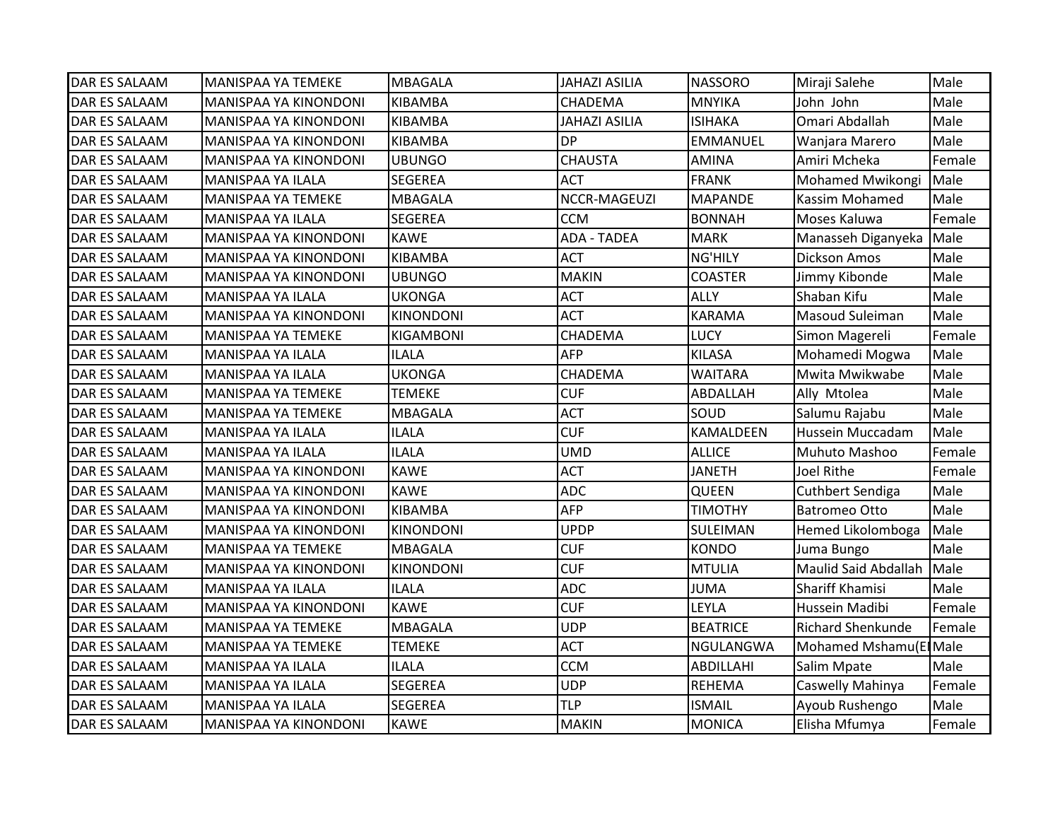| DAR ES SALAAM | MANISPAA YA TEMEKE | MBAGALA | JAHAZI ASILIA | NASSORO | Miraji Salehe | Male |
|---|---|---|---|---|---|---|
| DAR ES SALAAM | MANISPAA YA KINONDONI | KIBAMBA | CHADEMA | MNYIKA | John John | Male |
| DAR ES SALAAM | MANISPAA YA KINONDONI | KIBAMBA | JAHAZI ASILIA | ISIHAKA | Omari Abdallah | Male |
| DAR ES SALAAM | MANISPAA YA KINONDONI | KIBAMBA | DP | EMMANUEL | Wanjara Marero | Male |
| DAR ES SALAAM | MANISPAA YA KINONDONI | UBUNGO | CHAUSTA | AMINA | Amiri Mcheka | Female |
| DAR ES SALAAM | MANISPAA YA ILALA | SEGEREA | ACT | FRANK | Mohamed Mwikongi | Male |
| DAR ES SALAAM | MANISPAA YA TEMEKE | MBAGALA | NCCR-MAGEUZI | MAPANDE | Kassim Mohamed | Male |
| DAR ES SALAAM | MANISPAA YA ILALA | SEGEREA | CCM | BONNAH | Moses Kaluwa | Female |
| DAR ES SALAAM | MANISPAA YA KINONDONI | KAWE | ADA - TADEA | MARK | Manasseh Diganyeka | Male |
| DAR ES SALAAM | MANISPAA YA KINONDONI | KIBAMBA | ACT | NG'HILY | Dickson Amos | Male |
| DAR ES SALAAM | MANISPAA YA KINONDONI | UBUNGO | MAKIN | COASTER | Jimmy Kibonde | Male |
| DAR ES SALAAM | MANISPAA YA ILALA | UKONGA | ACT | ALLY | Shaban Kifu | Male |
| DAR ES SALAAM | MANISPAA YA KINONDONI | KINONDONI | ACT | KARAMA | Masoud Suleiman | Male |
| DAR ES SALAAM | MANISPAA YA TEMEKE | KIGAMBONI | CHADEMA | LUCY | Simon Magereli | Female |
| DAR ES SALAAM | MANISPAA YA ILALA | ILALA | AFP | KILASA | Mohamedi Mogwa | Male |
| DAR ES SALAAM | MANISPAA YA ILALA | UKONGA | CHADEMA | WAITARA | Mwita Mwikwabe | Male |
| DAR ES SALAAM | MANISPAA YA TEMEKE | TEMEKE | CUF | ABDALLAH | Ally Mtolea | Male |
| DAR ES SALAAM | MANISPAA YA TEMEKE | MBAGALA | ACT | SOUD | Salumu Rajabu | Male |
| DAR ES SALAAM | MANISPAA YA ILALA | ILALA | CUF | KAMALDEEN | Hussein Muccadam | Male |
| DAR ES SALAAM | MANISPAA YA ILALA | ILALA | UMD | ALLICE | Muhuto Mashoo | Female |
| DAR ES SALAAM | MANISPAA YA KINONDONI | KAWE | ACT | JANETH | Joel Rithe | Female |
| DAR ES SALAAM | MANISPAA YA KINONDONI | KAWE | ADC | QUEEN | Cuthbert Sendiga | Male |
| DAR ES SALAAM | MANISPAA YA KINONDONI | KIBAMBA | AFP | TIMOTHY | Batromeo Otto | Male |
| DAR ES SALAAM | MANISPAA YA KINONDONI | KINONDONI | UPDP | SULEIMAN | Hemed Likolomboga | Male |
| DAR ES SALAAM | MANISPAA YA TEMEKE | MBAGALA | CUF | KONDO | Juma Bungo | Male |
| DAR ES SALAAM | MANISPAA YA KINONDONI | KINONDONI | CUF | MTULIA | Maulid Said Abdallah | Male |
| DAR ES SALAAM | MANISPAA YA ILALA | ILALA | ADC | JUMA | Shariff Khamisi | Male |
| DAR ES SALAAM | MANISPAA YA KINONDONI | KAWE | CUF | LEYLA | Hussein Madibi | Female |
| DAR ES SALAAM | MANISPAA YA TEMEKE | MBAGALA | UDP | BEATRICE | Richard Shenkunde | Female |
| DAR ES SALAAM | MANISPAA YA TEMEKE | TEMEKE | ACT | NGULANGWA | Mohamed Mshamu(E | Male |
| DAR ES SALAAM | MANISPAA YA ILALA | ILALA | CCM | ABDILLAHI | Salim Mpate | Male |
| DAR ES SALAAM | MANISPAA YA ILALA | SEGEREA | UDP | REHEMA | Caswelly Mahinya | Female |
| DAR ES SALAAM | MANISPAA YA ILALA | SEGEREA | TLP | ISMAIL | Ayoub Rushengo | Male |
| DAR ES SALAAM | MANISPAA YA KINONDONI | KAWE | MAKIN | MONICA | Elisha Mfumya | Female |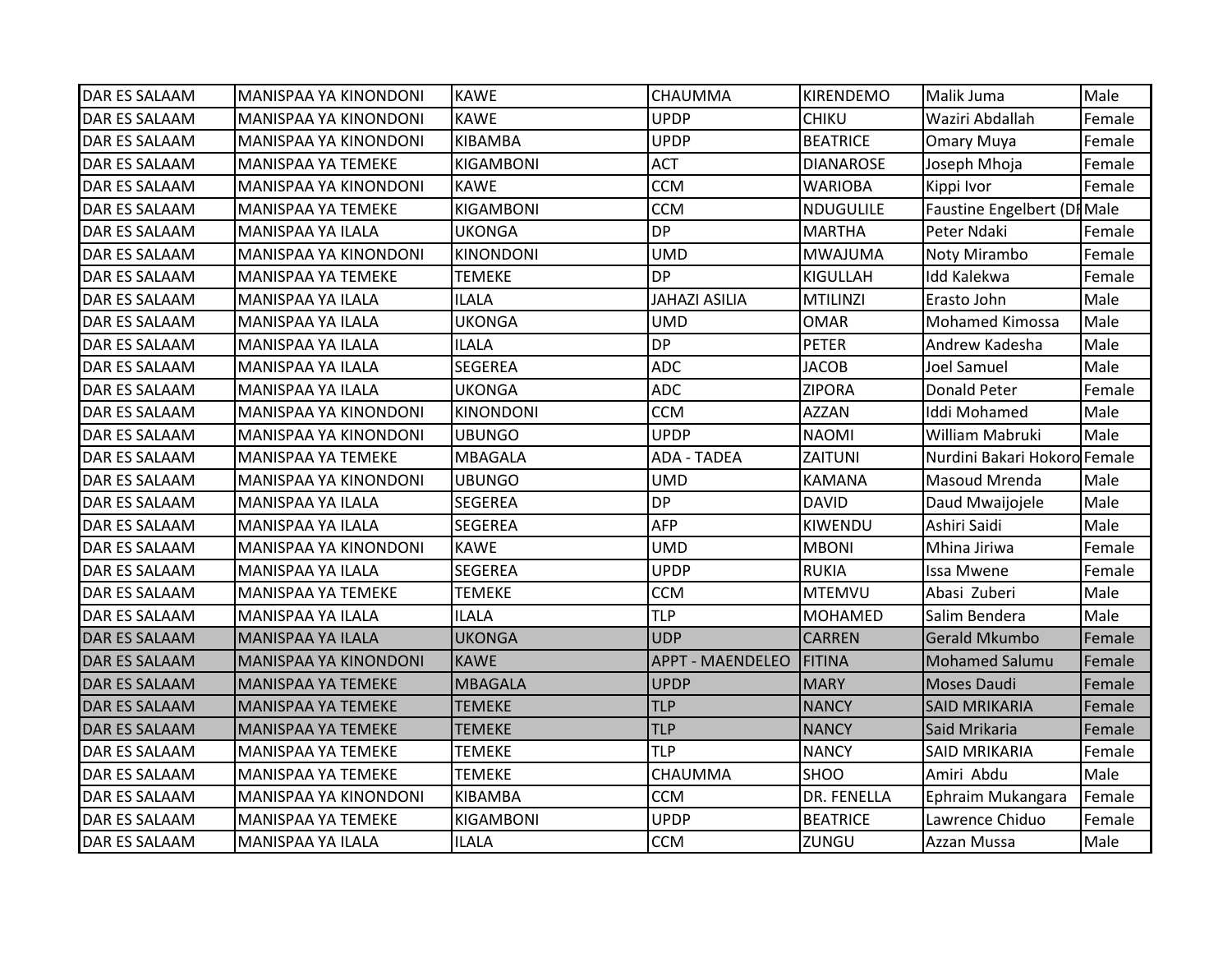| | | | | | | |
|---|---|---|---|---|---|---|
| DAR ES SALAAM | MANISPAA YA KINONDONI | KAWE | CHAUMMA | KIRENDEMO | Malik Juma | Male |
| DAR ES SALAAM | MANISPAA YA KINONDONI | KAWE | UPDP | CHIKU | Waziri Abdallah | Female |
| DAR ES SALAAM | MANISPAA YA KINONDONI | KIBAMBA | UPDP | BEATRICE | Omary Muya | Female |
| DAR ES SALAAM | MANISPAA YA TEMEKE | KIGAMBONI | ACT | DIANAROSE | Joseph Mhoja | Female |
| DAR ES SALAAM | MANISPAA YA KINONDONI | KAWE | CCM | WARIOBA | Kippi Ivor | Female |
| DAR ES SALAAM | MANISPAA YA TEMEKE | KIGAMBONI | CCM | NDUGULILE | Faustine Engelbert (DR | Male |
| DAR ES SALAAM | MANISPAA YA ILALA | UKONGA | DP | MARTHA | Peter Ndaki | Female |
| DAR ES SALAAM | MANISPAA YA KINONDONI | KINONDONI | UMD | MWAJUMA | Noty Mirambo | Female |
| DAR ES SALAAM | MANISPAA YA TEMEKE | TEMEKE | DP | KIGULLAH | Idd Kalekwa | Female |
| DAR ES SALAAM | MANISPAA YA ILALA | ILALA | JAHAZI ASILIA | MTILINZI | Erasto John | Male |
| DAR ES SALAAM | MANISPAA YA ILALA | UKONGA | UMD | OMAR | Mohamed Kimossa | Male |
| DAR ES SALAAM | MANISPAA YA ILALA | ILALA | DP | PETER | Andrew Kadesha | Male |
| DAR ES SALAAM | MANISPAA YA ILALA | SEGEREA | ADC | JACOB | Joel Samuel | Male |
| DAR ES SALAAM | MANISPAA YA ILALA | UKONGA | ADC | ZIPORA | Donald Peter | Female |
| DAR ES SALAAM | MANISPAA YA KINONDONI | KINONDONI | CCM | AZZAN | Iddi Mohamed | Male |
| DAR ES SALAAM | MANISPAA YA KINONDONI | UBUNGO | UPDP | NAOMI | William Mabruki | Male |
| DAR ES SALAAM | MANISPAA YA TEMEKE | MBAGALA | ADA - TADEA | ZAITUNI | Nurdini Bakari Hokoro | Female |
| DAR ES SALAAM | MANISPAA YA KINONDONI | UBUNGO | UMD | KAMANA | Masoud Mrenda | Male |
| DAR ES SALAAM | MANISPAA YA ILALA | SEGEREA | DP | DAVID | Daud Mwaijojele | Male |
| DAR ES SALAAM | MANISPAA YA ILALA | SEGEREA | AFP | KIWENDU | Ashiri Saidi | Male |
| DAR ES SALAAM | MANISPAA YA KINONDONI | KAWE | UMD | MBONI | Mhina Jiriwa | Female |
| DAR ES SALAAM | MANISPAA YA ILALA | SEGEREA | UPDP | RUKIA | Issa Mwene | Female |
| DAR ES SALAAM | MANISPAA YA TEMEKE | TEMEKE | CCM | MTEMVU | Abasi Zuberi | Male |
| DAR ES SALAAM | MANISPAA YA ILALA | ILALA | TLP | MOHAMED | Salim Bendera | Male |
| DAR ES SALAAM | MANISPAA YA ILALA | UKONGA | UDP | CARREN | Gerald Mkumbo | Female |
| DAR ES SALAAM | MANISPAA YA KINONDONI | KAWE | APPT - MAENDELEO | FITINA | Mohamed Salumu | Female |
| DAR ES SALAAM | MANISPAA YA TEMEKE | MBAGALA | UPDP | MARY | Moses Daudi | Female |
| DAR ES SALAAM | MANISPAA YA TEMEKE | TEMEKE | TLP | NANCY | SAID MRIKARIA | Female |
| DAR ES SALAAM | MANISPAA YA TEMEKE | TEMEKE | TLP | NANCY | Said Mrikaria | Female |
| DAR ES SALAAM | MANISPAA YA TEMEKE | TEMEKE | TLP | NANCY | SAID MRIKARIA | Female |
| DAR ES SALAAM | MANISPAA YA TEMEKE | TEMEKE | CHAUMMA | SHOO | Amiri Abdu | Male |
| DAR ES SALAAM | MANISPAA YA KINONDONI | KIBAMBA | CCM | DR. FENELLA | Ephraim Mukangara | Female |
| DAR ES SALAAM | MANISPAA YA TEMEKE | KIGAMBONI | UPDP | BEATRICE | Lawrence Chiduo | Female |
| DAR ES SALAAM | MANISPAA YA ILALA | ILALA | CCM | ZUNGU | Azzan Mussa | Male |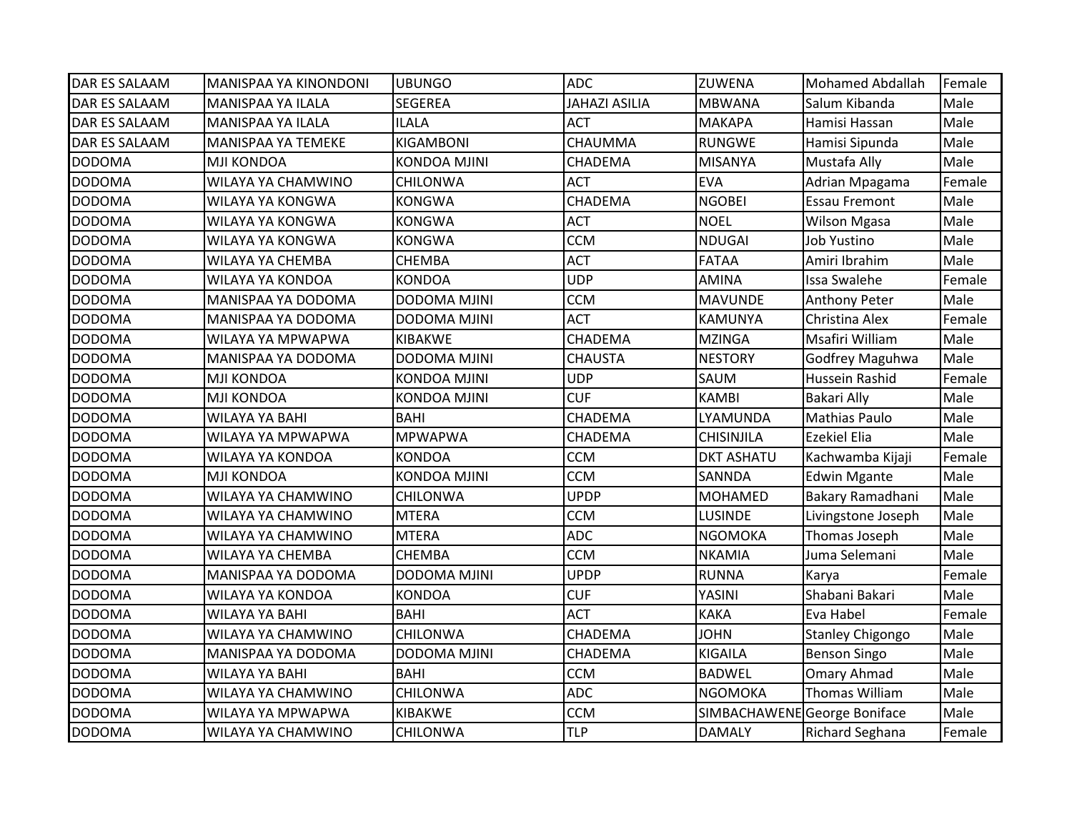| DAR ES SALAAM | MANISPAA YA KINONDONI | UBUNGO | ADC | ZUWENA | Mohamed Abdallah | Female |
|---|---|---|---|---|---|---|
| DAR ES SALAAM | MANISPAA YA ILALA | SEGEREA | JAHAZI ASILIA | MBWANA | Salum Kibanda | Male |
| DAR ES SALAAM | MANISPAA YA ILALA | ILALA | ACT | MAKAPA | Hamisi Hassan | Male |
| DAR ES SALAAM | MANISPAA YA TEMEKE | KIGAMBONI | CHAUMMA | RUNGWE | Hamisi Sipunda | Male |
| DODOMA | MJI KONDOA | KONDOA MJINI | CHADEMA | MISANYA | Mustafa Ally | Male |
| DODOMA | WILAYA YA CHAMWINO | CHILONWA | ACT | EVA | Adrian Mpagama | Female |
| DODOMA | WILAYA YA KONGWA | KONGWA | CHADEMA | NGOBEI | Essau Fremont | Male |
| DODOMA | WILAYA YA KONGWA | KONGWA | ACT | NOEL | Wilson Mgasa | Male |
| DODOMA | WILAYA YA KONGWA | KONGWA | CCM | NDUGAI | Job Yustino | Male |
| DODOMA | WILAYA YA CHEMBA | CHEMBA | ACT | FATAA | Amiri Ibrahim | Male |
| DODOMA | WILAYA YA KONDOA | KONDOA | UDP | AMINA | Issa Swalehe | Female |
| DODOMA | MANISPAA YA DODOMA | DODOMA MJINI | CCM | MAVUNDE | Anthony Peter | Male |
| DODOMA | MANISPAA YA DODOMA | DODOMA MJINI | ACT | KAMUNYA | Christina Alex | Female |
| DODOMA | WILAYA YA MPWAPWA | KIBAKWE | CHADEMA | MZINGA | Msafiri William | Male |
| DODOMA | MANISPAA YA DODOMA | DODOMA MJINI | CHAUSTA | NESTORY | Godfrey Maguhwa | Male |
| DODOMA | MJI KONDOA | KONDOA MJINI | UDP | SAUM | Hussein Rashid | Female |
| DODOMA | MJI KONDOA | KONDOA MJINI | CUF | KAMBI | Bakari Ally | Male |
| DODOMA | WILAYA YA BAHI | BAHI | CHADEMA | LYAMUNDA | Mathias Paulo | Male |
| DODOMA | WILAYA YA MPWAPWA | MPWAPWA | CHADEMA | CHISINJILA | Ezekiel Elia | Male |
| DODOMA | WILAYA YA KONDOA | KONDOA | CCM | DKT ASHATU | Kachwamba Kijaji | Female |
| DODOMA | MJI KONDOA | KONDOA MJINI | CCM | SANNDA | Edwin Mgante | Male |
| DODOMA | WILAYA YA CHAMWINO | CHILONWA | UPDP | MOHAMED | Bakary Ramadhani | Male |
| DODOMA | WILAYA YA CHAMWINO | MTERA | CCM | LUSINDE | Livingstone Joseph | Male |
| DODOMA | WILAYA YA CHAMWINO | MTERA | ADC | NGOMOKA | Thomas Joseph | Male |
| DODOMA | WILAYA YA CHEMBA | CHEMBA | CCM | NKAMIA | Juma Selemani | Male |
| DODOMA | MANISPAA YA DODOMA | DODOMA MJINI | UPDP | RUNNA | Karya | Female |
| DODOMA | WILAYA YA KONDOA | KONDOA | CUF | YASINI | Shabani Bakari | Male |
| DODOMA | WILAYA YA BAHI | BAHI | ACT | KAKA | Eva Habel | Female |
| DODOMA | WILAYA YA CHAMWINO | CHILONWA | CHADEMA | JOHN | Stanley Chigongo | Male |
| DODOMA | MANISPAA YA DODOMA | DODOMA MJINI | CHADEMA | KIGAILA | Benson Singo | Male |
| DODOMA | WILAYA YA BAHI | BAHI | CCM | BADWEL | Omary Ahmad | Male |
| DODOMA | WILAYA YA CHAMWINO | CHILONWA | ADC | NGOMOKA | Thomas William | Male |
| DODOMA | WILAYA YA MPWAPWA | KIBAKWE | CCM | SIMBACHAWENE | George Boniface | Male |
| DODOMA | WILAYA YA CHAMWINO | CHILONWA | TLP | DAMALY | Richard Seghana | Female |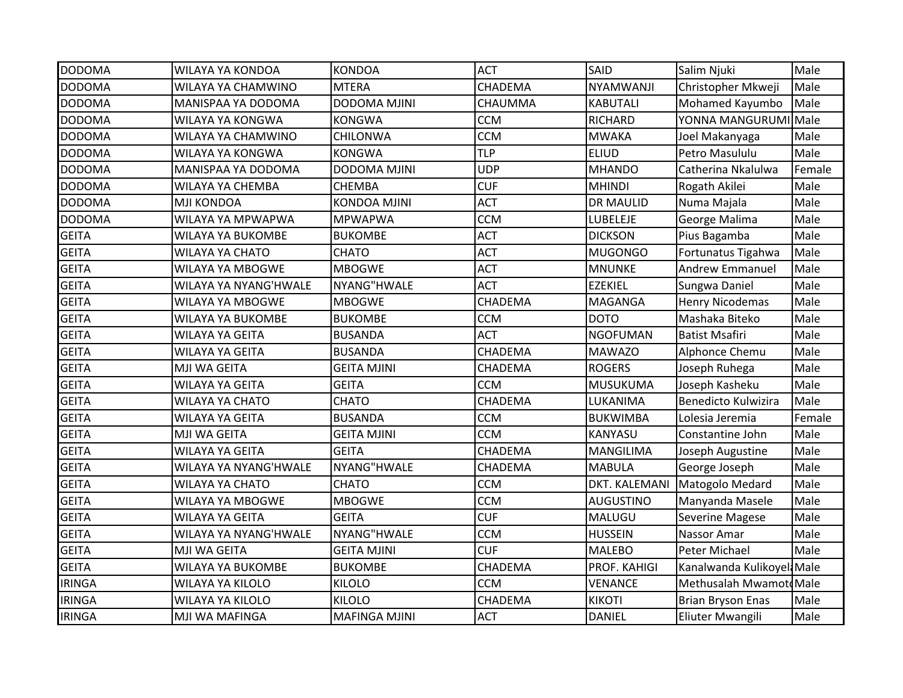| DODOMA | WILAYA YA KONDOA | KONDOA | ACT | SAID | Salim Njuki | Male |
|---|---|---|---|---|---|---|
| DODOMA | WILAYA YA CHAMWINO | MTERA | CHADEMA | NYAMWANJI | Christopher Mkweji | Male |
| DODOMA | MANISPAA YA DODOMA | DODOMA MJINI | CHAUMMA | KABUTALI | Mohamed Kayumbo | Male |
| DODOMA | WILAYA YA KONGWA | KONGWA | CCM | RICHARD | YONNA MANGURUMI | Male |
| DODOMA | WILAYA YA CHAMWINO | CHILONWA | CCM | MWAKA | Joel Makanyaga | Male |
| DODOMA | WILAYA YA KONGWA | KONGWA | TLP | ELIUD | Petro Masululu | Male |
| DODOMA | MANISPAA YA DODOMA | DODOMA MJINI | UDP | MHANDO | Catherina Nkalulwa | Female |
| DODOMA | WILAYA YA CHEMBA | CHEMBA | CUF | MHINDI | Rogath Akilei | Male |
| DODOMA | MJI KONDOA | KONDOA MJINI | ACT | DR MAULID | Numa Majala | Male |
| DODOMA | WILAYA YA MPWAPWA | MPWAPWA | CCM | LUBELEJE | George Malima | Male |
| GEITA | WILAYA YA BUKOMBE | BUKOMBE | ACT | DICKSON | Pius Bagamba | Male |
| GEITA | WILAYA YA CHATO | CHATO | ACT | MUGONGO | Fortunatus Tigahwa | Male |
| GEITA | WILAYA YA MBOGWE | MBOGWE | ACT | MNUNKE | Andrew Emmanuel | Male |
| GEITA | WILAYA YA NYANG'HWALE | NYANG"HWALE | ACT | EZEKIEL | Sungwa Daniel | Male |
| GEITA | WILAYA YA MBOGWE | MBOGWE | CHADEMA | MAGANGA | Henry Nicodemas | Male |
| GEITA | WILAYA YA BUKOMBE | BUKOMBE | CCM | DOTO | Mashaka Biteko | Male |
| GEITA | WILAYA YA GEITA | BUSANDA | ACT | NGOFUMAN | Batist Msafiri | Male |
| GEITA | WILAYA YA GEITA | BUSANDA | CHADEMA | MAWAZO | Alphonce Chemu | Male |
| GEITA | MJI WA GEITA | GEITA MJINI | CHADEMA | ROGERS | Joseph Ruhega | Male |
| GEITA | WILAYA YA GEITA | GEITA | CCM | MUSUKUMA | Joseph Kasheku | Male |
| GEITA | WILAYA YA CHATO | CHATO | CHADEMA | LUKANIMA | Benedicto Kulwizira | Male |
| GEITA | WILAYA YA GEITA | BUSANDA | CCM | BUKWIMBA | Lolesia Jeremia | Female |
| GEITA | MJI WA GEITA | GEITA MJINI | CCM | KANYASU | Constantine John | Male |
| GEITA | WILAYA YA GEITA | GEITA | CHADEMA | MANGILIMA | Joseph Augustine | Male |
| GEITA | WILAYA YA NYANG'HWALE | NYANG"HWALE | CHADEMA | MABULA | George Joseph | Male |
| GEITA | WILAYA YA CHATO | CHATO | CCM | DKT. KALEMANI | Matogolo Medard | Male |
| GEITA | WILAYA YA MBOGWE | MBOGWE | CCM | AUGUSTINO | Manyanda Masele | Male |
| GEITA | WILAYA YA GEITA | GEITA | CUF | MALUGU | Severine Magese | Male |
| GEITA | WILAYA YA NYANG'HWALE | NYANG"HWALE | CCM | HUSSEIN | Nassor Amar | Male |
| GEITA | MJI WA GEITA | GEITA MJINI | CUF | MALEBO | Peter Michael | Male |
| GEITA | WILAYA YA BUKOMBE | BUKOMBE | CHADEMA | PROF. KAHIGI | Kanalwanda Kulikoyela | Male |
| IRINGA | WILAYA YA KILOLO | KILOLO | CCM | VENANCE | Methusalah Mwamoto | Male |
| IRINGA | WILAYA YA KILOLO | KILOLO | CHADEMA | KIKOTI | Brian Bryson Enas | Male |
| IRINGA | MJI WA MAFINGA | MAFINGA MJINI | ACT | DANIEL | Eliuter Mwangili | Male |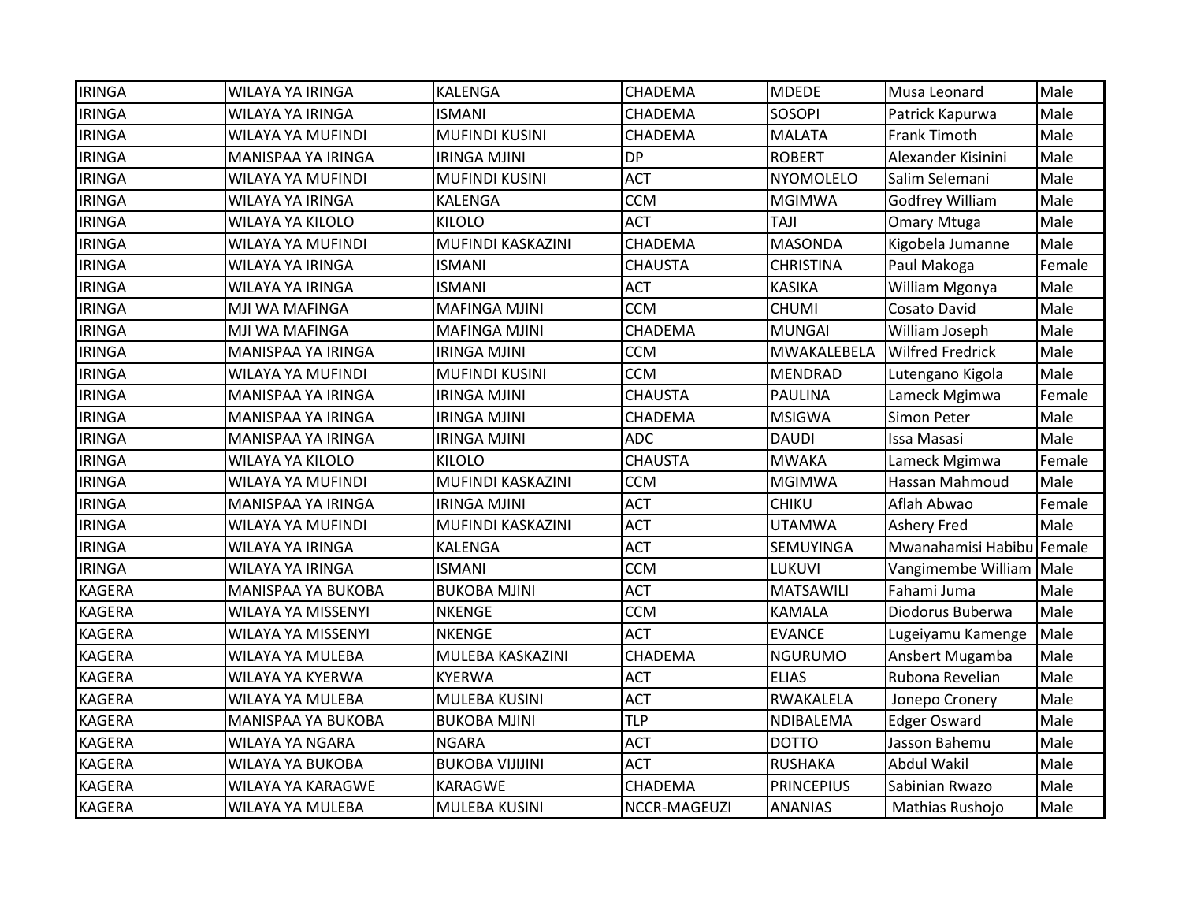| IRINGA | WILAYA YA IRINGA | KALENGA | CHADEMA | MDEDE | Musa Leonard | Male |
|---|---|---|---|---|---|---|
| IRINGA | WILAYA YA IRINGA | ISMANI | CHADEMA | SOSOPI | Patrick Kapurwa | Male |
| IRINGA | WILAYA YA MUFINDI | MUFINDI KUSINI | CHADEMA | MALATA | Frank Timoth | Male |
| IRINGA | MANISPAA YA IRINGA | IRINGA MJINI | DP | ROBERT | Alexander Kisinini | Male |
| IRINGA | WILAYA YA MUFINDI | MUFINDI KUSINI | ACT | NYOMOLELO | Salim Selemani | Male |
| IRINGA | WILAYA YA IRINGA | KALENGA | CCM | MGIMWA | Godfrey William | Male |
| IRINGA | WILAYA YA KILOLO | KILOLO | ACT | TAJI | Omary Mtuga | Male |
| IRINGA | WILAYA YA MUFINDI | MUFINDI KASKAZINI | CHADEMA | MASONDA | Kigobela Jumanne | Male |
| IRINGA | WILAYA YA IRINGA | ISMANI | CHAUSTA | CHRISTINA | Paul Makoga | Female |
| IRINGA | WILAYA YA IRINGA | ISMANI | ACT | KASIKA | William Mgonya | Male |
| IRINGA | MJI WA MAFINGA | MAFINGA MJINI | CCM | CHUMI | Cosato David | Male |
| IRINGA | MJI WA MAFINGA | MAFINGA MJINI | CHADEMA | MUNGAI | William Joseph | Male |
| IRINGA | MANISPAA YA IRINGA | IRINGA MJINI | CCM | MWAKALEBELA | Wilfred Fredrick | Male |
| IRINGA | WILAYA YA MUFINDI | MUFINDI KUSINI | CCM | MENDRAD | Lutengano Kigola | Male |
| IRINGA | MANISPAA YA IRINGA | IRINGA MJINI | CHAUSTA | PAULINA | Lameck Mgimwa | Female |
| IRINGA | MANISPAA YA IRINGA | IRINGA MJINI | CHADEMA | MSIGWA | Simon Peter | Male |
| IRINGA | MANISPAA YA IRINGA | IRINGA MJINI | ADC | DAUDI | Issa Masasi | Male |
| IRINGA | WILAYA YA KILOLO | KILOLO | CHAUSTA | MWAKA | Lameck Mgimwa | Female |
| IRINGA | WILAYA YA MUFINDI | MUFINDI KASKAZINI | CCM | MGIMWA | Hassan Mahmoud | Male |
| IRINGA | MANISPAA YA IRINGA | IRINGA MJINI | ACT | CHIKU | Aflah Abwao | Female |
| IRINGA | WILAYA YA MUFINDI | MUFINDI KASKAZINI | ACT | UTAMWA | Ashery Fred | Male |
| IRINGA | WILAYA YA IRINGA | KALENGA | ACT | SEMUYINGA | Mwanahamisi Habibu | Female |
| IRINGA | WILAYA YA IRINGA | ISMANI | CCM | LUKUVI | Vangimembe William | Male |
| KAGERA | MANISPAA YA BUKOBA | BUKOBA MJINI | ACT | MATSAWILI | Fahami Juma | Male |
| KAGERA | WILAYA YA MISSENYI | NKENGE | CCM | KAMALA | Diodorus Buberwa | Male |
| KAGERA | WILAYA YA MISSENYI | NKENGE | ACT | EVANCE | Lugeiyamu Kamenge | Male |
| KAGERA | WILAYA YA MULEBA | MULEBA KASKAZINI | CHADEMA | NGURUMO | Ansbert Mugamba | Male |
| KAGERA | WILAYA YA KYERWA | KYERWA | ACT | ELIAS | Rubona Revelian | Male |
| KAGERA | WILAYA YA MULEBA | MULEBA KUSINI | ACT | RWAKALELA | Jonepo Cronery | Male |
| KAGERA | MANISPAA YA BUKOBA | BUKOBA MJINI | TLP | NDIBALEMA | Edger Osward | Male |
| KAGERA | WILAYA YA NGARA | NGARA | ACT | DOTTO | Jasson Bahemu | Male |
| KAGERA | WILAYA YA BUKOBA | BUKOBA VIJIJINI | ACT | RUSHAKA | Abdul Wakil | Male |
| KAGERA | WILAYA YA KARAGWE | KARAGWE | CHADEMA | PRINCEPIUS | Sabinian Rwazo | Male |
| KAGERA | WILAYA YA MULEBA | MULEBA KUSINI | NCCR-MAGEUZI | ANANIAS | Mathias Rushojo | Male |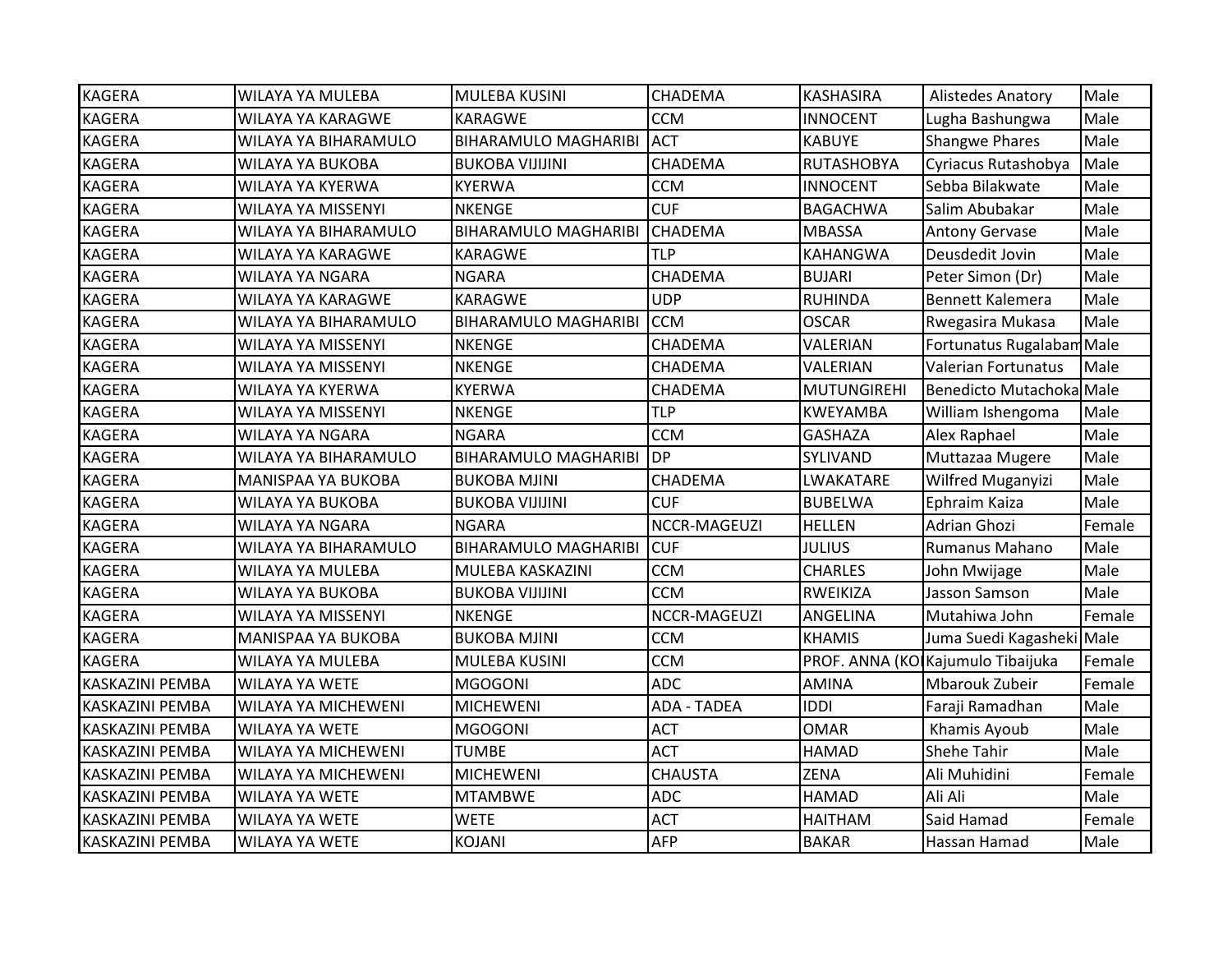| KAGERA | WILAYA YA MULEBA | MULEBA KUSINI | CHADEMA | KASHASIRA | Alistedes Anatory | Male |
|---|---|---|---|---|---|---|
| KAGERA | WILAYA YA KARAGWE | KARAGWE | CCM | INNOCENT | Lugha Bashungwa | Male |
| KAGERA | WILAYA YA BIHARAMULO | BIHARAMULO MAGHARIBI | ACT | KABUYE | Shangwe Phares | Male |
| KAGERA | WILAYA YA BUKOBA | BUKOBA VIJIJINI | CHADEMA | RUTASHOBYA | Cyriacus Rutashobya | Male |
| KAGERA | WILAYA YA KYERWA | KYERWA | CCM | INNOCENT | Sebba Bilakwate | Male |
| KAGERA | WILAYA YA MISSENYI | NKENGE | CUF | BAGACHWA | Salim Abubakar | Male |
| KAGERA | WILAYA YA BIHARAMULO | BIHARAMULO MAGHARIBI | CHADEMA | MBASSA | Antony Gervase | Male |
| KAGERA | WILAYA YA KARAGWE | KARAGWE | TLP | KAHANGWA | Deusdedit Jovin | Male |
| KAGERA | WILAYA YA NGARA | NGARA | CHADEMA | BUJARI | Peter Simon (Dr) | Male |
| KAGERA | WILAYA YA KARAGWE | KARAGWE | UDP | RUHINDA | Bennett Kalemera | Male |
| KAGERA | WILAYA YA BIHARAMULO | BIHARAMULO MAGHARIBI | CCM | OSCAR | Rwegasira Mukasa | Male |
| KAGERA | WILAYA YA MISSENYI | NKENGE | CHADEMA | VALERIAN | Fortunatus Rugalabam | Male |
| KAGERA | WILAYA YA MISSENYI | NKENGE | CHADEMA | VALERIAN | Valerian Fortunatus | Male |
| KAGERA | WILAYA YA KYERWA | KYERWA | CHADEMA | MUTUNGIREHI | Benedicto Mutachoka | Male |
| KAGERA | WILAYA YA MISSENYI | NKENGE | TLP | KWEYAMBA | William Ishengoma | Male |
| KAGERA | WILAYA YA NGARA | NGARA | CCM | GASHAZA | Alex Raphael | Male |
| KAGERA | WILAYA YA BIHARAMULO | BIHARAMULO MAGHARIBI | DP | SYLIVAND | Muttazaa Mugere | Male |
| KAGERA | MANISPAA YA BUKOBA | BUKOBA MJINI | CHADEMA | LWAKATARE | Wilfred Muganyizi | Male |
| KAGERA | WILAYA YA BUKOBA | BUKOBA VIJIJINI | CUF | BUBELWA | Ephraim Kaiza | Male |
| KAGERA | WILAYA YA NGARA | NGARA | NCCR-MAGEUZI | HELLEN | Adrian Ghozi | Female |
| KAGERA | WILAYA YA BIHARAMULO | BIHARAMULO MAGHARIBI | CUF | JULIUS | Rumanus Mahano | Male |
| KAGERA | WILAYA YA MULEBA | MULEBA KASKAZINI | CCM | CHARLES | John Mwijage | Male |
| KAGERA | WILAYA YA BUKOBA | BUKOBA VIJIJINI | CCM | RWEIKIZA | Jasson Samson | Male |
| KAGERA | WILAYA YA MISSENYI | NKENGE | NCCR-MAGEUZI | ANGELINA | Mutahiwa John | Female |
| KAGERA | MANISPAA YA BUKOBA | BUKOBA MJINI | CCM | KHAMIS | Juma Suedi Kagasheki | Male |
| KAGERA | WILAYA YA MULEBA | MULEBA KUSINI | CCM | PROF. ANNA (KO | Kajumulo Tibaijuka | Female |
| KASKAZINI PEMBA | WILAYA YA WETE | MGOGONI | ADC | AMINA | Mbarouk Zubeir | Female |
| KASKAZINI PEMBA | WILAYA YA MICHEWENI | MICHEWENI | ADA - TADEA | IDDI | Faraji Ramadhan | Male |
| KASKAZINI PEMBA | WILAYA YA WETE | MGOGONI | ACT | OMAR | Khamis Ayoub | Male |
| KASKAZINI PEMBA | WILAYA YA MICHEWENI | TUMBE | ACT | HAMAD | Shehe Tahir | Male |
| KASKAZINI PEMBA | WILAYA YA MICHEWENI | MICHEWENI | CHAUSTA | ZENA | Ali Muhidini | Female |
| KASKAZINI PEMBA | WILAYA YA WETE | MTAMBWE | ADC | HAMAD | Ali Ali | Male |
| KASKAZINI PEMBA | WILAYA YA WETE | WETE | ACT | HAITHAM | Said Hamad | Female |
| KASKAZINI PEMBA | WILAYA YA WETE | KOJANI | AFP | BAKAR | Hassan Hamad | Male |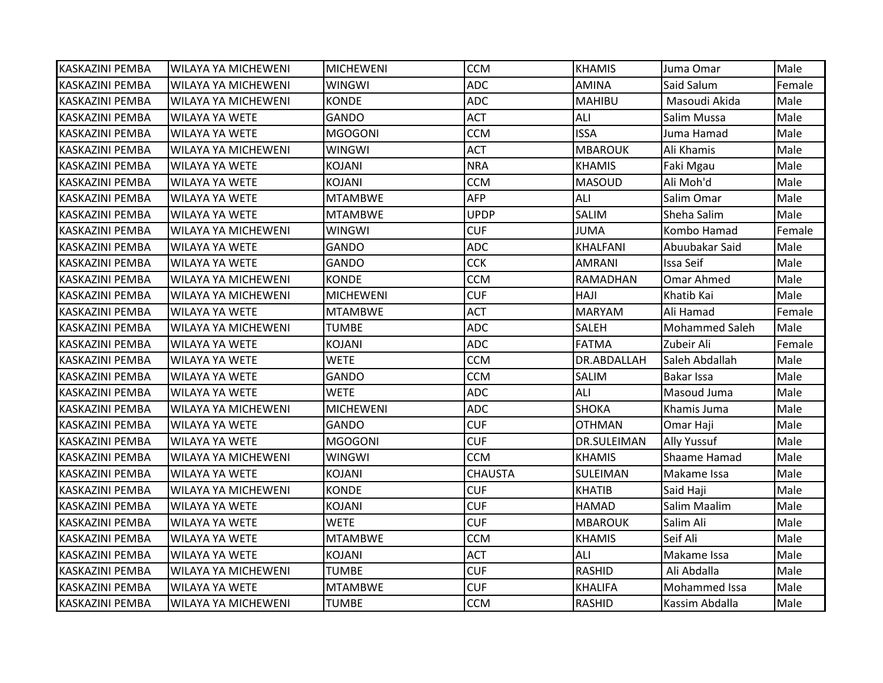| | | | | | | |
|---|---|---|---|---|---|---|
| KASKAZINI PEMBA | WILAYA YA MICHEWENI | MICHEWENI | CCM | KHAMIS | Juma Omar | Male |
| KASKAZINI PEMBA | WILAYA YA MICHEWENI | WINGWI | ADC | AMINA | Said Salum | Female |
| KASKAZINI PEMBA | WILAYA YA MICHEWENI | KONDE | ADC | MAHIBU | Masoudi Akida | Male |
| KASKAZINI PEMBA | WILAYA YA WETE | GANDO | ACT | ALI | Salim Mussa | Male |
| KASKAZINI PEMBA | WILAYA YA WETE | MGOGONI | CCM | ISSA | Juma Hamad | Male |
| KASKAZINI PEMBA | WILAYA YA MICHEWENI | WINGWI | ACT | MBAROUK | Ali Khamis | Male |
| KASKAZINI PEMBA | WILAYA YA WETE | KOJANI | NRA | KHAMIS | Faki Mgau | Male |
| KASKAZINI PEMBA | WILAYA YA WETE | KOJANI | CCM | MASOUD | Ali Moh'd | Male |
| KASKAZINI PEMBA | WILAYA YA WETE | MTAMBWE | AFP | ALI | Salim Omar | Male |
| KASKAZINI PEMBA | WILAYA YA WETE | MTAMBWE | UPDP | SALIM | Sheha Salim | Male |
| KASKAZINI PEMBA | WILAYA YA MICHEWENI | WINGWI | CUF | JUMA | Kombo Hamad | Female |
| KASKAZINI PEMBA | WILAYA YA WETE | GANDO | ADC | KHALFANI | Abuubakar Said | Male |
| KASKAZINI PEMBA | WILAYA YA WETE | GANDO | CCK | AMRANI | Issa Seif | Male |
| KASKAZINI PEMBA | WILAYA YA MICHEWENI | KONDE | CCM | RAMADHAN | Omar Ahmed | Male |
| KASKAZINI PEMBA | WILAYA YA MICHEWENI | MICHEWENI | CUF | HAJI | Khatib Kai | Male |
| KASKAZINI PEMBA | WILAYA YA WETE | MTAMBWE | ACT | MARYAM | Ali Hamad | Female |
| KASKAZINI PEMBA | WILAYA YA MICHEWENI | TUMBE | ADC | SALEH | Mohammed Saleh | Male |
| KASKAZINI PEMBA | WILAYA YA WETE | KOJANI | ADC | FATMA | Zubeir Ali | Female |
| KASKAZINI PEMBA | WILAYA YA WETE | WETE | CCM | DR.ABDALLAH | Saleh Abdallah | Male |
| KASKAZINI PEMBA | WILAYA YA WETE | GANDO | CCM | SALIM | Bakar Issa | Male |
| KASKAZINI PEMBA | WILAYA YA WETE | WETE | ADC | ALI | Masoud Juma | Male |
| KASKAZINI PEMBA | WILAYA YA MICHEWENI | MICHEWENI | ADC | SHOKA | Khamis Juma | Male |
| KASKAZINI PEMBA | WILAYA YA WETE | GANDO | CUF | OTHMAN | Omar Haji | Male |
| KASKAZINI PEMBA | WILAYA YA WETE | MGOGONI | CUF | DR.SULEIMAN | Ally Yussuf | Male |
| KASKAZINI PEMBA | WILAYA YA MICHEWENI | WINGWI | CCM | KHAMIS | Shaame Hamad | Male |
| KASKAZINI PEMBA | WILAYA YA WETE | KOJANI | CHAUSTA | SULEIMAN | Makame Issa | Male |
| KASKAZINI PEMBA | WILAYA YA MICHEWENI | KONDE | CUF | KHATIB | Said Haji | Male |
| KASKAZINI PEMBA | WILAYA YA WETE | KOJANI | CUF | HAMAD | Salim Maalim | Male |
| KASKAZINI PEMBA | WILAYA YA WETE | WETE | CUF | MBAROUK | Salim Ali | Male |
| KASKAZINI PEMBA | WILAYA YA WETE | MTAMBWE | CCM | KHAMIS | Seif Ali | Male |
| KASKAZINI PEMBA | WILAYA YA WETE | KOJANI | ACT | ALI | Makame Issa | Male |
| KASKAZINI PEMBA | WILAYA YA MICHEWENI | TUMBE | CUF | RASHID | Ali Abdalla | Male |
| KASKAZINI PEMBA | WILAYA YA WETE | MTAMBWE | CUF | KHALIFA | Mohammed Issa | Male |
| KASKAZINI PEMBA | WILAYA YA MICHEWENI | TUMBE | CCM | RASHID | Kassim Abdalla | Male |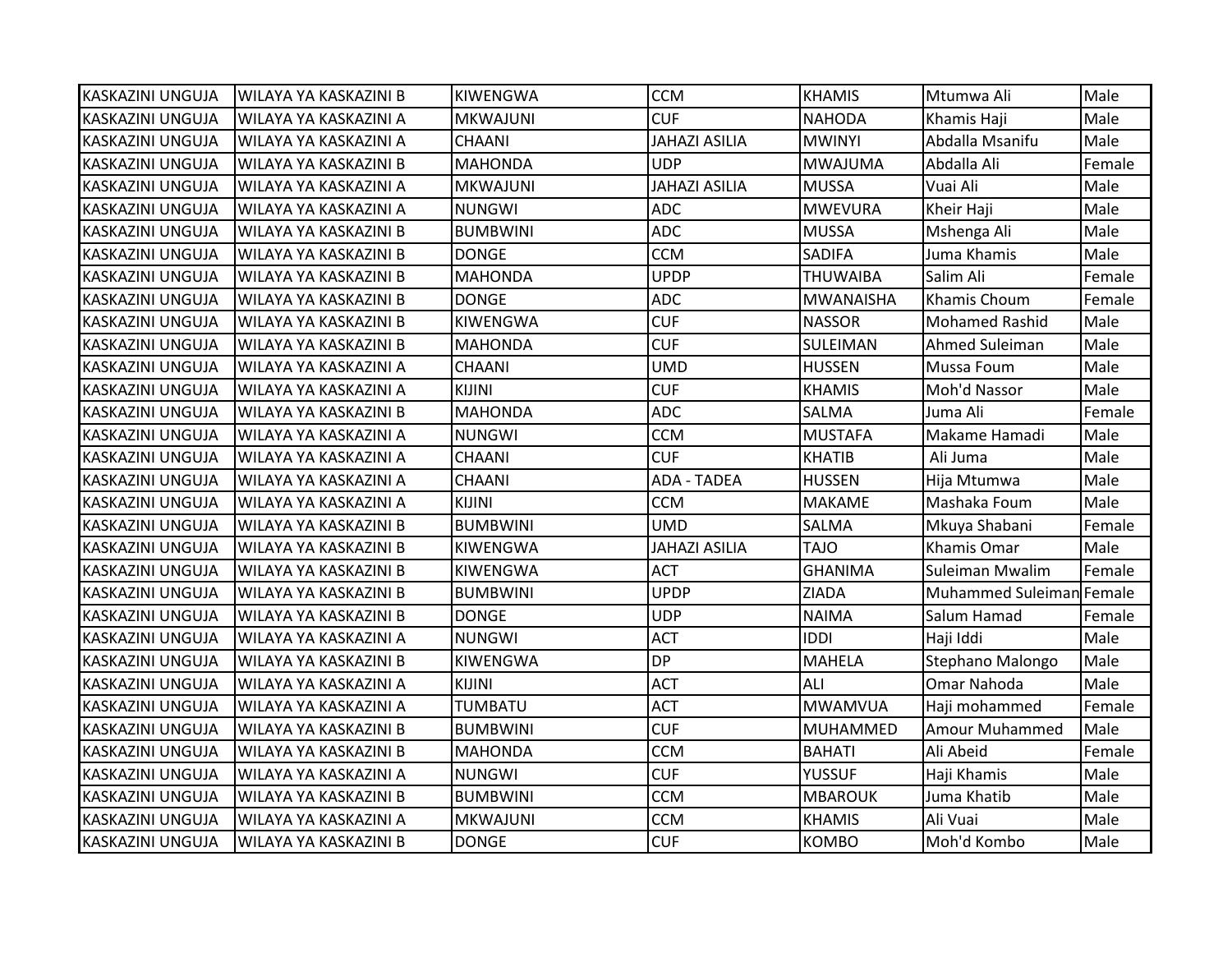| KASKAZINI UNGUJA | WILAYA YA KASKAZINI B | KIWENGWA | CCM | KHAMIS | Mtumwa Ali | Male |
|---|---|---|---|---|---|---|
| KASKAZINI UNGUJA | WILAYA YA KASKAZINI A | MKWAJUNI | CUF | NAHODA | Khamis Haji | Male |
| KASKAZINI UNGUJA | WILAYA YA KASKAZINI A | CHAANI | JAHAZI ASILIA | MWINYI | Abdalla Msanifu | Male |
| KASKAZINI UNGUJA | WILAYA YA KASKAZINI B | MAHONDA | UDP | MWAJUMA | Abdalla Ali | Female |
| KASKAZINI UNGUJA | WILAYA YA KASKAZINI A | MKWAJUNI | JAHAZI ASILIA | MUSSA | Vuai Ali | Male |
| KASKAZINI UNGUJA | WILAYA YA KASKAZINI A | NUNGWI | ADC | MWEVURA | Kheir Haji | Male |
| KASKAZINI UNGUJA | WILAYA YA KASKAZINI B | BUMBWINI | ADC | MUSSA | Mshenga Ali | Male |
| KASKAZINI UNGUJA | WILAYA YA KASKAZINI B | DONGE | CCM | SADIFA | Juma Khamis | Male |
| KASKAZINI UNGUJA | WILAYA YA KASKAZINI B | MAHONDA | UPDP | THUWAIBA | Salim Ali | Female |
| KASKAZINI UNGUJA | WILAYA YA KASKAZINI B | DONGE | ADC | MWANAISHA | Khamis Choum | Female |
| KASKAZINI UNGUJA | WILAYA YA KASKAZINI B | KIWENGWA | CUF | NASSOR | Mohamed Rashid | Male |
| KASKAZINI UNGUJA | WILAYA YA KASKAZINI B | MAHONDA | CUF | SULEIMAN | Ahmed Suleiman | Male |
| KASKAZINI UNGUJA | WILAYA YA KASKAZINI A | CHAANI | UMD | HUSSEN | Mussa Foum | Male |
| KASKAZINI UNGUJA | WILAYA YA KASKAZINI A | KIJINI | CUF | KHAMIS | Moh'd Nassor | Male |
| KASKAZINI UNGUJA | WILAYA YA KASKAZINI B | MAHONDA | ADC | SALMA | Juma Ali | Female |
| KASKAZINI UNGUJA | WILAYA YA KASKAZINI A | NUNGWI | CCM | MUSTAFA | Makame Hamadi | Male |
| KASKAZINI UNGUJA | WILAYA YA KASKAZINI A | CHAANI | CUF | KHATIB | Ali Juma | Male |
| KASKAZINI UNGUJA | WILAYA YA KASKAZINI A | CHAANI | ADA - TADEA | HUSSEN | Hija Mtumwa | Male |
| KASKAZINI UNGUJA | WILAYA YA KASKAZINI A | KIJINI | CCM | MAKAME | Mashaka Foum | Male |
| KASKAZINI UNGUJA | WILAYA YA KASKAZINI B | BUMBWINI | UMD | SALMA | Mkuya Shabani | Female |
| KASKAZINI UNGUJA | WILAYA YA KASKAZINI B | KIWENGWA | JAHAZI ASILIA | TAJO | Khamis Omar | Male |
| KASKAZINI UNGUJA | WILAYA YA KASKAZINI B | KIWENGWA | ACT | GHANIMA | Suleiman Mwalim | Female |
| KASKAZINI UNGUJA | WILAYA YA KASKAZINI B | BUMBWINI | UPDP | ZIADA | Muhammed Suleiman | Female |
| KASKAZINI UNGUJA | WILAYA YA KASKAZINI B | DONGE | UDP | NAIMA | Salum Hamad | Female |
| KASKAZINI UNGUJA | WILAYA YA KASKAZINI A | NUNGWI | ACT | IDDI | Haji Iddi | Male |
| KASKAZINI UNGUJA | WILAYA YA KASKAZINI B | KIWENGWA | DP | MAHELA | Stephano Malongo | Male |
| KASKAZINI UNGUJA | WILAYA YA KASKAZINI A | KIJINI | ACT | ALI | Omar Nahoda | Male |
| KASKAZINI UNGUJA | WILAYA YA KASKAZINI A | TUMBATU | ACT | MWAMVUA | Haji mohammed | Female |
| KASKAZINI UNGUJA | WILAYA YA KASKAZINI B | BUMBWINI | CUF | MUHAMMED | Amour Muhammed | Male |
| KASKAZINI UNGUJA | WILAYA YA KASKAZINI B | MAHONDA | CCM | BAHATI | Ali Abeid | Female |
| KASKAZINI UNGUJA | WILAYA YA KASKAZINI A | NUNGWI | CUF | YUSSUF | Haji Khamis | Male |
| KASKAZINI UNGUJA | WILAYA YA KASKAZINI B | BUMBWINI | CCM | MBAROUK | Juma Khatib | Male |
| KASKAZINI UNGUJA | WILAYA YA KASKAZINI A | MKWAJUNI | CCM | KHAMIS | Ali Vuai | Male |
| KASKAZINI UNGUJA | WILAYA YA KASKAZINI B | DONGE | CUF | KOMBO | Moh'd Kombo | Male |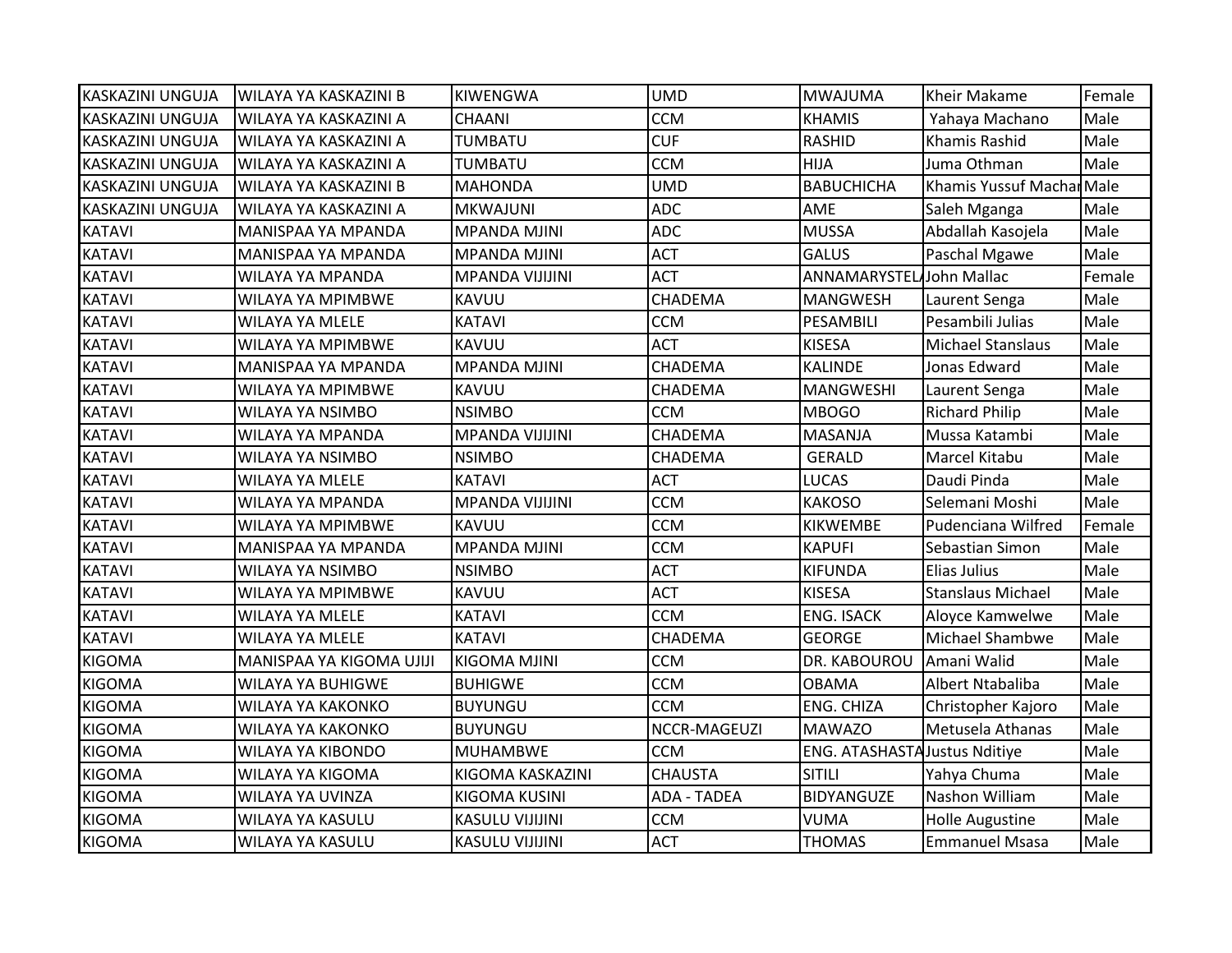| KASKAZINI UNGUJA | WILAYA YA KASKAZINI B | KIWENGWA | UMD | MWAJUMA | Kheir Makame | Female |
|---|---|---|---|---|---|---|
| KASKAZINI UNGUJA | WILAYA YA KASKAZINI A | CHAANI | CCM | KHAMIS | Yahaya Machano | Male |
| KASKAZINI UNGUJA | WILAYA YA KASKAZINI A | TUMBATU | CUF | RASHID | Khamis Rashid | Male |
| KASKAZINI UNGUJA | WILAYA YA KASKAZINI A | TUMBATU | CCM | HIJA | Juma Othman | Male |
| KASKAZINI UNGUJA | WILAYA YA KASKAZINI B | MAHONDA | UMD | BABUCHICHA | Khamis Yussuf Machar | Male |
| KASKAZINI UNGUJA | WILAYA YA KASKAZINI A | MKWAJUNI | ADC | AME | Saleh Mganga | Male |
| KATAVI | MANISPAA YA MPANDA | MPANDA MJINI | ADC | MUSSA | Abdallah Kasojela | Male |
| KATAVI | MANISPAA YA MPANDA | MPANDA MJINI | ACT | GALUS | Paschal Mgawe | Male |
| KATAVI | WILAYA YA MPANDA | MPANDA VIJIJINI | ACT | ANNAMARYSTEL | John Mallac | Female |
| KATAVI | WILAYA YA MPIMBWE | KAVUU | CHADEMA | MANGWESH | Laurent Senga | Male |
| KATAVI | WILAYA YA MLELE | KATAVI | CCM | PESAMBILI | Pesambili Julias | Male |
| KATAVI | WILAYA YA MPIMBWE | KAVUU | ACT | KISESA | Michael Stanslaus | Male |
| KATAVI | MANISPAA YA MPANDA | MPANDA MJINI | CHADEMA | KALINDE | Jonas Edward | Male |
| KATAVI | WILAYA YA MPIMBWE | KAVUU | CHADEMA | MANGWESHI | Laurent Senga | Male |
| KATAVI | WILAYA YA NSIMBO | NSIMBO | CCM | MBOGO | Richard Philip | Male |
| KATAVI | WILAYA YA MPANDA | MPANDA VIJIJINI | CHADEMA | MASANJA | Mussa Katambi | Male |
| KATAVI | WILAYA YA NSIMBO | NSIMBO | CHADEMA | GERALD | Marcel Kitabu | Male |
| KATAVI | WILAYA YA MLELE | KATAVI | ACT | LUCAS | Daudi Pinda | Male |
| KATAVI | WILAYA YA MPANDA | MPANDA VIJIJINI | CCM | KAKOSO | Selemani Moshi | Male |
| KATAVI | WILAYA YA MPIMBWE | KAVUU | CCM | KIKWEMBE | Pudenciana Wilfred | Female |
| KATAVI | MANISPAA YA MPANDA | MPANDA MJINI | CCM | KAPUFI | Sebastian Simon | Male |
| KATAVI | WILAYA YA NSIMBO | NSIMBO | ACT | KIFUNDA | Elias Julius | Male |
| KATAVI | WILAYA YA MPIMBWE | KAVUU | ACT | KISESA | Stanslaus Michael | Male |
| KATAVI | WILAYA YA MLELE | KATAVI | CCM | ENG. ISACK | Aloyce Kamwelwe | Male |
| KATAVI | WILAYA YA MLELE | KATAVI | CHADEMA | GEORGE | Michael Shambwe | Male |
| KIGOMA | MANISPAA YA KIGOMA UJIJI | KIGOMA MJINI | CCM | DR. KABOUROU | Amani Walid | Male |
| KIGOMA | WILAYA YA BUHIGWE | BUHIGWE | CCM | OBAMA | Albert Ntabaliba | Male |
| KIGOMA | WILAYA YA KAKONKO | BUYUNGU | CCM | ENG. CHIZA | Christopher Kajoro | Male |
| KIGOMA | WILAYA YA KAKONKO | BUYUNGU | NCCR-MAGEUZI | MAWAZO | Metusela Athanas | Male |
| KIGOMA | WILAYA YA KIBONDO | MUHAMBWE | CCM | ENG. ATASHASTA | Justus Nditiye | Male |
| KIGOMA | WILAYA YA KIGOMA | KIGOMA KASKAZINI | CHAUSTA | SITILI | Yahya Chuma | Male |
| KIGOMA | WILAYA YA UVINZA | KIGOMA KUSINI | ADA - TADEA | BIDYANGUZE | Nashon William | Male |
| KIGOMA | WILAYA YA KASULU | KASULU VIJIJINI | CCM | VUMA | Holle Augustine | Male |
| KIGOMA | WILAYA YA KASULU | KASULU VIJIJINI | ACT | THOMAS | Emmanuel Msasa | Male |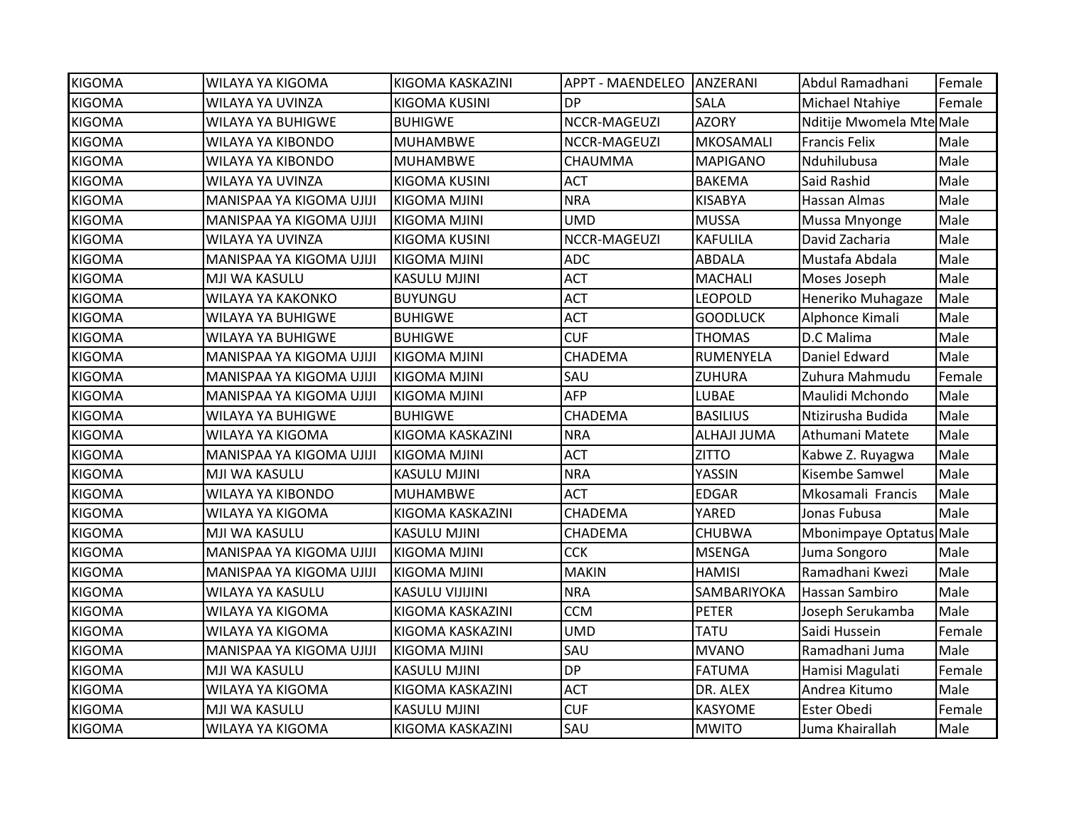| KIGOMA | WILAYA YA KIGOMA | KIGOMA KASKAZINI | APPT - MAENDELEO | ANZERANI | Abdul Ramadhani | Female |
|---|---|---|---|---|---|---|
| KIGOMA | WILAYA YA UVINZA | KIGOMA KUSINI | DP | SALA | Michael Ntahiye | Female |
| KIGOMA | WILAYA YA BUHIGWE | BUHIGWE | NCCR-MAGEUZI | AZORY | Nditije Mwomela Mte | Male |
| KIGOMA | WILAYA YA KIBONDO | MUHAMBWE | NCCR-MAGEUZI | MKOSAMALI | Francis Felix | Male |
| KIGOMA | WILAYA YA KIBONDO | MUHAMBWE | CHAUMMA | MAPIGANO | Nduhilubusa | Male |
| KIGOMA | WILAYA YA UVINZA | KIGOMA KUSINI | ACT | BAKEMA | Said Rashid | Male |
| KIGOMA | MANISPAA YA KIGOMA UJIJI | KIGOMA MJINI | NRA | KISABYA | Hassan Almas | Male |
| KIGOMA | MANISPAA YA KIGOMA UJIJI | KIGOMA MJINI | UMD | MUSSA | Mussa Mnyonge | Male |
| KIGOMA | WILAYA YA UVINZA | KIGOMA KUSINI | NCCR-MAGEUZI | KAFULILA | David Zacharia | Male |
| KIGOMA | MANISPAA YA KIGOMA UJIJI | KIGOMA MJINI | ADC | ABDALA | Mustafa Abdala | Male |
| KIGOMA | MJI WA KASULU | KASULU MJINI | ACT | MACHALI | Moses Joseph | Male |
| KIGOMA | WILAYA YA KAKONKO | BUYUNGU | ACT | LEOPOLD | Heneriko Muhagaze | Male |
| KIGOMA | WILAYA YA BUHIGWE | BUHIGWE | ACT | GOODLUCK | Alphonce Kimali | Male |
| KIGOMA | WILAYA YA BUHIGWE | BUHIGWE | CUF | THOMAS | D.C Malima | Male |
| KIGOMA | MANISPAA YA KIGOMA UJIJI | KIGOMA MJINI | CHADEMA | RUMENYELA | Daniel Edward | Male |
| KIGOMA | MANISPAA YA KIGOMA UJIJI | KIGOMA MJINI | SAU | ZUHURA | Zuhura Mahmudu | Female |
| KIGOMA | MANISPAA YA KIGOMA UJIJI | KIGOMA MJINI | AFP | LUBAE | Maulidi Mchondo | Male |
| KIGOMA | WILAYA YA BUHIGWE | BUHIGWE | CHADEMA | BASILIUS | Ntizirusha Budida | Male |
| KIGOMA | WILAYA YA KIGOMA | KIGOMA KASKAZINI | NRA | ALHAJI JUMA | Athumani Matete | Male |
| KIGOMA | MANISPAA YA KIGOMA UJIJI | KIGOMA MJINI | ACT | ZITTO | Kabwe Z. Ruyagwa | Male |
| KIGOMA | MJI WA KASULU | KASULU MJINI | NRA | YASSIN | Kisembe Samwel | Male |
| KIGOMA | WILAYA YA KIBONDO | MUHAMBWE | ACT | EDGAR | Mkosamali Francis | Male |
| KIGOMA | WILAYA YA KIGOMA | KIGOMA KASKAZINI | CHADEMA | YARED | Jonas Fubusa | Male |
| KIGOMA | MJI WA KASULU | KASULU MJINI | CHADEMA | CHUBWA | Mbonimpaye Optatus | Male |
| KIGOMA | MANISPAA YA KIGOMA UJIJI | KIGOMA MJINI | CCK | MSENGA | Juma Songoro | Male |
| KIGOMA | MANISPAA YA KIGOMA UJIJI | KIGOMA MJINI | MAKIN | HAMISI | Ramadhani Kwezi | Male |
| KIGOMA | WILAYA YA KASULU | KASULU VIJIJINI | NRA | SAMBARIYOKA | Hassan Sambiro | Male |
| KIGOMA | WILAYA YA KIGOMA | KIGOMA KASKAZINI | CCM | PETER | Joseph Serukamba | Male |
| KIGOMA | WILAYA YA KIGOMA | KIGOMA KASKAZINI | UMD | TATU | Saidi Hussein | Female |
| KIGOMA | MANISPAA YA KIGOMA UJIJI | KIGOMA MJINI | SAU | MVANO | Ramadhani Juma | Male |
| KIGOMA | MJI WA KASULU | KASULU MJINI | DP | FATUMA | Hamisi Magulati | Female |
| KIGOMA | WILAYA YA KIGOMA | KIGOMA KASKAZINI | ACT | DR. ALEX | Andrea Kitumo | Male |
| KIGOMA | MJI WA KASULU | KASULU MJINI | CUF | KASYOME | Ester Obedi | Female |
| KIGOMA | WILAYA YA KIGOMA | KIGOMA KASKAZINI | SAU | MWITO | Juma Khairallah | Male |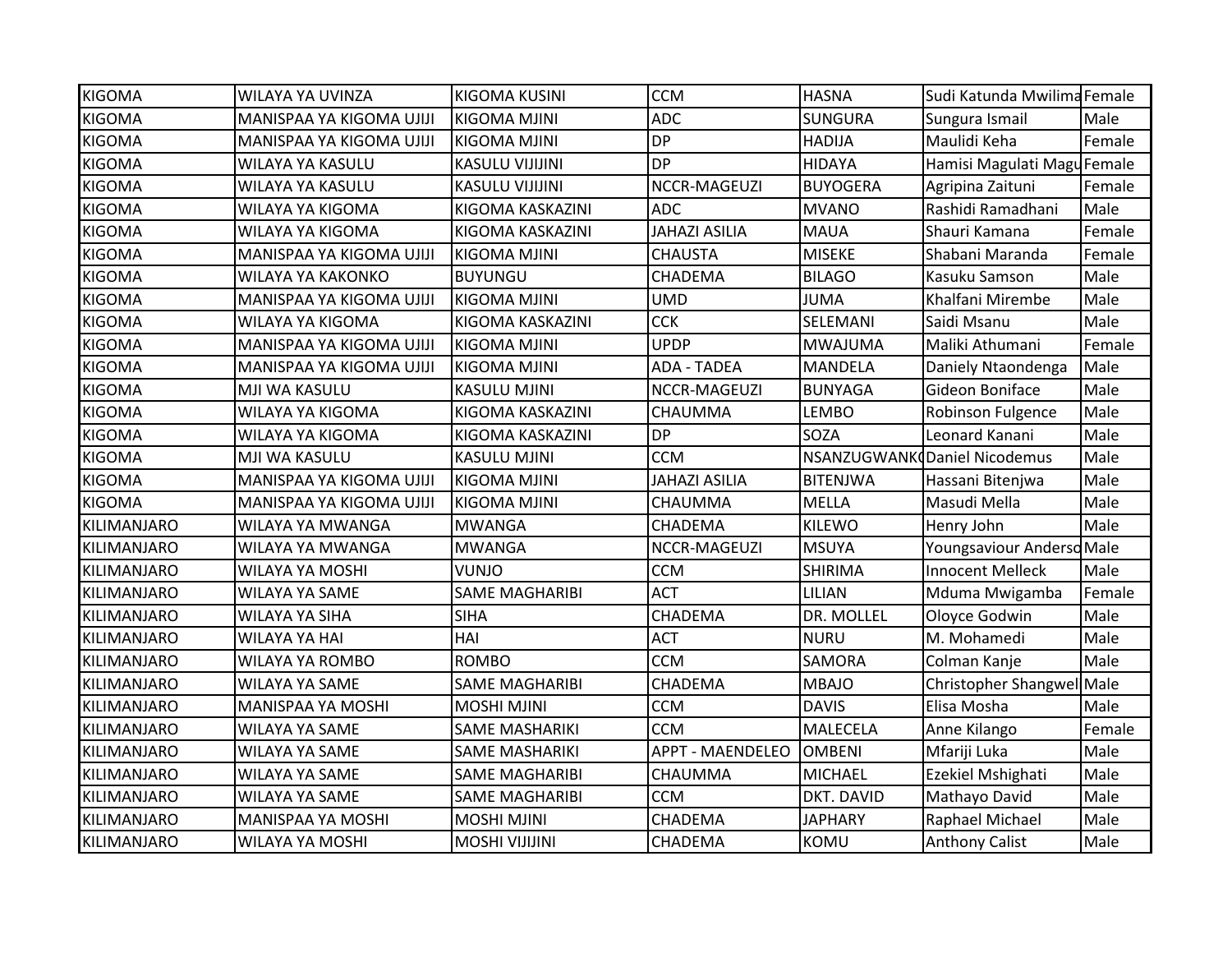| | | | | | | |
|---|---|---|---|---|---|---|
| KIGOMA | WILAYA YA UVINZA | KIGOMA KUSINI | CCM | HASNA | Sudi Katunda Mwilima | Female |
| KIGOMA | MANISPAA YA KIGOMA UJIJI | KIGOMA MJINI | ADC | SUNGURA | Sungura Ismail | Male |
| KIGOMA | MANISPAA YA KIGOMA UJIJI | KIGOMA MJINI | DP | HADIJA | Maulidi Keha | Female |
| KIGOMA | WILAYA YA KASULU | KASULU VIJIJINI | DP | HIDAYA | Hamisi Magulati Magu | Female |
| KIGOMA | WILAYA YA KASULU | KASULU VIJIJINI | NCCR-MAGEUZI | BUYOGERA | Agripina Zaituni | Female |
| KIGOMA | WILAYA YA KIGOMA | KIGOMA KASKAZINI | ADC | MVANO | Rashidi Ramadhani | Male |
| KIGOMA | WILAYA YA KIGOMA | KIGOMA KASKAZINI | JAHAZI ASILIA | MAUA | Shauri Kamana | Female |
| KIGOMA | MANISPAA YA KIGOMA UJIJI | KIGOMA MJINI | CHAUSTA | MISEKE | Shabani Maranda | Female |
| KIGOMA | WILAYA YA KAKONKO | BUYUNGU | CHADEMA | BILAGO | Kasuku Samson | Male |
| KIGOMA | MANISPAA YA KIGOMA UJIJI | KIGOMA MJINI | UMD | JUMA | Khalfani Mirembe | Male |
| KIGOMA | WILAYA YA KIGOMA | KIGOMA KASKAZINI | CCK | SELEMANI | Saidi Msanu | Male |
| KIGOMA | MANISPAA YA KIGOMA UJIJI | KIGOMA MJINI | UPDP | MWAJUMA | Maliki Athumani | Female |
| KIGOMA | MANISPAA YA KIGOMA UJIJI | KIGOMA MJINI | ADA - TADEA | MANDELA | Daniely Ntaondenga | Male |
| KIGOMA | MJI WA KASULU | KASULU MJINI | NCCR-MAGEUZI | BUNYAGA | Gideon Boniface | Male |
| KIGOMA | WILAYA YA KIGOMA | KIGOMA KASKAZINI | CHAUMMA | LEMBO | Robinson Fulgence | Male |
| KIGOMA | WILAYA YA KIGOMA | KIGOMA KASKAZINI | DP | SOZA | Leonard Kanani | Male |
| KIGOMA | MJI WA KASULU | KASULU MJINI | CCM | NSANZUGWANK | Daniel Nicodemus | Male |
| KIGOMA | MANISPAA YA KIGOMA UJIJI | KIGOMA MJINI | JAHAZI ASILIA | BITENJWA | Hassani Bitenjwa | Male |
| KIGOMA | MANISPAA YA KIGOMA UJIJI | KIGOMA MJINI | CHAUMMA | MELLA | Masudi Mella | Male |
| KILIMANJARO | WILAYA YA MWANGA | MWANGA | CHADEMA | KILEWO | Henry John | Male |
| KILIMANJARO | WILAYA YA MWANGA | MWANGA | NCCR-MAGEUZI | MSUYA | Youngsaviour Anderso | Male |
| KILIMANJARO | WILAYA YA MOSHI | VUNJO | CCM | SHIRIMA | Innocent Melleck | Male |
| KILIMANJARO | WILAYA YA SAME | SAME MAGHARIBI | ACT | LILIAN | Mduma Mwigamba | Female |
| KILIMANJARO | WILAYA YA SIHA | SIHA | CHADEMA | DR. MOLLEL | Oloyce Godwin | Male |
| KILIMANJARO | WILAYA YA HAI | HAI | ACT | NURU | M. Mohamedi | Male |
| KILIMANJARO | WILAYA YA ROMBO | ROMBO | CCM | SAMORA | Colman Kanje | Male |
| KILIMANJARO | WILAYA YA SAME | SAME MAGHARIBI | CHADEMA | MBAJO | Christopher Shangwel | Male |
| KILIMANJARO | MANISPAA YA MOSHI | MOSHI MJINI | CCM | DAVIS | Elisa Mosha | Male |
| KILIMANJARO | WILAYA YA SAME | SAME MASHARIKI | CCM | MALECELA | Anne Kilango | Female |
| KILIMANJARO | WILAYA YA SAME | SAME MASHARIKI | APPT - MAENDELEO | OMBENI | Mfariji Luka | Male |
| KILIMANJARO | WILAYA YA SAME | SAME MAGHARIBI | CHAUMMA | MICHAEL | Ezekiel Mshighati | Male |
| KILIMANJARO | WILAYA YA SAME | SAME MAGHARIBI | CCM | DKT. DAVID | Mathayo David | Male |
| KILIMANJARO | MANISPAA YA MOSHI | MOSHI MJINI | CHADEMA | JAPHARY | Raphael Michael | Male |
| KILIMANJARO | WILAYA YA MOSHI | MOSHI VIJIJINI | CHADEMA | KOMU | Anthony Calist | Male |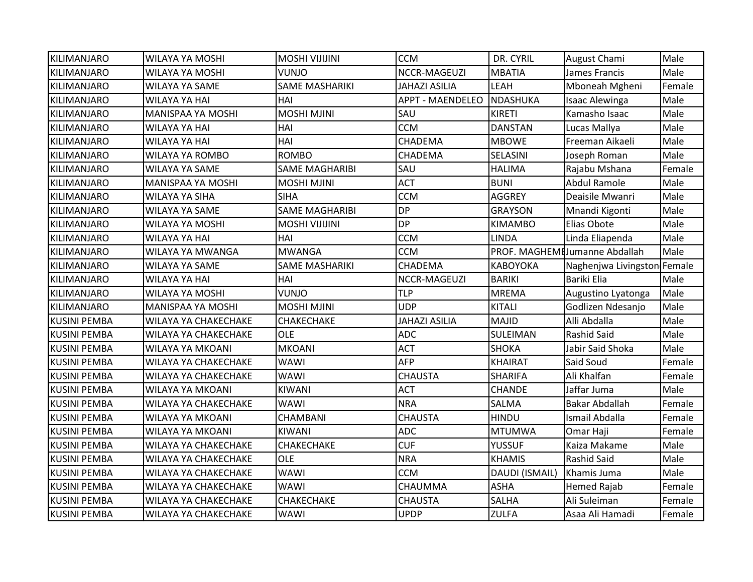| | | | | | | |
|---|---|---|---|---|---|---|
| KILIMANJARO | WILAYA YA MOSHI | MOSHI VIJIJINI | CCM | DR. CYRIL | August Chami | Male |
| KILIMANJARO | WILAYA YA MOSHI | VUNJO | NCCR-MAGEUZI | MBATIA | James Francis | Male |
| KILIMANJARO | WILAYA YA SAME | SAME MASHARIKI | JAHAZI ASILIA | LEAH | Mboneah Mgheni | Female |
| KILIMANJARO | WILAYA YA HAI | HAI | APPT - MAENDELEO | NDASHUKA | Isaac Alewinga | Male |
| KILIMANJARO | MANISPAA YA MOSHI | MOSHI MJINI | SAU | KIRETI | Kamasho Isaac | Male |
| KILIMANJARO | WILAYA YA HAI | HAI | CCM | DANSTAN | Lucas Mallya | Male |
| KILIMANJARO | WILAYA YA HAI | HAI | CHADEMA | MBOWE | Freeman Aikaeli | Male |
| KILIMANJARO | WILAYA YA ROMBO | ROMBO | CHADEMA | SELASINI | Joseph Roman | Male |
| KILIMANJARO | WILAYA YA SAME | SAME MAGHARIBI | SAU | HALIMA | Rajabu Mshana | Female |
| KILIMANJARO | MANISPAA YA MOSHI | MOSHI MJINI | ACT | BUNI | Abdul Ramole | Male |
| KILIMANJARO | WILAYA YA SIHA | SIHA | CCM | AGGREY | Deaisile Mwanri | Male |
| KILIMANJARO | WILAYA YA SAME | SAME MAGHARIBI | DP | GRAYSON | Mnandi Kigonti | Male |
| KILIMANJARO | WILAYA YA MOSHI | MOSHI VIJIJINI | DP | KIMAMBO | Elias Obote | Male |
| KILIMANJARO | WILAYA YA HAI | HAI | CCM | LINDA | Linda Eliapenda | Male |
| KILIMANJARO | WILAYA YA MWANGA | MWANGA | CCM | PROF. MAGHEMB | Jumanne Abdallah | Male |
| KILIMANJARO | WILAYA YA SAME | SAME MASHARIKI | CHADEMA | KABOYOKA | Naghenjwa Livingston | Female |
| KILIMANJARO | WILAYA YA HAI | HAI | NCCR-MAGEUZI | BARIKI | Bariki Elia | Male |
| KILIMANJARO | WILAYA YA MOSHI | VUNJO | TLP | MREMA | Augustino Lyatonga | Male |
| KILIMANJARO | MANISPAA YA MOSHI | MOSHI MJINI | UDP | KITALI | Godlizen Ndesanjo | Male |
| KUSINI PEMBA | WILAYA YA CHAKECHAKE | CHAKECHAKE | JAHAZI ASILIA | MAJID | Alli Abdalla | Male |
| KUSINI PEMBA | WILAYA YA CHAKECHAKE | OLE | ADC | SULEIMAN | Rashid Said | Male |
| KUSINI PEMBA | WILAYA YA MKOANI | MKOANI | ACT | SHOKA | Jabir Said Shoka | Male |
| KUSINI PEMBA | WILAYA YA CHAKECHAKE | WAWI | AFP | KHAIRAT | Said Soud | Female |
| KUSINI PEMBA | WILAYA YA CHAKECHAKE | WAWI | CHAUSTA | SHARIFA | Ali Khalfan | Female |
| KUSINI PEMBA | WILAYA YA MKOANI | KIWANI | ACT | CHANDE | Jaffar Juma | Male |
| KUSINI PEMBA | WILAYA YA CHAKECHAKE | WAWI | NRA | SALMA | Bakar Abdallah | Female |
| KUSINI PEMBA | WILAYA YA MKOANI | CHAMBANI | CHAUSTA | HINDU | Ismail Abdalla | Female |
| KUSINI PEMBA | WILAYA YA MKOANI | KIWANI | ADC | MTUMWA | Omar Haji | Female |
| KUSINI PEMBA | WILAYA YA CHAKECHAKE | CHAKECHAKE | CUF | YUSSUF | Kaiza Makame | Male |
| KUSINI PEMBA | WILAYA YA CHAKECHAKE | OLE | NRA | KHAMIS | Rashid Said | Male |
| KUSINI PEMBA | WILAYA YA CHAKECHAKE | WAWI | CCM | DAUDI (ISMAIL) | Khamis Juma | Male |
| KUSINI PEMBA | WILAYA YA CHAKECHAKE | WAWI | CHAUMMA | ASHA | Hemed Rajab | Female |
| KUSINI PEMBA | WILAYA YA CHAKECHAKE | CHAKECHAKE | CHAUSTA | SALHA | Ali Suleiman | Female |
| KUSINI PEMBA | WILAYA YA CHAKECHAKE | WAWI | UPDP | ZULFA | Asaa Ali Hamadi | Female |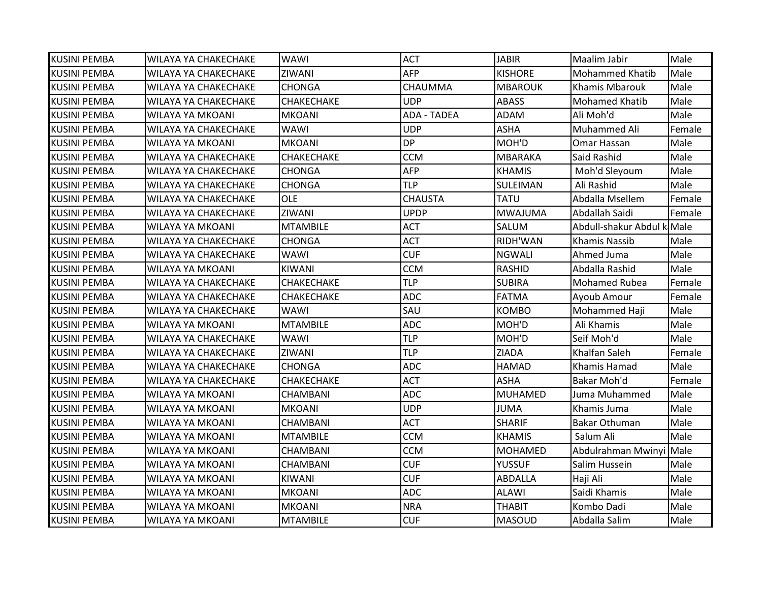| KUSINI PEMBA | WILAYA YA CHAKECHAKE | WAWI | ACT | JABIR | Maalim Jabir | Male |
|---|---|---|---|---|---|---|
| KUSINI PEMBA | WILAYA YA CHAKECHAKE | ZIWANI | AFP | KISHORE | Mohammed Khatib | Male |
| KUSINI PEMBA | WILAYA YA CHAKECHAKE | CHONGA | CHAUMMA | MBAROUK | Khamis Mbarouk | Male |
| KUSINI PEMBA | WILAYA YA CHAKECHAKE | CHAKECHAKE | UDP | ABASS | Mohamed Khatib | Male |
| KUSINI PEMBA | WILAYA YA MKOANI | MKOANI | ADA - TADEA | ADAM | Ali Moh'd | Male |
| KUSINI PEMBA | WILAYA YA CHAKECHAKE | WAWI | UDP | ASHA | Muhammed Ali | Female |
| KUSINI PEMBA | WILAYA YA MKOANI | MKOANI | DP | MOH'D | Omar Hassan | Male |
| KUSINI PEMBA | WILAYA YA CHAKECHAKE | CHAKECHAKE | CCM | MBARAKA | Said Rashid | Male |
| KUSINI PEMBA | WILAYA YA CHAKECHAKE | CHONGA | AFP | KHAMIS | Moh'd Sleyoum | Male |
| KUSINI PEMBA | WILAYA YA CHAKECHAKE | CHONGA | TLP | SULEIMAN | Ali Rashid | Male |
| KUSINI PEMBA | WILAYA YA CHAKECHAKE | OLE | CHAUSTA | TATU | Abdalla Msellem | Female |
| KUSINI PEMBA | WILAYA YA CHAKECHAKE | ZIWANI | UPDP | MWAJUMA | Abdallah Saidi | Female |
| KUSINI PEMBA | WILAYA YA MKOANI | MTAMBILE | ACT | SALUM | Abdull-shakur Abdul k | Male |
| KUSINI PEMBA | WILAYA YA CHAKECHAKE | CHONGA | ACT | RIDH'WAN | Khamis Nassib | Male |
| KUSINI PEMBA | WILAYA YA CHAKECHAKE | WAWI | CUF | NGWALI | Ahmed Juma | Male |
| KUSINI PEMBA | WILAYA YA MKOANI | KIWANI | CCM | RASHID | Abdalla Rashid | Male |
| KUSINI PEMBA | WILAYA YA CHAKECHAKE | CHAKECHAKE | TLP | SUBIRA | Mohamed Rubea | Female |
| KUSINI PEMBA | WILAYA YA CHAKECHAKE | CHAKECHAKE | ADC | FATMA | Ayoub Amour | Female |
| KUSINI PEMBA | WILAYA YA CHAKECHAKE | WAWI | SAU | KOMBO | Mohammed Haji | Male |
| KUSINI PEMBA | WILAYA YA MKOANI | MTAMBILE | ADC | MOH'D | Ali Khamis | Male |
| KUSINI PEMBA | WILAYA YA CHAKECHAKE | WAWI | TLP | MOH'D | Seif Moh'd | Male |
| KUSINI PEMBA | WILAYA YA CHAKECHAKE | ZIWANI | TLP | ZIADA | Khalfan Saleh | Female |
| KUSINI PEMBA | WILAYA YA CHAKECHAKE | CHONGA | ADC | HAMAD | Khamis Hamad | Male |
| KUSINI PEMBA | WILAYA YA CHAKECHAKE | CHAKECHAKE | ACT | ASHA | Bakar Moh'd | Female |
| KUSINI PEMBA | WILAYA YA MKOANI | CHAMBANI | ADC | MUHAMED | Juma Muhammed | Male |
| KUSINI PEMBA | WILAYA YA MKOANI | MKOANI | UDP | JUMA | Khamis Juma | Male |
| KUSINI PEMBA | WILAYA YA MKOANI | CHAMBANI | ACT | SHARIF | Bakar Othuman | Male |
| KUSINI PEMBA | WILAYA YA MKOANI | MTAMBILE | CCM | KHAMIS | Salum Ali | Male |
| KUSINI PEMBA | WILAYA YA MKOANI | CHAMBANI | CCM | MOHAMED | Abdulrahman Mwinyi | Male |
| KUSINI PEMBA | WILAYA YA MKOANI | CHAMBANI | CUF | YUSSUF | Salim Hussein | Male |
| KUSINI PEMBA | WILAYA YA MKOANI | KIWANI | CUF | ABDALLA | Haji Ali | Male |
| KUSINI PEMBA | WILAYA YA MKOANI | MKOANI | ADC | ALAWI | Saidi Khamis | Male |
| KUSINI PEMBA | WILAYA YA MKOANI | MKOANI | NRA | THABIT | Kombo Dadi | Male |
| KUSINI PEMBA | WILAYA YA MKOANI | MTAMBILE | CUF | MASOUD | Abdalla Salim | Male |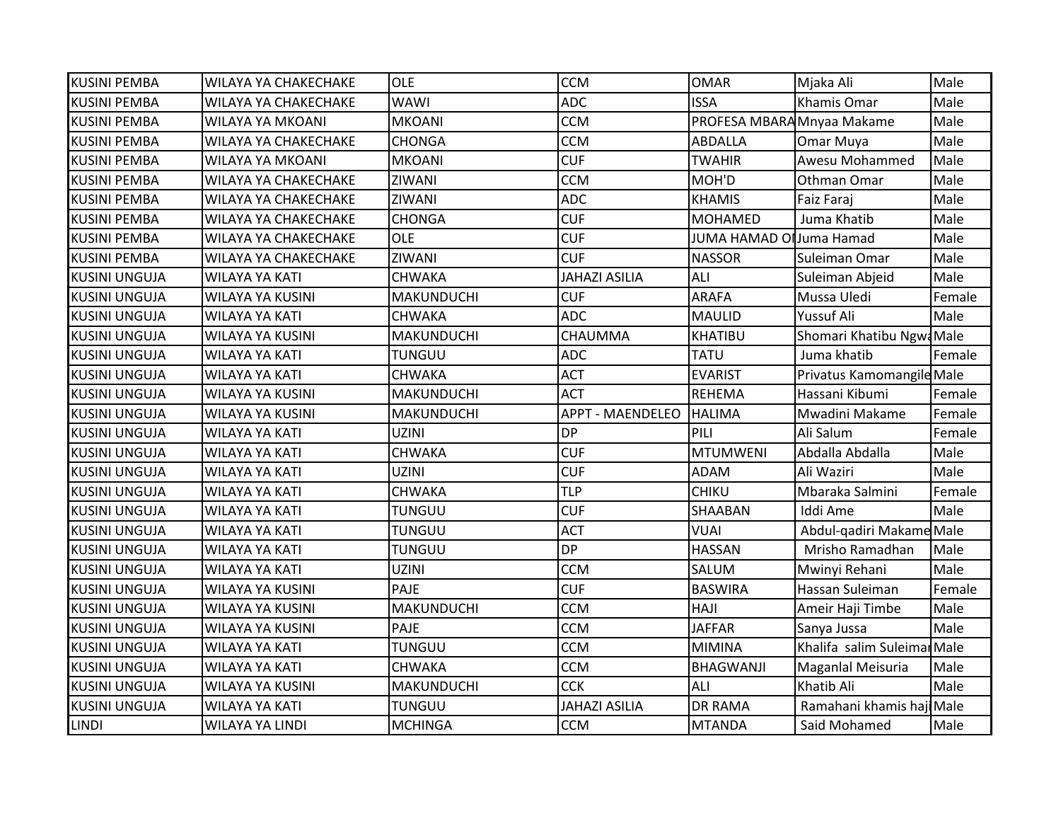| KUSINI PEMBA | WILAYA YA CHAKECHAKE | OLE | CCM | OMAR | Mjaka Ali | Male |
|---|---|---|---|---|---|---|
| KUSINI PEMBA | WILAYA YA CHAKECHAKE | WAWI | ADC | ISSA | Khamis Omar | Male |
| KUSINI PEMBA | WILAYA YA MKOANI | MKOANI | CCM | PROFESA MBARA | Mnyaa Makame | Male |
| KUSINI PEMBA | WILAYA YA CHAKECHAKE | CHONGA | CCM | ABDALLA | Omar Muya | Male |
| KUSINI PEMBA | WILAYA YA MKOANI | MKOANI | CUF | TWAHIR | Awesu Mohammed | Male |
| KUSINI PEMBA | WILAYA YA CHAKECHAKE | ZIWANI | CCM | MOH'D | Othman Omar | Male |
| KUSINI PEMBA | WILAYA YA CHAKECHAKE | ZIWANI | ADC | KHAMIS | Faiz Faraj | Male |
| KUSINI PEMBA | WILAYA YA CHAKECHAKE | CHONGA | CUF | MOHAMED | Juma Khatib | Male |
| KUSINI PEMBA | WILAYA YA CHAKECHAKE | OLE | CUF | JUMA HAMAD OI | Juma Hamad | Male |
| KUSINI PEMBA | WILAYA YA CHAKECHAKE | ZIWANI | CUF | NASSOR | Suleiman Omar | Male |
| KUSINI UNGUJA | WILAYA YA KATI | CHWAKA | JAHAZI ASILIA | ALI | Suleiman Abjeid | Male |
| KUSINI UNGUJA | WILAYA YA KUSINI | MAKUNDUCHI | CUF | ARAFA | Mussa Uledi | Female |
| KUSINI UNGUJA | WILAYA YA KATI | CHWAKA | ADC | MAULID | Yussuf Ali | Male |
| KUSINI UNGUJA | WILAYA YA KUSINI | MAKUNDUCHI | CHAUMMA | KHATIBU | Shomari Khatibu Ngwa | Male |
| KUSINI UNGUJA | WILAYA YA KATI | TUNGUU | ADC | TATU | Juma khatib | Female |
| KUSINI UNGUJA | WILAYA YA KATI | CHWAKA | ACT | EVARIST | Privatus Kamomangile | Male |
| KUSINI UNGUJA | WILAYA YA KUSINI | MAKUNDUCHI | ACT | REHEMA | Hassani Kibumi | Female |
| KUSINI UNGUJA | WILAYA YA KUSINI | MAKUNDUCHI | APPT - MAENDELEO | HALIMA | Mwadini Makame | Female |
| KUSINI UNGUJA | WILAYA YA KATI | UZINI | DP | PILI | Ali Salum | Female |
| KUSINI UNGUJA | WILAYA YA KATI | CHWAKA | CUF | MTUMWENI | Abdalla Abdalla | Male |
| KUSINI UNGUJA | WILAYA YA KATI | UZINI | CUF | ADAM | Ali Waziri | Male |
| KUSINI UNGUJA | WILAYA YA KATI | CHWAKA | TLP | CHIKU | Mbaraka Salmini | Female |
| KUSINI UNGUJA | WILAYA YA KATI | TUNGUU | CUF | SHAABAN | Iddi Ame | Male |
| KUSINI UNGUJA | WILAYA YA KATI | TUNGUU | ACT | VUAI | Abdul-qadiri Makame | Male |
| KUSINI UNGUJA | WILAYA YA KATI | TUNGUU | DP | HASSAN | Mrisho Ramadhan | Male |
| KUSINI UNGUJA | WILAYA YA KATI | UZINI | CCM | SALUM | Mwinyi Rehani | Male |
| KUSINI UNGUJA | WILAYA YA KUSINI | PAJE | CUF | BASWIRA | Hassan Suleiman | Female |
| KUSINI UNGUJA | WILAYA YA KUSINI | MAKUNDUCHI | CCM | HAJI | Ameir Haji Timbe | Male |
| KUSINI UNGUJA | WILAYA YA KUSINI | PAJE | CCM | JAFFAR | Sanya Jussa | Male |
| KUSINI UNGUJA | WILAYA YA KATI | TUNGUU | CCM | MIMINA | Khalifa salim Suleima | Male |
| KUSINI UNGUJA | WILAYA YA KATI | CHWAKA | CCM | BHAGWANJI | Maganlal Meisuria | Male |
| KUSINI UNGUJA | WILAYA YA KUSINI | MAKUNDUCHI | CCK | ALI | Khatib Ali | Male |
| KUSINI UNGUJA | WILAYA YA KATI | TUNGUU | JAHAZI ASILIA | DR RAMA | Ramahani khamis haj | Male |
| LINDI | WILAYA YA LINDI | MCHINGA | CCM | MTANDA | Said Mohamed | Male |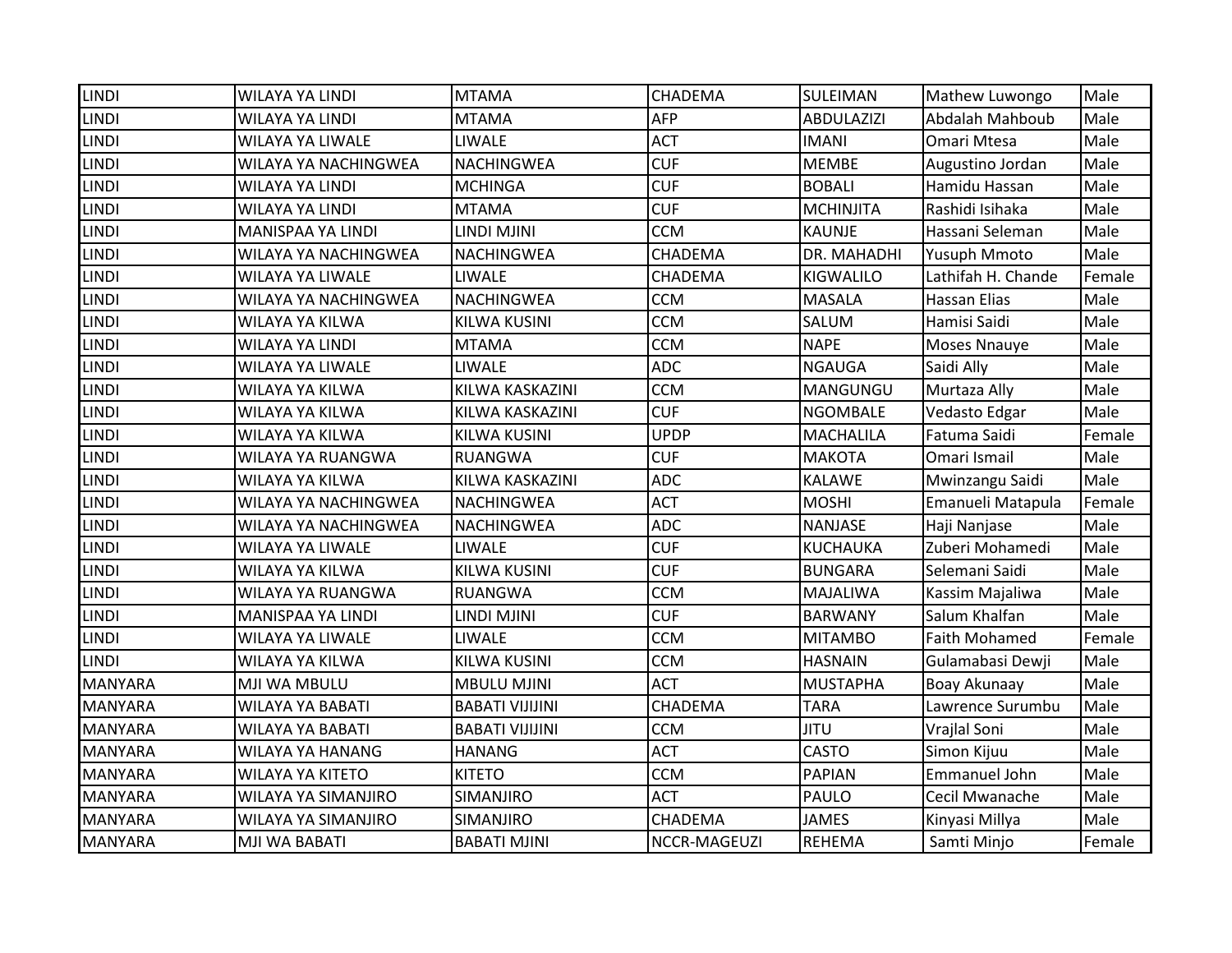| LINDI | WILAYA YA LINDI | MTAMA | CHADEMA | SULEIMAN | Mathew Luwongo | Male |
|---|---|---|---|---|---|---|
| LINDI | WILAYA YA LINDI | MTAMA | AFP | ABDULAZIZI | Abdalah Mahboub | Male |
| LINDI | WILAYA YA LIWALE | LIWALE | ACT | IMANI | Omari Mtesa | Male |
| LINDI | WILAYA YA NACHINGWEA | NACHINGWEA | CUF | MEMBE | Augustino Jordan | Male |
| LINDI | WILAYA YA LINDI | MCHINGA | CUF | BOBALI | Hamidu Hassan | Male |
| LINDI | WILAYA YA LINDI | MTAMA | CUF | MCHINJITA | Rashidi Isihaka | Male |
| LINDI | MANISPAA YA LINDI | LINDI MJINI | CCM | KAUNJE | Hassani Seleman | Male |
| LINDI | WILAYA YA NACHINGWEA | NACHINGWEA | CHADEMA | DR. MAHADHI | Yusuph Mmoto | Male |
| LINDI | WILAYA YA LIWALE | LIWALE | CHADEMA | KIGWALILO | Lathifah H. Chande | Female |
| LINDI | WILAYA YA NACHINGWEA | NACHINGWEA | CCM | MASALA | Hassan Elias | Male |
| LINDI | WILAYA YA KILWA | KILWA KUSINI | CCM | SALUM | Hamisi Saidi | Male |
| LINDI | WILAYA YA LINDI | MTAMA | CCM | NAPE | Moses Nnauye | Male |
| LINDI | WILAYA YA LIWALE | LIWALE | ADC | NGAUGA | Saidi Ally | Male |
| LINDI | WILAYA YA KILWA | KILWA KASKAZINI | CCM | MANGUNGU | Murtaza Ally | Male |
| LINDI | WILAYA YA KILWA | KILWA KASKAZINI | CUF | NGOMBALE | Vedasto Edgar | Male |
| LINDI | WILAYA YA KILWA | KILWA KUSINI | UPDP | MACHALILA | Fatuma Saidi | Female |
| LINDI | WILAYA YA RUANGWA | RUANGWA | CUF | MAKOTA | Omari Ismail | Male |
| LINDI | WILAYA YA KILWA | KILWA KASKAZINI | ADC | KALAWE | Mwinzangu Saidi | Male |
| LINDI | WILAYA YA NACHINGWEA | NACHINGWEA | ACT | MOSHI | Emanueli Matapula | Female |
| LINDI | WILAYA YA NACHINGWEA | NACHINGWEA | ADC | NANJASE | Haji Nanjase | Male |
| LINDI | WILAYA YA LIWALE | LIWALE | CUF | KUCHAUKA | Zuberi Mohamedi | Male |
| LINDI | WILAYA YA KILWA | KILWA KUSINI | CUF | BUNGARA | Selemani Saidi | Male |
| LINDI | WILAYA YA RUANGWA | RUANGWA | CCM | MAJALIWA | Kassim Majaliwa | Male |
| LINDI | MANISPAA YA LINDI | LINDI MJINI | CUF | BARWANY | Salum Khalfan | Male |
| LINDI | WILAYA YA LIWALE | LIWALE | CCM | MITAMBO | Faith Mohamed | Female |
| LINDI | WILAYA YA KILWA | KILWA KUSINI | CCM | HASNAIN | Gulamabasi Dewji | Male |
| MANYARA | MJI WA MBULU | MBULU MJINI | ACT | MUSTAPHA | Boay Akunaay | Male |
| MANYARA | WILAYA YA BABATI | BABATI VIJIJINI | CHADEMA | TARA | Lawrence Surumbu | Male |
| MANYARA | WILAYA YA BABATI | BABATI VIJIJINI | CCM | JITU | Vrajlal Soni | Male |
| MANYARA | WILAYA YA HANANG | HANANG | ACT | CASTO | Simon Kijuu | Male |
| MANYARA | WILAYA YA KITETO | KITETO | CCM | PAPIAN | Emmanuel John | Male |
| MANYARA | WILAYA YA SIMANJIRO | SIMANJIRO | ACT | PAULO | Cecil Mwanache | Male |
| MANYARA | WILAYA YA SIMANJIRO | SIMANJIRO | CHADEMA | JAMES | Kinyasi Millya | Male |
| MANYARA | MJI WA BABATI | BABATI MJINI | NCCR-MAGEUZI | REHEMA | Samti Minjo | Female |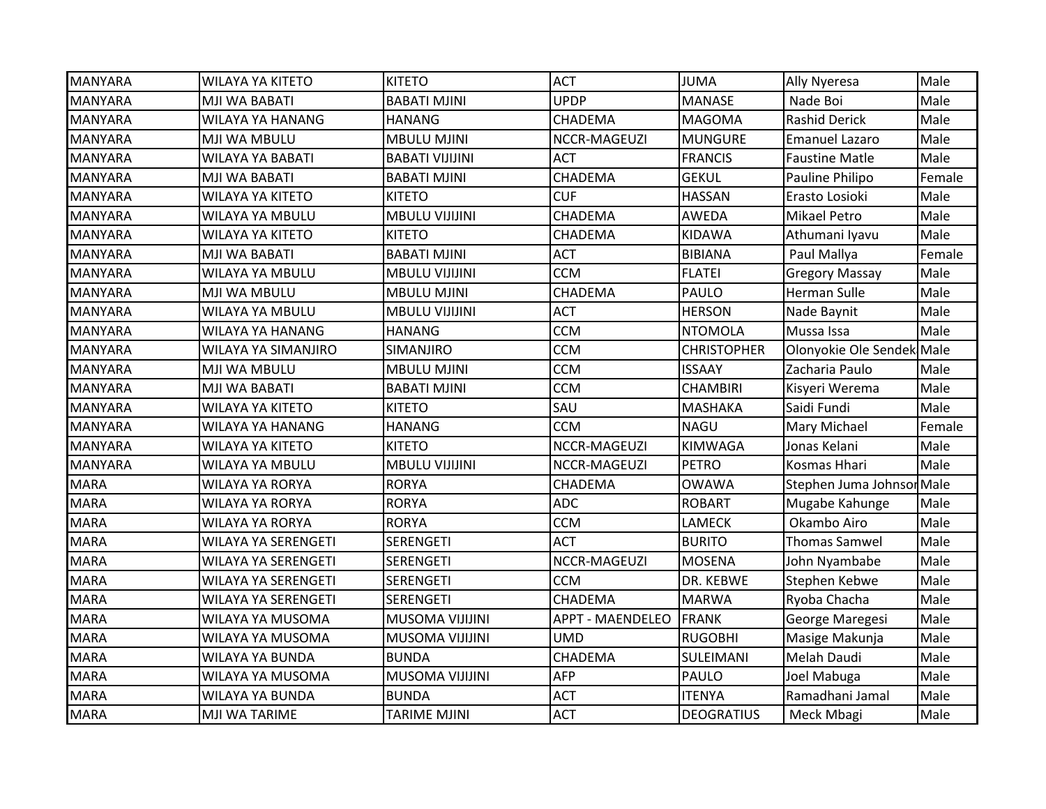| MANYARA | WILAYA YA KITETO | KITETO | ACT | JUMA | Ally Nyeresa | Male |
|---|---|---|---|---|---|---|
| MANYARA | MJI WA BABATI | BABATI MJINI | UPDP | MANASE | Nade Boi | Male |
| MANYARA | WILAYA YA HANANG | HANANG | CHADEMA | MAGOMA | Rashid Derick | Male |
| MANYARA | MJI WA MBULU | MBULU MJINI | NCCR-MAGEUZI | MUNGURE | Emanuel Lazaro | Male |
| MANYARA | WILAYA YA BABATI | BABATI VIJIJINI | ACT | FRANCIS | Faustine Matle | Male |
| MANYARA | MJI WA BABATI | BABATI MJINI | CHADEMA | GEKUL | Pauline Philipo | Female |
| MANYARA | WILAYA YA KITETO | KITETO | CUF | HASSAN | Erasto Losioki | Male |
| MANYARA | WILAYA YA MBULU | MBULU VIJIJINI | CHADEMA | AWEDA | Mikael Petro | Male |
| MANYARA | WILAYA YA KITETO | KITETO | CHADEMA | KIDAWA | Athumani Iyavu | Male |
| MANYARA | MJI WA BABATI | BABATI MJINI | ACT | BIBIANA | Paul Mallya | Female |
| MANYARA | WILAYA YA MBULU | MBULU VIJIJINI | CCM | FLATEI | Gregory Massay | Male |
| MANYARA | MJI WA MBULU | MBULU MJINI | CHADEMA | PAULO | Herman Sulle | Male |
| MANYARA | WILAYA YA MBULU | MBULU VIJIJINI | ACT | HERSON | Nade Baynit | Male |
| MANYARA | WILAYA YA HANANG | HANANG | CCM | NTOMOLA | Mussa Issa | Male |
| MANYARA | WILAYA YA SIMANJIRO | SIMANJIRO | CCM | CHRISTOPHER | Olonyokie Ole Sendek | Male |
| MANYARA | MJI WA MBULU | MBULU MJINI | CCM | ISSAAY | Zacharia Paulo | Male |
| MANYARA | MJI WA BABATI | BABATI MJINI | CCM | CHAMBIRI | Kisyeri Werema | Male |
| MANYARA | WILAYA YA KITETO | KITETO | SAU | MASHAKA | Saidi Fundi | Male |
| MANYARA | WILAYA YA HANANG | HANANG | CCM | NAGU | Mary Michael | Female |
| MANYARA | WILAYA YA KITETO | KITETO | NCCR-MAGEUZI | KIMWAGA | Jonas Kelani | Male |
| MANYARA | WILAYA YA MBULU | MBULU VIJIJINI | NCCR-MAGEUZI | PETRO | Kosmas Hhari | Male |
| MARA | WILAYA YA RORYA | RORYA | CHADEMA | OWAWA | Stephen Juma Johnson | Male |
| MARA | WILAYA YA RORYA | RORYA | ADC | ROBART | Mugabe Kahunge | Male |
| MARA | WILAYA YA RORYA | RORYA | CCM | LAMECK | Okambo Airo | Male |
| MARA | WILAYA YA SERENGETI | SERENGETI | ACT | BURITO | Thomas Samwel | Male |
| MARA | WILAYA YA SERENGETI | SERENGETI | NCCR-MAGEUZI | MOSENA | John Nyambabe | Male |
| MARA | WILAYA YA SERENGETI | SERENGETI | CCM | DR. KEBWE | Stephen Kebwe | Male |
| MARA | WILAYA YA SERENGETI | SERENGETI | CHADEMA | MARWA | Ryoba Chacha | Male |
| MARA | WILAYA YA MUSOMA | MUSOMA VIJIJINI | APPT - MAENDELEO | FRANK | George Maregesi | Male |
| MARA | WILAYA YA MUSOMA | MUSOMA VIJIJINI | UMD | RUGOBHI | Masige Makunja | Male |
| MARA | WILAYA YA BUNDA | BUNDA | CHADEMA | SULEIMANI | Melah Daudi | Male |
| MARA | WILAYA YA MUSOMA | MUSOMA VIJIJINI | AFP | PAULO | Joel Mabuga | Male |
| MARA | WILAYA YA BUNDA | BUNDA | ACT | ITENYA | Ramadhani Jamal | Male |
| MARA | MJI WA TARIME | TARIME MJINI | ACT | DEOGRATIUS | Meck Mbagi | Male |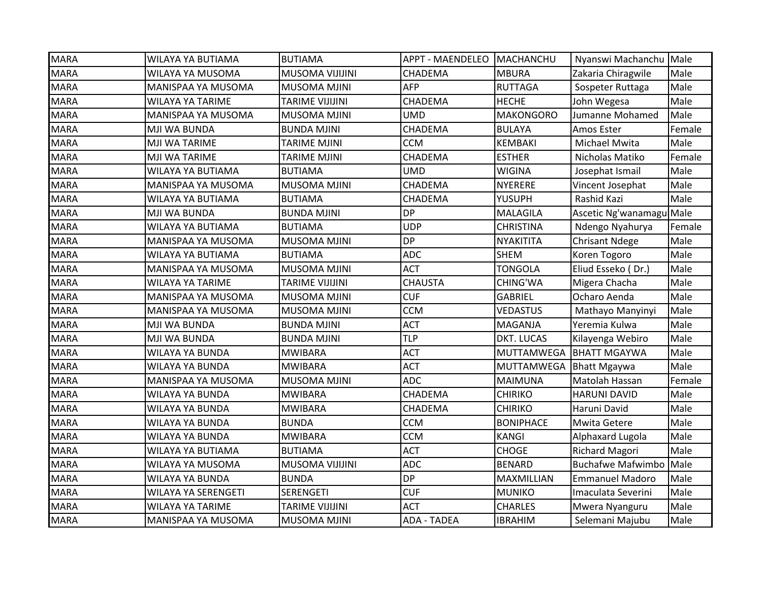| MARA | WILAYA YA BUTIAMA | BUTIAMA | APPT - MAENDELEO | MACHANCHU | Nyanswi Machanchu | Male |
|---|---|---|---|---|---|---|
| MARA | WILAYA YA MUSOMA | MUSOMA VIJIJINI | CHADEMA | MBURA | Zakaria Chiragwile | Male |
| MARA | MANISPAA YA MUSOMA | MUSOMA MJINI | AFP | RUTTAGA | Sospeter Ruttaga | Male |
| MARA | WILAYA YA TARIME | TARIME VIJIJINI | CHADEMA | HECHE | John Wegesa | Male |
| MARA | MANISPAA YA MUSOMA | MUSOMA MJINI | UMD | MAKONGORO | Jumanne Mohamed | Male |
| MARA | MJI WA BUNDA | BUNDA MJINI | CHADEMA | BULAYA | Amos Ester | Female |
| MARA | MJI WA TARIME | TARIME MJINI | CCM | KEMBAKI | Michael Mwita | Male |
| MARA | MJI WA TARIME | TARIME MJINI | CHADEMA | ESTHER | Nicholas Matiko | Female |
| MARA | WILAYA YA BUTIAMA | BUTIAMA | UMD | WIGINA | Josephat Ismail | Male |
| MARA | MANISPAA YA MUSOMA | MUSOMA MJINI | CHADEMA | NYERERE | Vincent Josephat | Male |
| MARA | WILAYA YA BUTIAMA | BUTIAMA | CHADEMA | YUSUPH | Rashid Kazi | Male |
| MARA | MJI WA BUNDA | BUNDA MJINI | DP | MALAGILA | Ascetic Ng'wanamagu | Male |
| MARA | WILAYA YA BUTIAMA | BUTIAMA | UDP | CHRISTINA | Ndengo Nyahurya | Female |
| MARA | MANISPAA YA MUSOMA | MUSOMA MJINI | DP | NYAKITITA | Chrisant Ndege | Male |
| MARA | WILAYA YA BUTIAMA | BUTIAMA | ADC | SHEM | Koren Togoro | Male |
| MARA | MANISPAA YA MUSOMA | MUSOMA MJINI | ACT | TONGOLA | Eliud Esseko ( Dr.) | Male |
| MARA | WILAYA YA TARIME | TARIME VIJIJINI | CHAUSTA | CHING'WA | Migera Chacha | Male |
| MARA | MANISPAA YA MUSOMA | MUSOMA MJINI | CUF | GABRIEL | Ocharo Aenda | Male |
| MARA | MANISPAA YA MUSOMA | MUSOMA MJINI | CCM | VEDASTUS | Mathayo Manyinyi | Male |
| MARA | MJI WA BUNDA | BUNDA MJINI | ACT | MAGANJA | Yeremia Kulwa | Male |
| MARA | MJI WA BUNDA | BUNDA MJINI | TLP | DKT. LUCAS | Kilayenga Webiro | Male |
| MARA | WILAYA YA BUNDA | MWIBARA | ACT | MUTTAMWEGA | BHATT MGAYWA | Male |
| MARA | WILAYA YA BUNDA | MWIBARA | ACT | MUTTAMWEGA | Bhatt Mgaywa | Male |
| MARA | MANISPAA YA MUSOMA | MUSOMA MJINI | ADC | MAIMUNA | Matolah Hassan | Female |
| MARA | WILAYA YA BUNDA | MWIBARA | CHADEMA | CHIRIKO | HARUNI DAVID | Male |
| MARA | WILAYA YA BUNDA | MWIBARA | CHADEMA | CHIRIKO | Haruni David | Male |
| MARA | WILAYA YA BUNDA | BUNDA | CCM | BONIPHACE | Mwita Getere | Male |
| MARA | WILAYA YA BUNDA | MWIBARA | CCM | KANGI | Alphaxard Lugola | Male |
| MARA | WILAYA YA BUTIAMA | BUTIAMA | ACT | CHOGE | Richard Magori | Male |
| MARA | WILAYA YA MUSOMA | MUSOMA VIJIJINI | ADC | BENARD | Buchafwe Mafwimbo | Male |
| MARA | WILAYA YA BUNDA | BUNDA | DP | MAXMILLIAN | Emmanuel Madoro | Male |
| MARA | WILAYA YA SERENGETI | SERENGETI | CUF | MUNIKO | Imaculata Severini | Male |
| MARA | WILAYA YA TARIME | TARIME VIJIJINI | ACT | CHARLES | Mwera Nyanguru | Male |
| MARA | MANISPAA YA MUSOMA | MUSOMA MJINI | ADA - TADEA | IBRAHIM | Selemani Majubu | Male |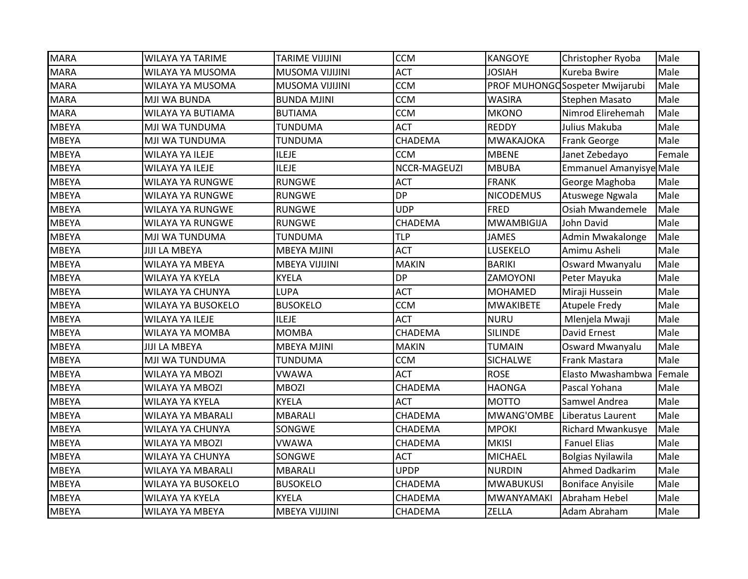| MARA | WILAYA YA TARIME | TARIME VIJIJINI | CCM | KANGOYE | Christopher Ryoba | Male |
|---|---|---|---|---|---|---|
| MARA | WILAYA YA MUSOMA | MUSOMA VIJIJINI | ACT | JOSIAH | Kureba Bwire | Male |
| MARA | WILAYA YA MUSOMA | MUSOMA VIJIJINI | CCM | PROF MUHONGO | Sospeter Mwijarubi | Male |
| MARA | MJI WA BUNDA | BUNDA MJINI | CCM | WASIRA | Stephen Masato | Male |
| MARA | WILAYA YA BUTIAMA | BUTIAMA | CCM | MKONO | Nimrod Elirehemah | Male |
| MBEYA | MJI WA TUNDUMA | TUNDUMA | ACT | REDDY | Julius Makuba | Male |
| MBEYA | MJI WA TUNDUMA | TUNDUMA | CHADEMA | MWAKAJOKA | Frank George | Male |
| MBEYA | WILAYA YA ILEJE | ILEJE | CCM | MBENE | Janet Zebedayo | Female |
| MBEYA | WILAYA YA ILEJE | ILEJE | NCCR-MAGEUZI | MBUBA | Emmanuel Amanyisye | Male |
| MBEYA | WILAYA YA RUNGWE | RUNGWE | ACT | FRANK | George Maghoba | Male |
| MBEYA | WILAYA YA RUNGWE | RUNGWE | DP | NICODEMUS | Atuswege Ngwala | Male |
| MBEYA | WILAYA YA RUNGWE | RUNGWE | UDP | FRED | Osiah Mwandemele | Male |
| MBEYA | WILAYA YA RUNGWE | RUNGWE | CHADEMA | MWAMBIGIJA | John David | Male |
| MBEYA | MJI WA TUNDUMA | TUNDUMA | TLP | JAMES | Admin Mwakalonge | Male |
| MBEYA | JIJI LA MBEYA | MBEYA MJINI | ACT | LUSEKELO | Amimu Asheli | Male |
| MBEYA | WILAYA YA MBEYA | MBEYA VIJIJINI | MAKIN | BARIKI | Osward Mwanyalu | Male |
| MBEYA | WILAYA YA KYELA | KYELA | DP | ZAMOYONI | Peter Mayuka | Male |
| MBEYA | WILAYA YA CHUNYA | LUPA | ACT | MOHAMED | Miraji Hussein | Male |
| MBEYA | WILAYA YA BUSOKELO | BUSOKELO | CCM | MWAKIBETE | Atupele Fredy | Male |
| MBEYA | WILAYA YA ILEJE | ILEJE | ACT | NURU | Mlenjela Mwaji | Male |
| MBEYA | WILAYA YA MOMBA | MOMBA | CHADEMA | SILINDE | David Ernest | Male |
| MBEYA | JIJI LA MBEYA | MBEYA MJINI | MAKIN | TUMAIN | Osward Mwanyalu | Male |
| MBEYA | MJI WA TUNDUMA | TUNDUMA | CCM | SICHALWE | Frank Mastara | Male |
| MBEYA | WILAYA YA MBOZI | VWAWA | ACT | ROSE | Elasto Mwashambwa | Female |
| MBEYA | WILAYA YA MBOZI | MBOZI | CHADEMA | HAONGA | Pascal Yohana | Male |
| MBEYA | WILAYA YA KYELA | KYELA | ACT | MOTTO | Samwel Andrea | Male |
| MBEYA | WILAYA YA MBARALI | MBARALI | CHADEMA | MWANG'OMBE | Liberatus Laurent | Male |
| MBEYA | WILAYA YA CHUNYA | SONGWE | CHADEMA | MPOKI | Richard Mwankusye | Male |
| MBEYA | WILAYA YA MBOZI | VWAWA | CHADEMA | MKISI | Fanuel Elias | Male |
| MBEYA | WILAYA YA CHUNYA | SONGWE | ACT | MICHAEL | Bolgias Nyilawila | Male |
| MBEYA | WILAYA YA MBARALI | MBARALI | UPDP | NURDIN | Ahmed Dadkarim | Male |
| MBEYA | WILAYA YA BUSOKELO | BUSOKELO | CHADEMA | MWABUKUSI | Boniface Anyisile | Male |
| MBEYA | WILAYA YA KYELA | KYELA | CHADEMA | MWANYAMAKI | Abraham Hebel | Male |
| MBEYA | WILAYA YA MBEYA | MBEYA VIJIJINI | CHADEMA | ZELLA | Adam Abraham | Male |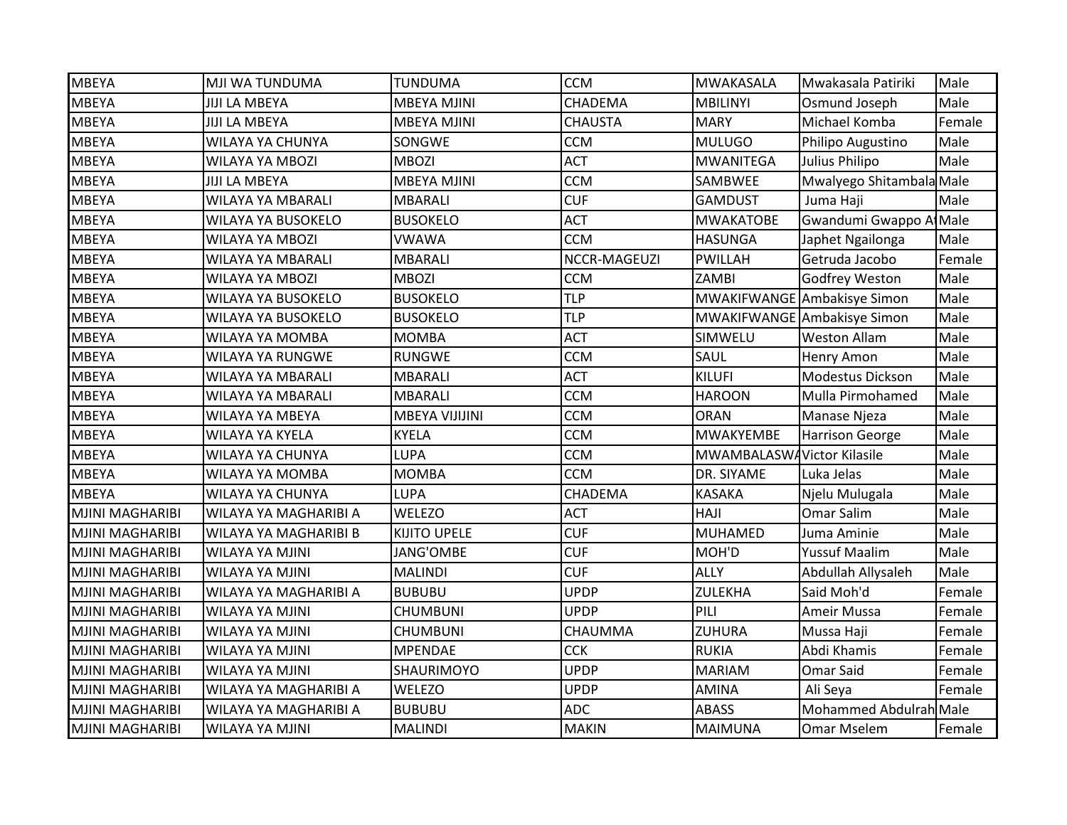| | | | | | | |
|---|---|---|---|---|---|---|
| MBEYA | MJI WA TUNDUMA | TUNDUMA | CCM | MWAKASALA | Mwakasala Patiriki | Male |
| MBEYA | JIJI LA MBEYA | MBEYA MJINI | CHADEMA | MBILINYI | Osmund Joseph | Male |
| MBEYA | JIJI LA MBEYA | MBEYA MJINI | CHAUSTA | MARY | Michael Komba | Female |
| MBEYA | WILAYA YA CHUNYA | SONGWE | CCM | MULUGO | Philipo Augustino | Male |
| MBEYA | WILAYA YA MBOZI | MBOZI | ACT | MWANITEGA | Julius Philipo | Male |
| MBEYA | JIJI LA MBEYA | MBEYA MJINI | CCM | SAMBWEE | Mwalyego Shitambala | Male |
| MBEYA | WILAYA YA MBARALI | MBARALI | CUF | GAMDUST | Juma Haji | Male |
| MBEYA | WILAYA YA BUSOKELO | BUSOKELO | ACT | MWAKATOBE | Gwandumi Gwappo A | Male |
| MBEYA | WILAYA YA MBOZI | VWAWA | CCM | HASUNGA | Japhet Ngailonga | Male |
| MBEYA | WILAYA YA MBARALI | MBARALI | NCCR-MAGEUZI | PWILLAH | Getruda Jacobo | Female |
| MBEYA | WILAYA YA MBOZI | MBOZI | CCM | ZAMBI | Godfrey Weston | Male |
| MBEYA | WILAYA YA BUSOKELO | BUSOKELO | TLP | MWAKIFWANGE | Ambakisye Simon | Male |
| MBEYA | WILAYA YA BUSOKELO | BUSOKELO | TLP | MWAKIFWANGE | Ambakisye Simon | Male |
| MBEYA | WILAYA YA MOMBA | MOMBA | ACT | SIMWELU | Weston Allam | Male |
| MBEYA | WILAYA YA RUNGWE | RUNGWE | CCM | SAUL | Henry Amon | Male |
| MBEYA | WILAYA YA MBARALI | MBARALI | ACT | KILUFI | Modestus Dickson | Male |
| MBEYA | WILAYA YA MBARALI | MBARALI | CCM | HAROON | Mulla Pirmohamed | Male |
| MBEYA | WILAYA YA MBEYA | MBEYA VIJIJINI | CCM | ORAN | Manase Njeza | Male |
| MBEYA | WILAYA YA KYELA | KYELA | CCM | MWAKYEMBE | Harrison George | Male |
| MBEYA | WILAYA YA CHUNYA | LUPA | CCM | MWAMBALASWA | Victor Kilasile | Male |
| MBEYA | WILAYA YA MOMBA | MOMBA | CCM | DR. SIYAME | Luka Jelas | Male |
| MBEYA | WILAYA YA CHUNYA | LUPA | CHADEMA | KASAKA | Njelu Mulugala | Male |
| MJINI MAGHARIBI | WILAYA YA MAGHARIBI A | WELEZO | ACT | HAJI | Omar Salim | Male |
| MJINI MAGHARIBI | WILAYA YA MAGHARIBI B | KIJITO UPELE | CUF | MUHAMED | Juma Aminie | Male |
| MJINI MAGHARIBI | WILAYA YA MJINI | JANG'OMBE | CUF | MOH'D | Yussuf Maalim | Male |
| MJINI MAGHARIBI | WILAYA YA MJINI | MALINDI | CUF | ALLY | Abdullah Allysaleh | Male |
| MJINI MAGHARIBI | WILAYA YA MAGHARIBI A | BUBUBU | UPDP | ZULEKHA | Said Moh'd | Female |
| MJINI MAGHARIBI | WILAYA YA MJINI | CHUMBUNI | UPDP | PILI | Ameir Mussa | Female |
| MJINI MAGHARIBI | WILAYA YA MJINI | CHUMBUNI | CHAUMMA | ZUHURA | Mussa Haji | Female |
| MJINI MAGHARIBI | WILAYA YA MJINI | MPENDAE | CCK | RUKIA | Abdi Khamis | Female |
| MJINI MAGHARIBI | WILAYA YA MJINI | SHAURIMOYO | UPDP | MARIAM | Omar Said | Female |
| MJINI MAGHARIBI | WILAYA YA MAGHARIBI A | WELEZO | UPDP | AMINA | Ali Seya | Female |
| MJINI MAGHARIBI | WILAYA YA MAGHARIBI A | BUBUBU | ADC | ABASS | Mohammed Abdulrah | Male |
| MJINI MAGHARIBI | WILAYA YA MJINI | MALINDI | MAKIN | MAIMUNA | Omar Mselem | Female |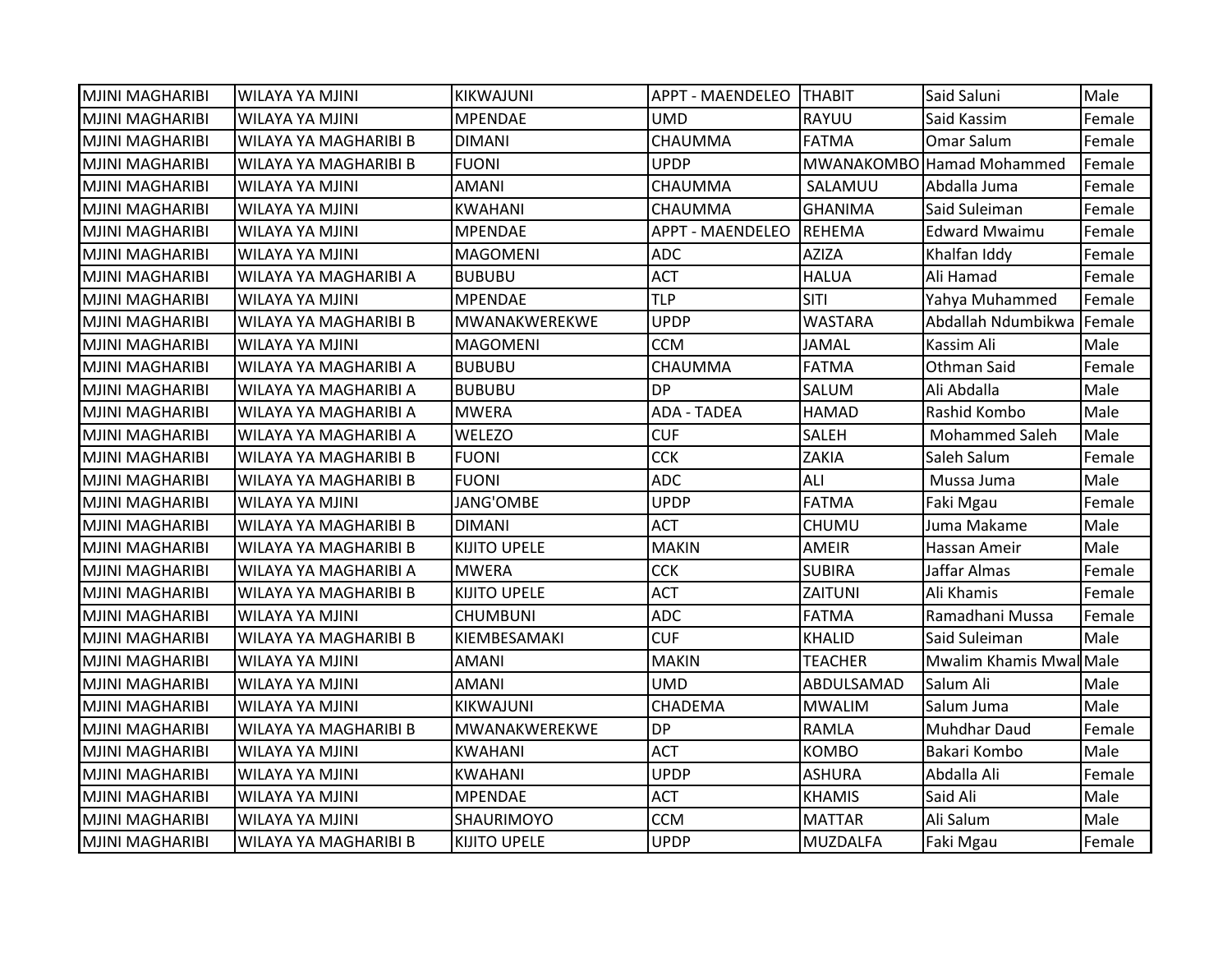| MJINI MAGHARIBI | WILAYA YA MJINI | KIKWAJUNI | APPT - MAENDELEO | THABIT | Said Saluni | Male |
|---|---|---|---|---|---|---|
| MJINI MAGHARIBI | WILAYA YA MJINI | MPENDAE | UMD | RAYUU | Said Kassim | Female |
| MJINI MAGHARIBI | WILAYA YA MAGHARIBI B | DIMANI | CHAUMMA | FATMA | Omar Salum | Female |
| MJINI MAGHARIBI | WILAYA YA MAGHARIBI B | FUONI | UPDP | MWANAKOMBO | Hamad Mohammed | Female |
| MJINI MAGHARIBI | WILAYA YA MJINI | AMANI | CHAUMMA | SALAMUU | Abdalla Juma | Female |
| MJINI MAGHARIBI | WILAYA YA MJINI | KWAHANI | CHAUMMA | GHANIMA | Said Suleiman | Female |
| MJINI MAGHARIBI | WILAYA YA MJINI | MPENDAE | APPT - MAENDELEO | REHEMA | Edward Mwaimu | Female |
| MJINI MAGHARIBI | WILAYA YA MJINI | MAGOMENI | ADC | AZIZA | Khalfan Iddy | Female |
| MJINI MAGHARIBI | WILAYA YA MAGHARIBI A | BUBUBU | ACT | HALUA | Ali Hamad | Female |
| MJINI MAGHARIBI | WILAYA YA MJINI | MPENDAE | TLP | SITI | Yahya Muhammed | Female |
| MJINI MAGHARIBI | WILAYA YA MAGHARIBI B | MWANAKWEREKWE | UPDP | WASTARA | Abdallah Ndumbikwa | Female |
| MJINI MAGHARIBI | WILAYA YA MJINI | MAGOMENI | CCM | JAMAL | Kassim Ali | Male |
| MJINI MAGHARIBI | WILAYA YA MAGHARIBI A | BUBUBU | CHAUMMA | FATMA | Othman Said | Female |
| MJINI MAGHARIBI | WILAYA YA MAGHARIBI A | BUBUBU | DP | SALUM | Ali Abdalla | Male |
| MJINI MAGHARIBI | WILAYA YA MAGHARIBI A | MWERA | ADA - TADEA | HAMAD | Rashid Kombo | Male |
| MJINI MAGHARIBI | WILAYA YA MAGHARIBI A | WELEZO | CUF | SALEH | Mohammed Saleh | Male |
| MJINI MAGHARIBI | WILAYA YA MAGHARIBI B | FUONI | CCK | ZAKIA | Saleh Salum | Female |
| MJINI MAGHARIBI | WILAYA YA MAGHARIBI B | FUONI | ADC | ALI | Mussa Juma | Male |
| MJINI MAGHARIBI | WILAYA YA MJINI | JANG'OMBE | UPDP | FATMA | Faki Mgau | Female |
| MJINI MAGHARIBI | WILAYA YA MAGHARIBI B | DIMANI | ACT | CHUMU | Juma Makame | Male |
| MJINI MAGHARIBI | WILAYA YA MAGHARIBI B | KIJITO UPELE | MAKIN | AMEIR | Hassan Ameir | Male |
| MJINI MAGHARIBI | WILAYA YA MAGHARIBI A | MWERA | CCK | SUBIRA | Jaffar Almas | Female |
| MJINI MAGHARIBI | WILAYA YA MAGHARIBI B | KIJITO UPELE | ACT | ZAITUNI | Ali Khamis | Female |
| MJINI MAGHARIBI | WILAYA YA MJINI | CHUMBUNI | ADC | FATMA | Ramadhani Mussa | Female |
| MJINI MAGHARIBI | WILAYA YA MAGHARIBI B | KIEMBESAMAKI | CUF | KHALID | Said Suleiman | Male |
| MJINI MAGHARIBI | WILAYA YA MJINI | AMANI | MAKIN | TEACHER | Mwalim Khamis Mwal | Male |
| MJINI MAGHARIBI | WILAYA YA MJINI | AMANI | UMD | ABDULSAMAD | Salum Ali | Male |
| MJINI MAGHARIBI | WILAYA YA MJINI | KIKWAJUNI | CHADEMA | MWALIM | Salum Juma | Male |
| MJINI MAGHARIBI | WILAYA YA MAGHARIBI B | MWANAKWEREKWE | DP | RAMLA | Muhdhar Daud | Female |
| MJINI MAGHARIBI | WILAYA YA MJINI | KWAHANI | ACT | KOMBO | Bakari Kombo | Male |
| MJINI MAGHARIBI | WILAYA YA MJINI | KWAHANI | UPDP | ASHURA | Abdalla Ali | Female |
| MJINI MAGHARIBI | WILAYA YA MJINI | MPENDAE | ACT | KHAMIS | Said Ali | Male |
| MJINI MAGHARIBI | WILAYA YA MJINI | SHAURIMOYO | CCM | MATTAR | Ali Salum | Male |
| MJINI MAGHARIBI | WILAYA YA MAGHARIBI B | KIJITO UPELE | UPDP | MUZDALFA | Faki Mgau | Female |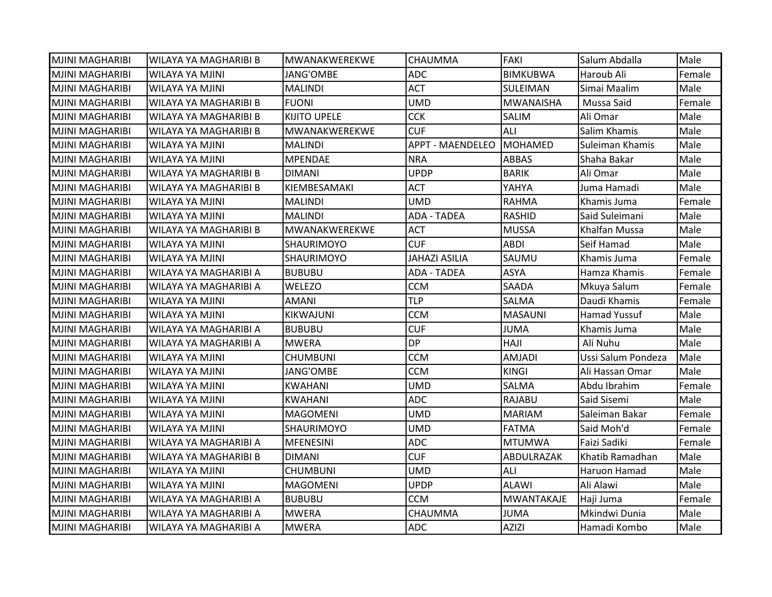| | | | | | | |
|---|---|---|---|---|---|---|
| MJINI MAGHARIBI | WILAYA YA MAGHARIBI B | MWANAKWEREKWE | CHAUMMA | FAKI | Salum Abdalla | Male |
| MJINI MAGHARIBI | WILAYA YA MJINI | JANG'OMBE | ADC | BIMKUBWA | Haroub Ali | Female |
| MJINI MAGHARIBI | WILAYA YA MJINI | MALINDI | ACT | SULEIMAN | Simai Maalim | Male |
| MJINI MAGHARIBI | WILAYA YA MAGHARIBI B | FUONI | UMD | MWANAISHA | Mussa Said | Female |
| MJINI MAGHARIBI | WILAYA YA MAGHARIBI B | KIJITO UPELE | CCK | SALIM | Ali Omar | Male |
| MJINI MAGHARIBI | WILAYA YA MAGHARIBI B | MWANAKWEREKWE | CUF | ALI | Salim Khamis | Male |
| MJINI MAGHARIBI | WILAYA YA MJINI | MALINDI | APPT - MAENDELEO | MOHAMED | Suleiman Khamis | Male |
| MJINI MAGHARIBI | WILAYA YA MJINI | MPENDAE | NRA | ABBAS | Shaha Bakar | Male |
| MJINI MAGHARIBI | WILAYA YA MAGHARIBI B | DIMANI | UPDP | BARIK | Ali Omar | Male |
| MJINI MAGHARIBI | WILAYA YA MAGHARIBI B | KIEMBESAMAKI | ACT | YAHYA | Juma Hamadi | Male |
| MJINI MAGHARIBI | WILAYA YA MJINI | MALINDI | UMD | RAHMA | Khamis Juma | Female |
| MJINI MAGHARIBI | WILAYA YA MJINI | MALINDI | ADA - TADEA | RASHID | Said Suleimani | Male |
| MJINI MAGHARIBI | WILAYA YA MAGHARIBI B | MWANAKWEREKWE | ACT | MUSSA | Khalfan Mussa | Male |
| MJINI MAGHARIBI | WILAYA YA MJINI | SHAURIMOYO | CUF | ABDI | Seif Hamad | Male |
| MJINI MAGHARIBI | WILAYA YA MJINI | SHAURIMOYO | JAHAZI ASILIA | SAUMU | Khamis Juma | Female |
| MJINI MAGHARIBI | WILAYA YA MAGHARIBI A | BUBUBU | ADA - TADEA | ASYA | Hamza Khamis | Female |
| MJINI MAGHARIBI | WILAYA YA MAGHARIBI A | WELEZO | CCM | SAADA | Mkuya Salum | Female |
| MJINI MAGHARIBI | WILAYA YA MJINI | AMANI | TLP | SALMA | Daudi Khamis | Female |
| MJINI MAGHARIBI | WILAYA YA MJINI | KIKWAJUNI | CCM | MASAUNI | Hamad Yussuf | Male |
| MJINI MAGHARIBI | WILAYA YA MAGHARIBI A | BUBUBU | CUF | JUMA | Khamis Juma | Male |
| MJINI MAGHARIBI | WILAYA YA MAGHARIBI A | MWERA | DP | HAJI | Ali Nuhu | Male |
| MJINI MAGHARIBI | WILAYA YA MJINI | CHUMBUNI | CCM | AMJADI | Ussi Salum Pondeza | Male |
| MJINI MAGHARIBI | WILAYA YA MJINI | JANG'OMBE | CCM | KINGI | Ali Hassan Omar | Male |
| MJINI MAGHARIBI | WILAYA YA MJINI | KWAHANI | UMD | SALMA | Abdu Ibrahim | Female |
| MJINI MAGHARIBI | WILAYA YA MJINI | KWAHANI | ADC | RAJABU | Said Sisemi | Male |
| MJINI MAGHARIBI | WILAYA YA MJINI | MAGOMENI | UMD | MARIAM | Saleiman Bakar | Female |
| MJINI MAGHARIBI | WILAYA YA MJINI | SHAURIMOYO | UMD | FATMA | Said Moh'd | Female |
| MJINI MAGHARIBI | WILAYA YA MAGHARIBI A | MFENESINI | ADC | MTUMWA | Faizi Sadiki | Female |
| MJINI MAGHARIBI | WILAYA YA MAGHARIBI B | DIMANI | CUF | ABDULRAZAK | Khatib Ramadhan | Male |
| MJINI MAGHARIBI | WILAYA YA MJINI | CHUMBUNI | UMD | ALI | Haruon Hamad | Male |
| MJINI MAGHARIBI | WILAYA YA MJINI | MAGOMENI | UPDP | ALAWI | Ali Alawi | Male |
| MJINI MAGHARIBI | WILAYA YA MAGHARIBI A | BUBUBU | CCM | MWANTAKAJE | Haji Juma | Female |
| MJINI MAGHARIBI | WILAYA YA MAGHARIBI A | MWERA | CHAUMMA | JUMA | Mkindwi Dunia | Male |
| MJINI MAGHARIBI | WILAYA YA MAGHARIBI A | MWERA | ADC | AZIZI | Hamadi Kombo | Male |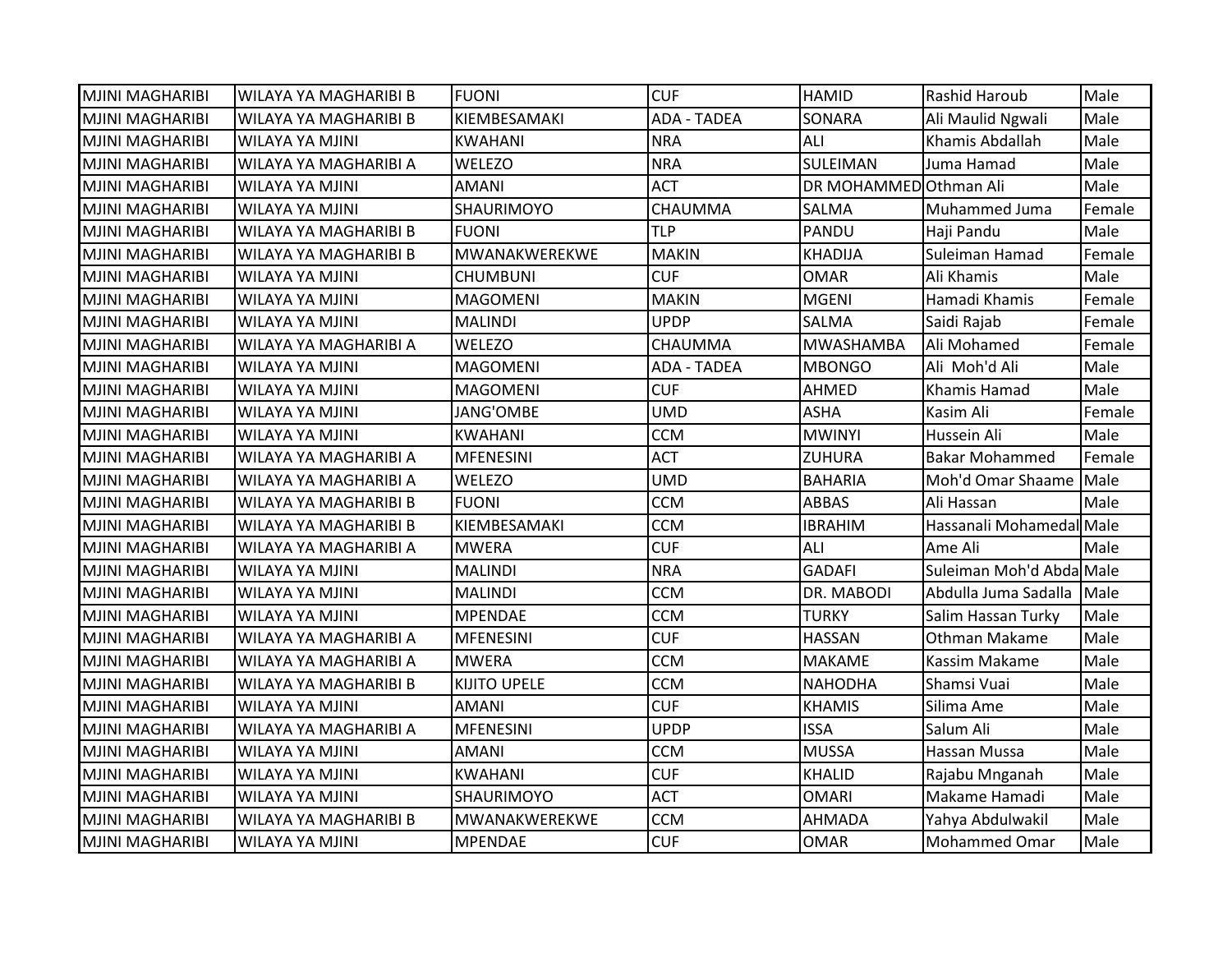| | | | | | | |
|---|---|---|---|---|---|---|
| MJINI MAGHARIBI | WILAYA YA MAGHARIBI B | FUONI | CUF | HAMID | Rashid Haroub | Male |
| MJINI MAGHARIBI | WILAYA YA MAGHARIBI B | KIEMBESAMAKI | ADA - TADEA | SONARA | Ali Maulid Ngwali | Male |
| MJINI MAGHARIBI | WILAYA YA MJINI | KWAHANI | NRA | ALI | Khamis Abdallah | Male |
| MJINI MAGHARIBI | WILAYA YA MAGHARIBI A | WELEZO | NRA | SULEIMAN | Juma Hamad | Male |
| MJINI MAGHARIBI | WILAYA YA MJINI | AMANI | ACT | DR MOHAMMED | Othman Ali | Male |
| MJINI MAGHARIBI | WILAYA YA MJINI | SHAURIMOYO | CHAUMMA | SALMA | Muhammed Juma | Female |
| MJINI MAGHARIBI | WILAYA YA MAGHARIBI B | FUONI | TLP | PANDU | Haji Pandu | Male |
| MJINI MAGHARIBI | WILAYA YA MAGHARIBI B | MWANAKWEREKWE | MAKIN | KHADIJA | Suleiman Hamad | Female |
| MJINI MAGHARIBI | WILAYA YA MJINI | CHUMBUNI | CUF | OMAR | Ali Khamis | Male |
| MJINI MAGHARIBI | WILAYA YA MJINI | MAGOMENI | MAKIN | MGENI | Hamadi Khamis | Female |
| MJINI MAGHARIBI | WILAYA YA MJINI | MALINDI | UPDP | SALMA | Saidi Rajab | Female |
| MJINI MAGHARIBI | WILAYA YA MAGHARIBI A | WELEZO | CHAUMMA | MWASHAMBA | Ali Mohamed | Female |
| MJINI MAGHARIBI | WILAYA YA MJINI | MAGOMENI | ADA - TADEA | MBONGO | Ali Moh'd Ali | Male |
| MJINI MAGHARIBI | WILAYA YA MJINI | MAGOMENI | CUF | AHMED | Khamis Hamad | Male |
| MJINI MAGHARIBI | WILAYA YA MJINI | JANG'OMBE | UMD | ASHA | Kasim Ali | Female |
| MJINI MAGHARIBI | WILAYA YA MJINI | KWAHANI | CCM | MWINYI | Hussein Ali | Male |
| MJINI MAGHARIBI | WILAYA YA MAGHARIBI A | MFENESINI | ACT | ZUHURA | Bakar Mohammed | Female |
| MJINI MAGHARIBI | WILAYA YA MAGHARIBI A | WELEZO | UMD | BAHARIA | Moh'd Omar Shaame | Male |
| MJINI MAGHARIBI | WILAYA YA MAGHARIBI B | FUONI | CCM | ABBAS | Ali Hassan | Male |
| MJINI MAGHARIBI | WILAYA YA MAGHARIBI B | KIEMBESAMAKI | CCM | IBRAHIM | Hassanali Mohamedal | Male |
| MJINI MAGHARIBI | WILAYA YA MAGHARIBI A | MWERA | CUF | ALI | Ame Ali | Male |
| MJINI MAGHARIBI | WILAYA YA MJINI | MALINDI | NRA | GADAFI | Suleiman Moh'd Abda | Male |
| MJINI MAGHARIBI | WILAYA YA MJINI | MALINDI | CCM | DR. MABODI | Abdulla Juma Sadalla | Male |
| MJINI MAGHARIBI | WILAYA YA MJINI | MPENDAE | CCM | TURKY | Salim Hassan Turky | Male |
| MJINI MAGHARIBI | WILAYA YA MAGHARIBI A | MFENESINI | CUF | HASSAN | Othman Makame | Male |
| MJINI MAGHARIBI | WILAYA YA MAGHARIBI A | MWERA | CCM | MAKAME | Kassim Makame | Male |
| MJINI MAGHARIBI | WILAYA YA MAGHARIBI B | KIJITO UPELE | CCM | NAHODHA | Shamsi Vuai | Male |
| MJINI MAGHARIBI | WILAYA YA MJINI | AMANI | CUF | KHAMIS | Silima Ame | Male |
| MJINI MAGHARIBI | WILAYA YA MAGHARIBI A | MFENESINI | UPDP | ISSA | Salum Ali | Male |
| MJINI MAGHARIBI | WILAYA YA MJINI | AMANI | CCM | MUSSA | Hassan Mussa | Male |
| MJINI MAGHARIBI | WILAYA YA MJINI | KWAHANI | CUF | KHALID | Rajabu Mnganah | Male |
| MJINI MAGHARIBI | WILAYA YA MJINI | SHAURIMOYO | ACT | OMARI | Makame Hamadi | Male |
| MJINI MAGHARIBI | WILAYA YA MAGHARIBI B | MWANAKWEREKWE | CCM | AHMADA | Yahya Abdulwakil | Male |
| MJINI MAGHARIBI | WILAYA YA MJINI | MPENDAE | CUF | OMAR | Mohammed Omar | Male |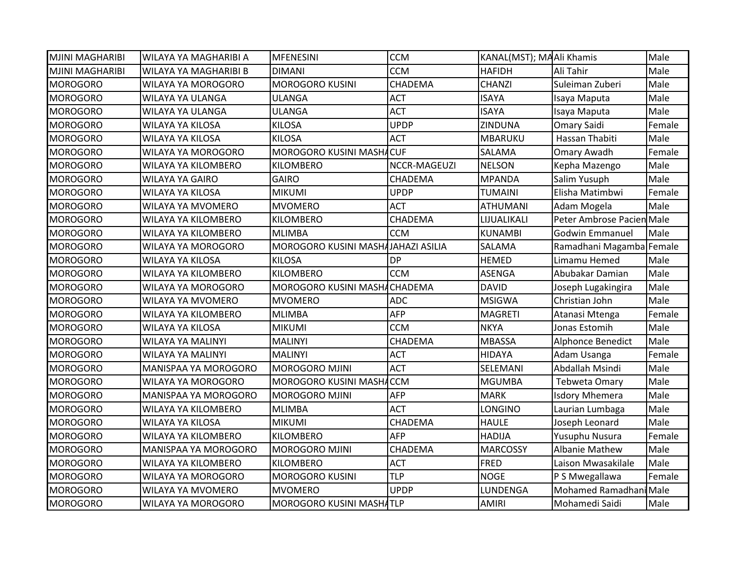| | | | | | | |
|---|---|---|---|---|---|---|
| MJINI MAGHARIBI | WILAYA YA MAGHARIBI A | MFENESINI | CCM | KANAL(MST); MA | Ali Khamis | Male |
| MJINI MAGHARIBI | WILAYA YA MAGHARIBI B | DIMANI | CCM | HAFIDH | Ali Tahir | Male |
| MOROGORO | WILAYA YA MOROGORO | MOROGORO KUSINI | CHADEMA | CHANZI | Suleiman Zuberi | Male |
| MOROGORO | WILAYA YA ULANGA | ULANGA | ACT | ISAYA | Isaya Maputa | Male |
| MOROGORO | WILAYA YA ULANGA | ULANGA | ACT | ISAYA | Isaya Maputa | Male |
| MOROGORO | WILAYA YA KILOSA | KILOSA | UPDP | ZINDUNA | Omary Saidi | Female |
| MOROGORO | WILAYA YA KILOSA | KILOSA | ACT | MBARUKU | Hassan Thabiti | Male |
| MOROGORO | WILAYA YA MOROGORO | MOROGORO KUSINI MASHA | CUF | SALAMA | Omary Awadh | Female |
| MOROGORO | WILAYA YA KILOMBERO | KILOMBERO | NCCR-MAGEUZI | NELSON | Kepha Mazengo | Male |
| MOROGORO | WILAYA YA GAIRO | GAIRO | CHADEMA | MPANDA | Salim Yusuph | Male |
| MOROGORO | WILAYA YA KILOSA | MIKUMI | UPDP | TUMAINI | Elisha Matimbwi | Female |
| MOROGORO | WILAYA YA MVOMERO | MVOMERO | ACT | ATHUMANI | Adam Mogela | Male |
| MOROGORO | WILAYA YA KILOMBERO | KILOMBERO | CHADEMA | LIJUALIKALI | Peter Ambrose Pacien | Male |
| MOROGORO | WILAYA YA KILOMBERO | MLIMBA | CCM | KUNAMBI | Godwin Emmanuel | Male |
| MOROGORO | WILAYA YA MOROGORO | MOROGORO KUSINI MASHA | JAHAZI ASILIA | SALAMA | Ramadhani Magamba | Female |
| MOROGORO | WILAYA YA KILOSA | KILOSA | DP | HEMED | Limamu Hemed | Male |
| MOROGORO | WILAYA YA KILOMBERO | KILOMBERO | CCM | ASENGA | Abubakar Damian | Male |
| MOROGORO | WILAYA YA MOROGORO | MOROGORO KUSINI MASHA | CHADEMA | DAVID | Joseph Lugakingira | Male |
| MOROGORO | WILAYA YA MVOMERO | MVOMERO | ADC | MSIGWA | Christian John | Male |
| MOROGORO | WILAYA YA KILOMBERO | MLIMBA | AFP | MAGRETI | Atanasi Mtenga | Female |
| MOROGORO | WILAYA YA KILOSA | MIKUMI | CCM | NKYA | Jonas Estomih | Male |
| MOROGORO | WILAYA YA MALINYI | MALINYI | CHADEMA | MBASSA | Alphonce Benedict | Male |
| MOROGORO | WILAYA YA MALINYI | MALINYI | ACT | HIDAYA | Adam Usanga | Female |
| MOROGORO | MANISPAA YA MOROGORO | MOROGORO MJINI | ACT | SELEMANI | Abdallah Msindi | Male |
| MOROGORO | WILAYA YA MOROGORO | MOROGORO KUSINI MASHA | CCM | MGUMBA | Tebweta Omary | Male |
| MOROGORO | MANISPAA YA MOROGORO | MOROGORO MJINI | AFP | MARK | Isdory Mhemera | Male |
| MOROGORO | WILAYA YA KILOMBERO | MLIMBA | ACT | LONGINO | Laurian Lumbaga | Male |
| MOROGORO | WILAYA YA KILOSA | MIKUMI | CHADEMA | HAULE | Joseph Leonard | Male |
| MOROGORO | WILAYA YA KILOMBERO | KILOMBERO | AFP | HADIJA | Yusuphu Nusura | Female |
| MOROGORO | MANISPAA YA MOROGORO | MOROGORO MJINI | CHADEMA | MARCOSSY | Albanie Mathew | Male |
| MOROGORO | WILAYA YA KILOMBERO | KILOMBERO | ACT | FRED | Laison Mwasakilale | Male |
| MOROGORO | WILAYA YA MOROGORO | MOROGORO KUSINI | TLP | NOGE | P S Mwegallawa | Female |
| MOROGORO | WILAYA YA MVOMERO | MVOMERO | UPDP | LUNDENGA | Mohamed Ramadhani | Male |
| MOROGORO | WILAYA YA MOROGORO | MOROGORO KUSINI MASHA | TLP | AMIRI | Mohamedi Saidi | Male |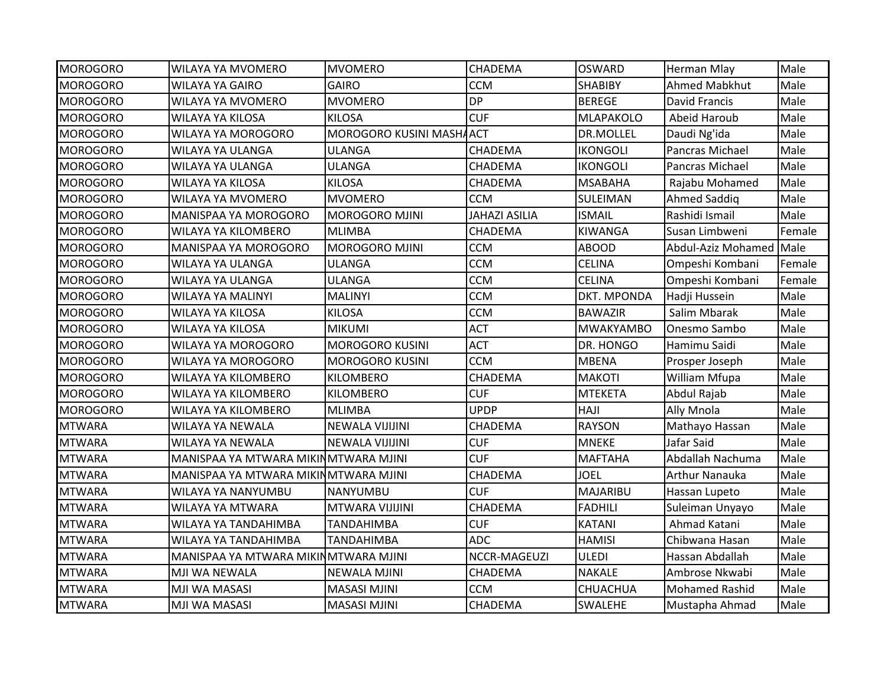| MOROGORO | WILAYA YA MVOMERO | MVOMERO | CHADEMA | OSWARD | Herman Mlay | Male |
|---|---|---|---|---|---|---|
| MOROGORO | WILAYA YA GAIRO | GAIRO | CCM | SHABIBY | Ahmed Mabkhut | Male |
| MOROGORO | WILAYA YA MVOMERO | MVOMERO | DP | BEREGE | David Francis | Male |
| MOROGORO | WILAYA YA KILOSA | KILOSA | CUF | MLAPAKOLO | Abeid Haroub | Male |
| MOROGORO | WILAYA YA MOROGORO | MOROGORO KUSINI MASHA | ACT | DR.MOLLEL | Daudi Ng'ida | Male |
| MOROGORO | WILAYA YA ULANGA | ULANGA | CHADEMA | IKONGOLI | Pancras Michael | Male |
| MOROGORO | WILAYA YA ULANGA | ULANGA | CHADEMA | IKONGOLI | Pancras Michael | Male |
| MOROGORO | WILAYA YA KILOSA | KILOSA | CHADEMA | MSABAHA | Rajabu Mohamed | Male |
| MOROGORO | WILAYA YA MVOMERO | MVOMERO | CCM | SULEIMAN | Ahmed Saddiq | Male |
| MOROGORO | MANISPAA YA MOROGORO | MOROGORO MJINI | JAHAZI ASILIA | ISMAIL | Rashidi Ismail | Male |
| MOROGORO | WILAYA YA KILOMBERO | MLIMBA | CHADEMA | KIWANGA | Susan Limbweni | Female |
| MOROGORO | MANISPAA YA MOROGORO | MOROGORO MJINI | CCM | ABOOD | Abdul-Aziz Mohamed | Male |
| MOROGORO | WILAYA YA ULANGA | ULANGA | CCM | CELINA | Ompeshi Kombani | Female |
| MOROGORO | WILAYA YA ULANGA | ULANGA | CCM | CELINA | Ompeshi Kombani | Female |
| MOROGORO | WILAYA YA MALINYI | MALINYI | CCM | DKT. MPONDA | Hadji Hussein | Male |
| MOROGORO | WILAYA YA KILOSA | KILOSA | CCM | BAWAZIR | Salim Mbarak | Male |
| MOROGORO | WILAYA YA KILOSA | MIKUMI | ACT | MWAKYAMBO | Onesmo Sambo | Male |
| MOROGORO | WILAYA YA MOROGORO | MOROGORO KUSINI | ACT | DR. HONGO | Hamimu Saidi | Male |
| MOROGORO | WILAYA YA MOROGORO | MOROGORO KUSINI | CCM | MBENA | Prosper Joseph | Male |
| MOROGORO | WILAYA YA KILOMBERO | KILOMBERO | CHADEMA | MAKOTI | William Mfupa | Male |
| MOROGORO | WILAYA YA KILOMBERO | KILOMBERO | CUF | MTEKETA | Abdul Rajab | Male |
| MOROGORO | WILAYA YA KILOMBERO | MLIMBA | UPDP | HAJI | Ally Mnola | Male |
| MTWARA | WILAYA YA NEWALA | NEWALA VIJIJINI | CHADEMA | RAYSON | Mathayo Hassan | Male |
| MTWARA | WILAYA YA NEWALA | NEWALA VIJIJINI | CUF | MNEKE | Jafar Said | Male |
| MTWARA | MANISPAA YA MTWARA MIKIN | MTWARA MJINI | CUF | MAFTAHA | Abdallah Nachuma | Male |
| MTWARA | MANISPAA YA MTWARA MIKIN | MTWARA MJINI | CHADEMA | JOEL | Arthur Nanauka | Male |
| MTWARA | WILAYA YA NANYUMBU | NANYUMBU | CUF | MAJARIBU | Hassan Lupeto | Male |
| MTWARA | WILAYA YA MTWARA | MTWARA VIJIJINI | CHADEMA | FADHILI | Suleiman Unyayo | Male |
| MTWARA | WILAYA YA TANDAHIMBA | TANDAHIMBA | CUF | KATANI | Ahmad Katani | Male |
| MTWARA | WILAYA YA TANDAHIMBA | TANDAHIMBA | ADC | HAMISI | Chibwana Hasan | Male |
| MTWARA | MANISPAA YA MTWARA MIKIN | MTWARA MJINI | NCCR-MAGEUZI | ULEDI | Hassan Abdallah | Male |
| MTWARA | MJI WA NEWALA | NEWALA MJINI | CHADEMA | NAKALE | Ambrose Nkwabi | Male |
| MTWARA | MJI WA MASASI | MASASI MJINI | CCM | CHUACHUA | Mohamed Rashid | Male |
| MTWARA | MJI WA MASASI | MASASI MJINI | CHADEMA | SWALEHE | Mustapha Ahmad | Male |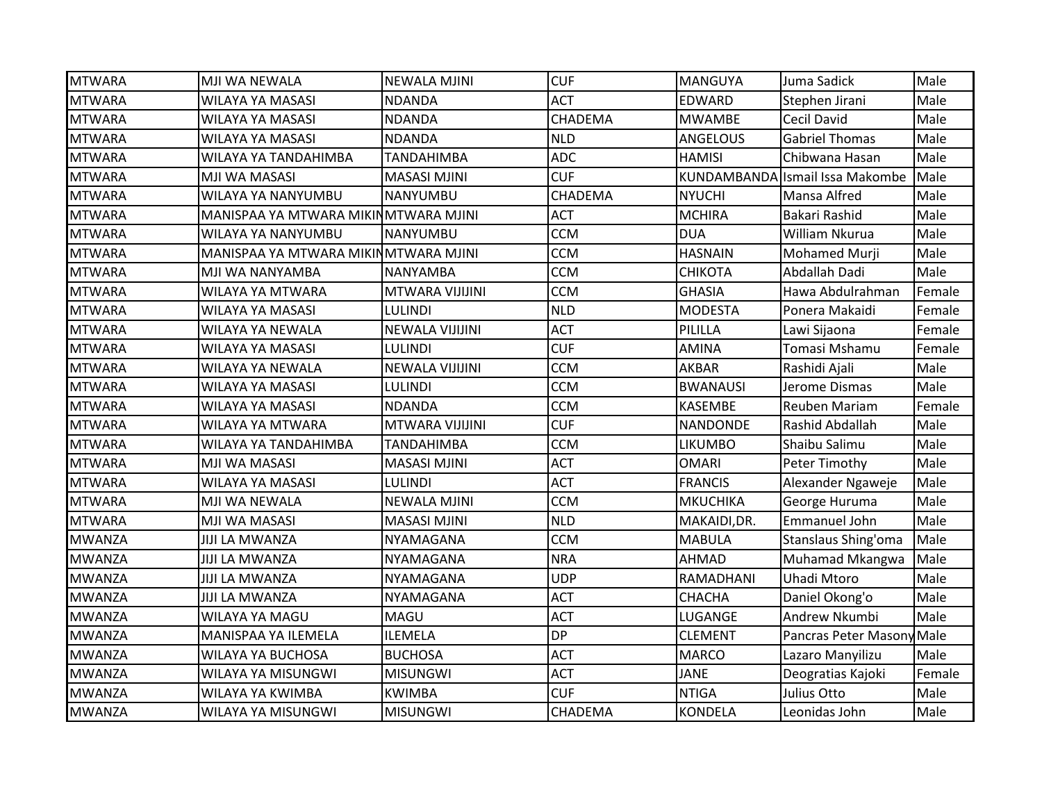| MTWARA | MJI WA NEWALA | NEWALA MJINI | CUF | MANGUYA | Juma Sadick | Male |
|---|---|---|---|---|---|---|
| MTWARA | WILAYA YA MASASI | NDANDA | ACT | EDWARD | Stephen Jirani | Male |
| MTWARA | WILAYA YA MASASI | NDANDA | CHADEMA | MWAMBE | Cecil David | Male |
| MTWARA | WILAYA YA MASASI | NDANDA | NLD | ANGELOUS | Gabriel Thomas | Male |
| MTWARA | WILAYA YA TANDAHIMBA | TANDAHIMBA | ADC | HAMISI | Chibwana Hasan | Male |
| MTWARA | MJI WA MASASI | MASASI MJINI | CUF | KUNDAMBANDA | Ismail Issa Makombe | Male |
| MTWARA | WILAYA YA NANYUMBU | NANYUMBU | CHADEMA | NYUCHI | Mansa Alfred | Male |
| MTWARA | MANISPAA YA MTWARA MIKIN | MTWARA MJINI | ACT | MCHIRA | Bakari Rashid | Male |
| MTWARA | WILAYA YA NANYUMBU | NANYUMBU | CCM | DUA | William Nkurua | Male |
| MTWARA | MANISPAA YA MTWARA MIKIN | MTWARA MJINI | CCM | HASNAIN | Mohamed Murji | Male |
| MTWARA | MJI WA NANYAMBA | NANYAMBA | CCM | CHIKOTA | Abdallah Dadi | Male |
| MTWARA | WILAYA YA MTWARA | MTWARA VIJIJINI | CCM | GHASIA | Hawa Abdulrahman | Female |
| MTWARA | WILAYA YA MASASI | LULINDI | NLD | MODESTA | Ponera Makaidi | Female |
| MTWARA | WILAYA YA NEWALA | NEWALA VIJIJINI | ACT | PILILLA | Lawi Sijaona | Female |
| MTWARA | WILAYA YA MASASI | LULINDI | CUF | AMINA | Tomasi Mshamu | Female |
| MTWARA | WILAYA YA NEWALA | NEWALA VIJIJINI | CCM | AKBAR | Rashidi Ajali | Male |
| MTWARA | WILAYA YA MASASI | LULINDI | CCM | BWANAUSI | Jerome Dismas | Male |
| MTWARA | WILAYA YA MASASI | NDANDA | CCM | KASEMBE | Reuben Mariam | Female |
| MTWARA | WILAYA YA MTWARA | MTWARA VIJIJINI | CUF | NANDONDE | Rashid Abdallah | Male |
| MTWARA | WILAYA YA TANDAHIMBA | TANDAHIMBA | CCM | LIKUMBO | Shaibu Salimu | Male |
| MTWARA | MJI WA MASASI | MASASI MJINI | ACT | OMARI | Peter Timothy | Male |
| MTWARA | WILAYA YA MASASI | LULINDI | ACT | FRANCIS | Alexander Ngaweje | Male |
| MTWARA | MJI WA NEWALA | NEWALA MJINI | CCM | MKUCHIKA | George Huruma | Male |
| MTWARA | MJI WA MASASI | MASASI MJINI | NLD | MAKAIDI,DR. | Emmanuel John | Male |
| MWANZA | JIJI LA MWANZA | NYAMAGANA | CCM | MABULA | Stanslaus Shing'oma | Male |
| MWANZA | JIJI LA MWANZA | NYAMAGANA | NRA | AHMAD | Muhamad Mkangwa | Male |
| MWANZA | JIJI LA MWANZA | NYAMAGANA | UDP | RAMADHANI | Uhadi Mtoro | Male |
| MWANZA | JIJI LA MWANZA | NYAMAGANA | ACT | CHACHA | Daniel Okong'o | Male |
| MWANZA | WILAYA YA MAGU | MAGU | ACT | LUGANGE | Andrew Nkumbi | Male |
| MWANZA | MANISPAA YA ILEMELA | ILEMELA | DP | CLEMENT | Pancras Peter Masony | Male |
| MWANZA | WILAYA YA BUCHOSA | BUCHOSA | ACT | MARCO | Lazaro Manyilizu | Male |
| MWANZA | WILAYA YA MISUNGWI | MISUNGWI | ACT | JANE | Deogratias Kajoki | Female |
| MWANZA | WILAYA YA KWIMBA | KWIMBA | CUF | NTIGA | Julius Otto | Male |
| MWANZA | WILAYA YA MISUNGWI | MISUNGWI | CHADEMA | KONDELA | Leonidas John | Male |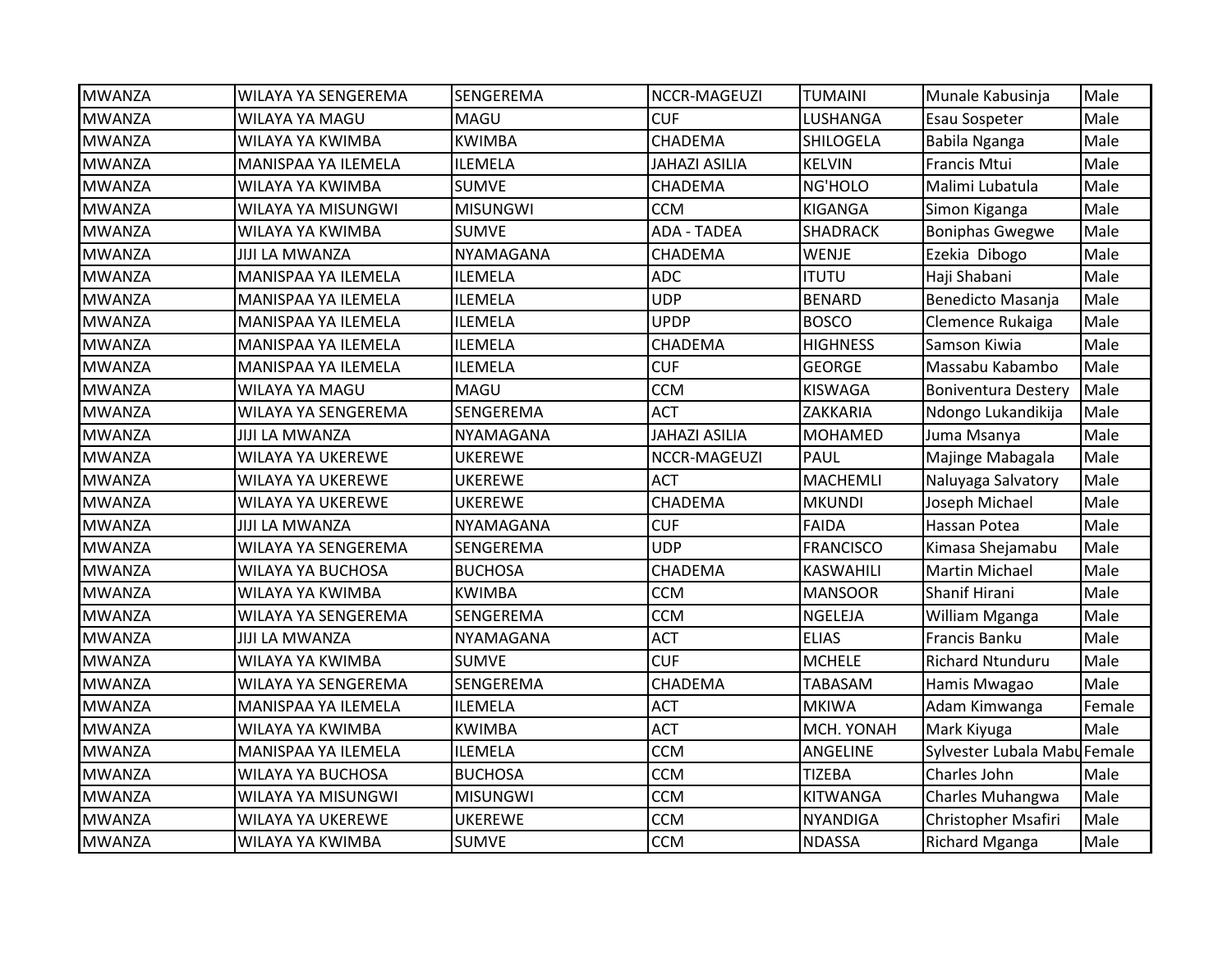| MWANZA | WILAYA YA SENGEREMA | SENGEREMA | NCCR-MAGEUZI | TUMAINI | Munale Kabusinja | Male |
|---|---|---|---|---|---|---|
| MWANZA | WILAYA YA MAGU | MAGU | CUF | LUSHANGA | Esau Sospeter | Male |
| MWANZA | WILAYA YA KWIMBA | KWIMBA | CHADEMA | SHILOGELA | Babila Nganga | Male |
| MWANZA | MANISPAA YA ILEMELA | ILEMELA | JAHAZI ASILIA | KELVIN | Francis Mtui | Male |
| MWANZA | WILAYA YA KWIMBA | SUMVE | CHADEMA | NG'HOLO | Malimi Lubatula | Male |
| MWANZA | WILAYA YA MISUNGWI | MISUNGWI | CCM | KIGANGA | Simon Kiganga | Male |
| MWANZA | WILAYA YA KWIMBA | SUMVE | ADA - TADEA | SHADRACK | Boniphas Gwegwe | Male |
| MWANZA | JIJI LA MWANZA | NYAMAGANA | CHADEMA | WENJE | Ezekia Dibogo | Male |
| MWANZA | MANISPAA YA ILEMELA | ILEMELA | ADC | ITUTU | Haji Shabani | Male |
| MWANZA | MANISPAA YA ILEMELA | ILEMELA | UDP | BENARD | Benedicto Masanja | Male |
| MWANZA | MANISPAA YA ILEMELA | ILEMELA | UPDP | BOSCO | Clemence Rukaiga | Male |
| MWANZA | MANISPAA YA ILEMELA | ILEMELA | CHADEMA | HIGHNESS | Samson Kiwia | Male |
| MWANZA | MANISPAA YA ILEMELA | ILEMELA | CUF | GEORGE | Massabu Kabambo | Male |
| MWANZA | WILAYA YA MAGU | MAGU | CCM | KISWAGA | Boniventura Destery | Male |
| MWANZA | WILAYA YA SENGEREMA | SENGEREMA | ACT | ZAKKARIA | Ndongo Lukandikija | Male |
| MWANZA | JIJI LA MWANZA | NYAMAGANA | JAHAZI ASILIA | MOHAMED | Juma Msanya | Male |
| MWANZA | WILAYA YA UKEREWE | UKEREWE | NCCR-MAGEUZI | PAUL | Majinge Mabagala | Male |
| MWANZA | WILAYA YA UKEREWE | UKEREWE | ACT | MACHEMLI | Naluyaga Salvatory | Male |
| MWANZA | WILAYA YA UKEREWE | UKEREWE | CHADEMA | MKUNDI | Joseph Michael | Male |
| MWANZA | JIJI LA MWANZA | NYAMAGANA | CUF | FAIDA | Hassan Potea | Male |
| MWANZA | WILAYA YA SENGEREMA | SENGEREMA | UDP | FRANCISCO | Kimasa Shejamabu | Male |
| MWANZA | WILAYA YA BUCHOSA | BUCHOSA | CHADEMA | KASWAHILI | Martin Michael | Male |
| MWANZA | WILAYA YA KWIMBA | KWIMBA | CCM | MANSOOR | Shanif Hirani | Male |
| MWANZA | WILAYA YA SENGEREMA | SENGEREMA | CCM | NGELEJA | William Mganga | Male |
| MWANZA | JIJI LA MWANZA | NYAMAGANA | ACT | ELIAS | Francis Banku | Male |
| MWANZA | WILAYA YA KWIMBA | SUMVE | CUF | MCHELE | Richard Ntunduru | Male |
| MWANZA | WILAYA YA SENGEREMA | SENGEREMA | CHADEMA | TABASAM | Hamis Mwagao | Male |
| MWANZA | MANISPAA YA ILEMELA | ILEMELA | ACT | MKIWA | Adam Kimwanga | Female |
| MWANZA | WILAYA YA KWIMBA | KWIMBA | ACT | MCH. YONAH | Mark Kiyuga | Male |
| MWANZA | MANISPAA YA ILEMELA | ILEMELA | CCM | ANGELINE | Sylvester Lubala Mabu | Female |
| MWANZA | WILAYA YA BUCHOSA | BUCHOSA | CCM | TIZEBA | Charles John | Male |
| MWANZA | WILAYA YA MISUNGWI | MISUNGWI | CCM | KITWANGA | Charles Muhangwa | Male |
| MWANZA | WILAYA YA UKEREWE | UKEREWE | CCM | NYANDIGA | Christopher Msafiri | Male |
| MWANZA | WILAYA YA KWIMBA | SUMVE | CCM | NDASSA | Richard Mganga | Male |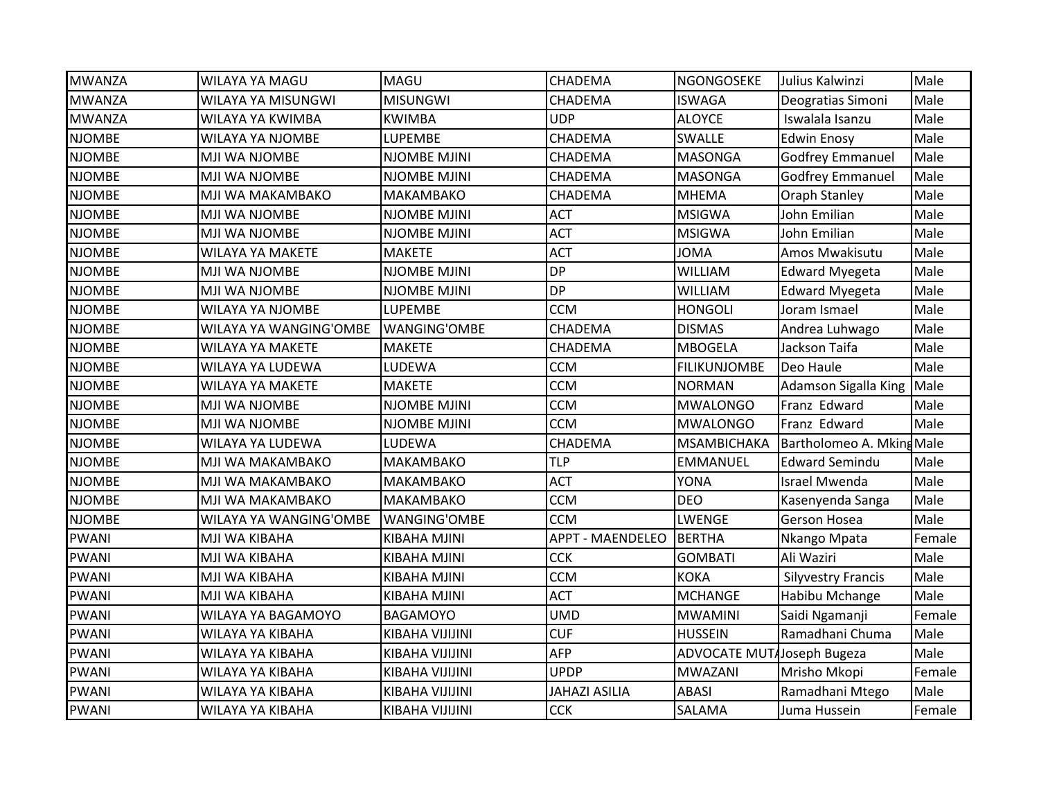| | | | | | | |
|---|---|---|---|---|---|---|
| MWANZA | WILAYA YA MAGU | MAGU | CHADEMA | NGONGOSEKE | Julius Kalwinzi | Male |
| MWANZA | WILAYA YA MISUNGWI | MISUNGWI | CHADEMA | ISWAGA | Deogratias Simoni | Male |
| MWANZA | WILAYA YA KWIMBA | KWIMBA | UDP | ALOYCE | Iswalala Isanzu | Male |
| NJOMBE | WILAYA YA NJOMBE | LUPEMBE | CHADEMA | SWALLE | Edwin Enosy | Male |
| NJOMBE | MJI WA NJOMBE | NJOMBE MJINI | CHADEMA | MASONGA | Godfrey Emmanuel | Male |
| NJOMBE | MJI WA NJOMBE | NJOMBE MJINI | CHADEMA | MASONGA | Godfrey Emmanuel | Male |
| NJOMBE | MJI WA MAKAMBAKO | MAKAMBAKO | CHADEMA | MHEMA | Oraph Stanley | Male |
| NJOMBE | MJI WA NJOMBE | NJOMBE MJINI | ACT | MSIGWA | John Emilian | Male |
| NJOMBE | MJI WA NJOMBE | NJOMBE MJINI | ACT | MSIGWA | John Emilian | Male |
| NJOMBE | WILAYA YA MAKETE | MAKETE | ACT | JOMA | Amos Mwakisutu | Male |
| NJOMBE | MJI WA NJOMBE | NJOMBE MJINI | DP | WILLIAM | Edward Myegeta | Male |
| NJOMBE | MJI WA NJOMBE | NJOMBE MJINI | DP | WILLIAM | Edward Myegeta | Male |
| NJOMBE | WILAYA YA NJOMBE | LUPEMBE | CCM | HONGOLI | Joram Ismael | Male |
| NJOMBE | WILAYA YA WANGING'OMBE | WANGING'OMBE | CHADEMA | DISMAS | Andrea Luhwago | Male |
| NJOMBE | WILAYA YA MAKETE | MAKETE | CHADEMA | MBOGELA | Jackson Taifa | Male |
| NJOMBE | WILAYA YA LUDEWA | LUDEWA | CCM | FILIKUNJOMBE | Deo Haule | Male |
| NJOMBE | WILAYA YA MAKETE | MAKETE | CCM | NORMAN | Adamson Sigalla King | Male |
| NJOMBE | MJI WA NJOMBE | NJOMBE MJINI | CCM | MWALONGO | Franz Edward | Male |
| NJOMBE | MJI WA NJOMBE | NJOMBE MJINI | CCM | MWALONGO | Franz Edward | Male |
| NJOMBE | WILAYA YA LUDEWA | LUDEWA | CHADEMA | MSAMBICHAKA | Bartholomeo A. Mking | Male |
| NJOMBE | MJI WA MAKAMBAKO | MAKAMBAKO | TLP | EMMANUEL | Edward Semindu | Male |
| NJOMBE | MJI WA MAKAMBAKO | MAKAMBAKO | ACT | YONA | Israel Mwenda | Male |
| NJOMBE | MJI WA MAKAMBAKO | MAKAMBAKO | CCM | DEO | Kasenyenda Sanga | Male |
| NJOMBE | WILAYA YA WANGING'OMBE | WANGING'OMBE | CCM | LWENGE | Gerson Hosea | Male |
| PWANI | MJI WA KIBAHA | KIBAHA MJINI | APPT - MAENDELEO | BERTHA | Nkango Mpata | Female |
| PWANI | MJI WA KIBAHA | KIBAHA MJINI | CCK | GOMBATI | Ali Waziri | Male |
| PWANI | MJI WA KIBAHA | KIBAHA MJINI | CCM | KOKA | Silyvestry Francis | Male |
| PWANI | MJI WA KIBAHA | KIBAHA MJINI | ACT | MCHANGE | Habibu Mchange | Male |
| PWANI | WILAYA YA BAGAMOYO | BAGAMOYO | UMD | MWAMINI | Saidi Ngamanji | Female |
| PWANI | WILAYA YA KIBAHA | KIBAHA VIJIJINI | CUF | HUSSEIN | Ramadhani Chuma | Male |
| PWANI | WILAYA YA KIBAHA | KIBAHA VIJIJINI | AFP | ADVOCATE MUTA | Joseph Bugeza | Male |
| PWANI | WILAYA YA KIBAHA | KIBAHA VIJIJINI | UPDP | MWAZANI | Mrisho Mkopi | Female |
| PWANI | WILAYA YA KIBAHA | KIBAHA VIJIJINI | JAHAZI ASILIA | ABASI | Ramadhani Mtego | Male |
| PWANI | WILAYA YA KIBAHA | KIBAHA VIJIJINI | CCK | SALAMA | Juma Hussein | Female |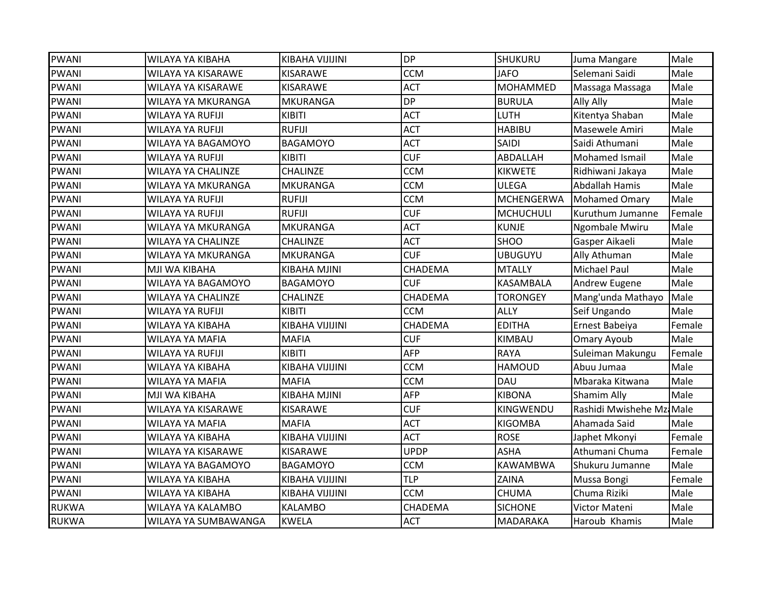| PWANI | WILAYA YA KIBAHA | KIBAHA VIJIJINI | DP | SHUKURU | Juma Mangare | Male |
|---|---|---|---|---|---|---|
| PWANI | WILAYA YA KISARAWE | KISARAWE | CCM | JAFO | Selemani Saidi | Male |
| PWANI | WILAYA YA KISARAWE | KISARAWE | ACT | MOHAMMED | Massaga Massaga | Male |
| PWANI | WILAYA YA MKURANGA | MKURANGA | DP | BURULA | Ally Ally | Male |
| PWANI | WILAYA YA RUFIJI | KIBITI | ACT | LUTH | Kitentya Shaban | Male |
| PWANI | WILAYA YA RUFIJI | RUFIJI | ACT | HABIBU | Masewele Amiri | Male |
| PWANI | WILAYA YA BAGAMOYO | BAGAMOYO | ACT | SAIDI | Saidi Athumani | Male |
| PWANI | WILAYA YA RUFIJI | KIBITI | CUF | ABDALLAH | Mohamed Ismail | Male |
| PWANI | WILAYA YA CHALINZE | CHALINZE | CCM | KIKWETE | Ridhiwani Jakaya | Male |
| PWANI | WILAYA YA MKURANGA | MKURANGA | CCM | ULEGA | Abdallah Hamis | Male |
| PWANI | WILAYA YA RUFIJI | RUFIJI | CCM | MCHENGERWA | Mohamed Omary | Male |
| PWANI | WILAYA YA RUFIJI | RUFIJI | CUF | MCHUCHULI | Kuruthum Jumanne | Female |
| PWANI | WILAYA YA MKURANGA | MKURANGA | ACT | KUNJE | Ngombale Mwiru | Male |
| PWANI | WILAYA YA CHALINZE | CHALINZE | ACT | SHOO | Gasper Aikaeli | Male |
| PWANI | WILAYA YA MKURANGA | MKURANGA | CUF | UBUGUYU | Ally Athuman | Male |
| PWANI | MJI WA KIBAHA | KIBAHA MJINI | CHADEMA | MTALLY | Michael Paul | Male |
| PWANI | WILAYA YA BAGAMOYO | BAGAMOYO | CUF | KASAMBALA | Andrew Eugene | Male |
| PWANI | WILAYA YA CHALINZE | CHALINZE | CHADEMA | TORONGEY | Mang'unda Mathayo | Male |
| PWANI | WILAYA YA RUFIJI | KIBITI | CCM | ALLY | Seif Ungando | Male |
| PWANI | WILAYA YA KIBAHA | KIBAHA VIJIJINI | CHADEMA | EDITHA | Ernest Babeiya | Female |
| PWANI | WILAYA YA MAFIA | MAFIA | CUF | KIMBAU | Omary Ayoub | Male |
| PWANI | WILAYA YA RUFIJI | KIBITI | AFP | RAYA | Suleiman Makungu | Female |
| PWANI | WILAYA YA KIBAHA | KIBAHA VIJIJINI | CCM | HAMOUD | Abuu Jumaa | Male |
| PWANI | WILAYA YA MAFIA | MAFIA | CCM | DAU | Mbaraka Kitwana | Male |
| PWANI | MJI WA KIBAHA | KIBAHA MJINI | AFP | KIBONA | Shamim Ally | Male |
| PWANI | WILAYA YA KISARAWE | KISARAWE | CUF | KINGWENDU | Rashidi Mwishehe Mz | Male |
| PWANI | WILAYA YA MAFIA | MAFIA | ACT | KIGOMBA | Ahamada Said | Male |
| PWANI | WILAYA YA KIBAHA | KIBAHA VIJIJINI | ACT | ROSE | Japhet Mkonyi | Female |
| PWANI | WILAYA YA KISARAWE | KISARAWE | UPDP | ASHA | Athumani Chuma | Female |
| PWANI | WILAYA YA BAGAMOYO | BAGAMOYO | CCM | KAWAMBWA | Shukuru Jumanne | Male |
| PWANI | WILAYA YA KIBAHA | KIBAHA VIJIJINI | TLP | ZAINA | Mussa Bongi | Female |
| PWANI | WILAYA YA KIBAHA | KIBAHA VIJIJINI | CCM | CHUMA | Chuma Riziki | Male |
| RUKWA | WILAYA YA KALAMBO | KALAMBO | CHADEMA | SICHONE | Victor Mateni | Male |
| RUKWA | WILAYA YA SUMBAWANGA | KWELA | ACT | MADARAKA | Haroub Khamis | Male |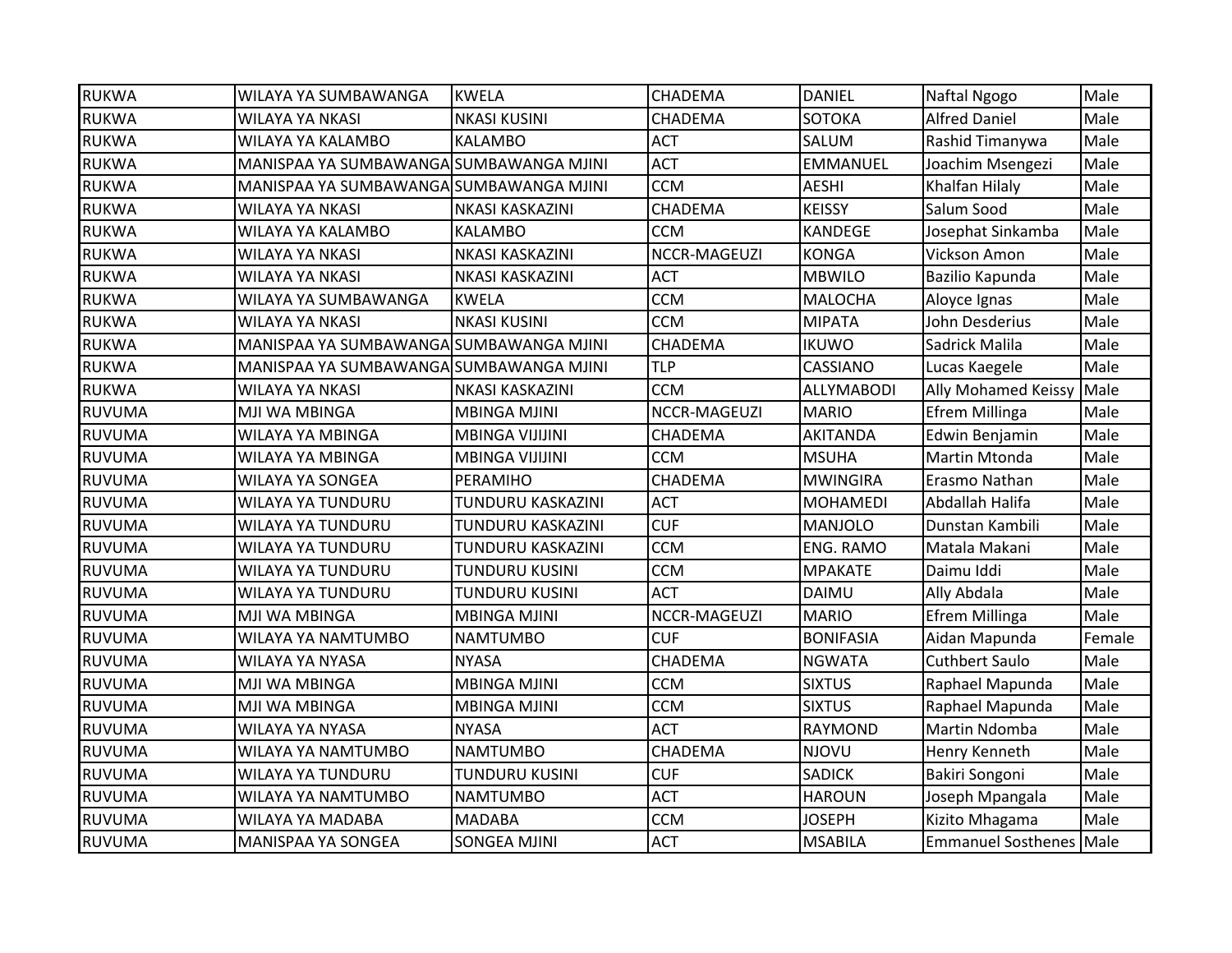| RUKWA | WILAYA YA SUMBAWANGA | KWELA | CHADEMA | DANIEL | Naftal Ngogo | Male |
|---|---|---|---|---|---|---|
| RUKWA | WILAYA YA NKASI | NKASI KUSINI | CHADEMA | SOTOKA | Alfred Daniel | Male |
| RUKWA | WILAYA YA KALAMBO | KALAMBO | ACT | SALUM | Rashid Timanywa | Male |
| RUKWA | MANISPAA YA SUMBAWANGA | SUMBAWANGA MJINI | ACT | EMMANUEL | Joachim Msengezi | Male |
| RUKWA | MANISPAA YA SUMBAWANGA | SUMBAWANGA MJINI | CCM | AESHI | Khalfan Hilaly | Male |
| RUKWA | WILAYA YA NKASI | NKASI KASKAZINI | CHADEMA | KEISSY | Salum Sood | Male |
| RUKWA | WILAYA YA KALAMBO | KALAMBO | CCM | KANDEGE | Josephat Sinkamba | Male |
| RUKWA | WILAYA YA NKASI | NKASI KASKAZINI | NCCR-MAGEUZI | KONGA | Vickson Amon | Male |
| RUKWA | WILAYA YA NKASI | NKASI KASKAZINI | ACT | MBWILO | Bazilio Kapunda | Male |
| RUKWA | WILAYA YA SUMBAWANGA | KWELA | CCM | MALOCHA | Aloyce Ignas | Male |
| RUKWA | WILAYA YA NKASI | NKASI KUSINI | CCM | MIPATA | John Desderius | Male |
| RUKWA | MANISPAA YA SUMBAWANGA | SUMBAWANGA MJINI | CHADEMA | IKUWO | Sadrick Malila | Male |
| RUKWA | MANISPAA YA SUMBAWANGA | SUMBAWANGA MJINI | TLP | CASSIANO | Lucas Kaegele | Male |
| RUKWA | WILAYA YA NKASI | NKASI KASKAZINI | CCM | ALLYMABODI | Ally Mohamed Keissy | Male |
| RUVUMA | MJI WA MBINGA | MBINGA MJINI | NCCR-MAGEUZI | MARIO | Efrem Millinga | Male |
| RUVUMA | WILAYA YA MBINGA | MBINGA VIJIJINI | CHADEMA | AKITANDA | Edwin Benjamin | Male |
| RUVUMA | WILAYA YA MBINGA | MBINGA VIJIJINI | CCM | MSUHA | Martin Mtonda | Male |
| RUVUMA | WILAYA YA SONGEA | PERAMIHO | CHADEMA | MWINGIRA | Erasmo Nathan | Male |
| RUVUMA | WILAYA YA TUNDURU | TUNDURU KASKAZINI | ACT | MOHAMEDI | Abdallah Halifa | Male |
| RUVUMA | WILAYA YA TUNDURU | TUNDURU KASKAZINI | CUF | MANJOLO | Dunstan Kambili | Male |
| RUVUMA | WILAYA YA TUNDURU | TUNDURU KASKAZINI | CCM | ENG. RAMO | Matala Makani | Male |
| RUVUMA | WILAYA YA TUNDURU | TUNDURU KUSINI | CCM | MPAKATE | Daimu Iddi | Male |
| RUVUMA | WILAYA YA TUNDURU | TUNDURU KUSINI | ACT | DAIMU | Ally Abdala | Male |
| RUVUMA | MJI WA MBINGA | MBINGA MJINI | NCCR-MAGEUZI | MARIO | Efrem Millinga | Male |
| RUVUMA | WILAYA YA NAMTUMBO | NAMTUMBO | CUF | BONIFASIA | Aidan Mapunda | Female |
| RUVUMA | WILAYA YA NYASA | NYASA | CHADEMA | NGWATA | Cuthbert Saulo | Male |
| RUVUMA | MJI WA MBINGA | MBINGA MJINI | CCM | SIXTUS | Raphael Mapunda | Male |
| RUVUMA | MJI WA MBINGA | MBINGA MJINI | CCM | SIXTUS | Raphael Mapunda | Male |
| RUVUMA | WILAYA YA NYASA | NYASA | ACT | RAYMOND | Martin Ndomba | Male |
| RUVUMA | WILAYA YA NAMTUMBO | NAMTUMBO | CHADEMA | NJOVU | Henry Kenneth | Male |
| RUVUMA | WILAYA YA TUNDURU | TUNDURU KUSINI | CUF | SADICK | Bakiri Songoni | Male |
| RUVUMA | WILAYA YA NAMTUMBO | NAMTUMBO | ACT | HAROUN | Joseph Mpangala | Male |
| RUVUMA | WILAYA YA MADABA | MADABA | CCM | JOSEPH | Kizito Mhagama | Male |
| RUVUMA | MANISPAA YA SONGEA | SONGEA MJINI | ACT | MSABILA | Emmanuel Sosthenes | Male |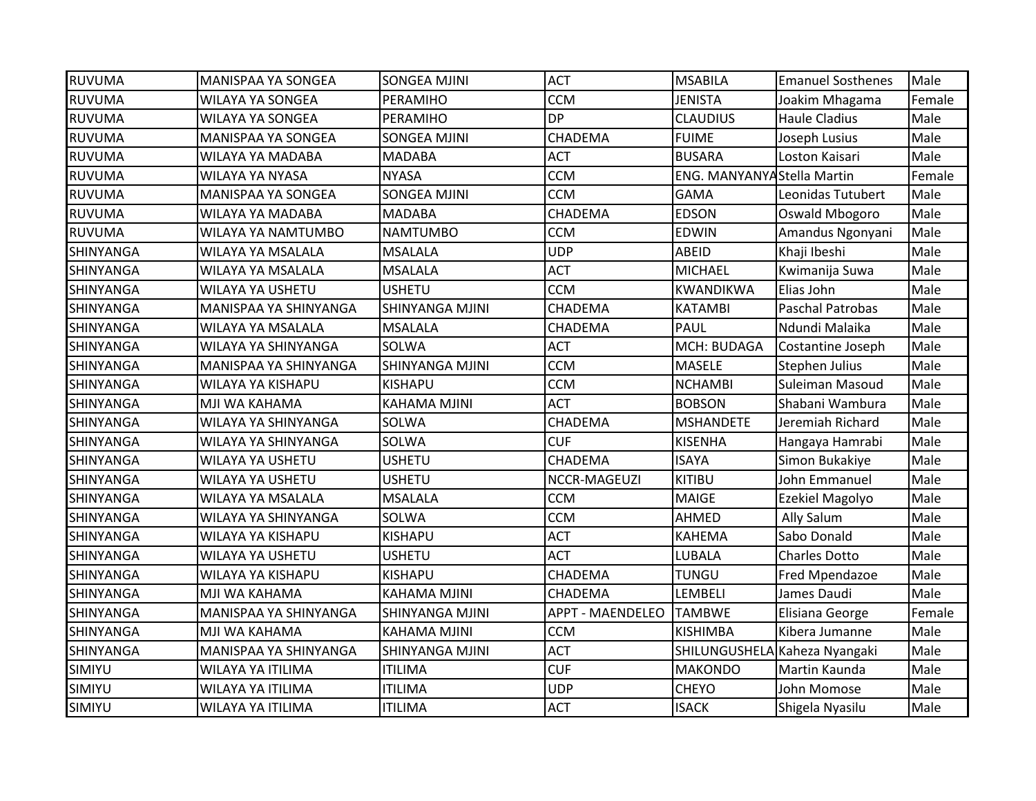| RUVUMA | MANISPAA YA SONGEA | SONGEA MJINI | ACT | MSABILA | Emanuel Sosthenes | Male |
|---|---|---|---|---|---|---|
| RUVUMA | WILAYA YA SONGEA | PERAMIHO | CCM | JENISTA | Joakim Mhagama | Female |
| RUVUMA | WILAYA YA SONGEA | PERAMIHO | DP | CLAUDIUS | Haule Cladius | Male |
| RUVUMA | MANISPAA YA SONGEA | SONGEA MJINI | CHADEMA | FUIME | Joseph Lusius | Male |
| RUVUMA | WILAYA YA MADABA | MADABA | ACT | BUSARA | Loston Kaisari | Male |
| RUVUMA | WILAYA YA NYASA | NYASA | CCM | ENG. MANYANYA | Stella Martin | Female |
| RUVUMA | MANISPAA YA SONGEA | SONGEA MJINI | CCM | GAMA | Leonidas Tutubert | Male |
| RUVUMA | WILAYA YA MADABA | MADABA | CHADEMA | EDSON | Oswald Mbogoro | Male |
| RUVUMA | WILAYA YA NAMTUMBO | NAMTUMBO | CCM | EDWIN | Amandus Ngonyani | Male |
| SHINYANGA | WILAYA YA MSALALA | MSALALA | UDP | ABEID | Khaji Ibeshi | Male |
| SHINYANGA | WILAYA YA MSALALA | MSALALA | ACT | MICHAEL | Kwimanija Suwa | Male |
| SHINYANGA | WILAYA YA USHETU | USHETU | CCM | KWANDIKWA | Elias John | Male |
| SHINYANGA | MANISPAA YA SHINYANGA | SHINYANGA MJINI | CHADEMA | KATAMBI | Paschal Patrobas | Male |
| SHINYANGA | WILAYA YA MSALALA | MSALALA | CHADEMA | PAUL | Ndundi Malaika | Male |
| SHINYANGA | WILAYA YA SHINYANGA | SOLWA | ACT | MCH: BUDAGA | Costantine Joseph | Male |
| SHINYANGA | MANISPAA YA SHINYANGA | SHINYANGA MJINI | CCM | MASELE | Stephen Julius | Male |
| SHINYANGA | WILAYA YA KISHAPU | KISHAPU | CCM | NCHAMBI | Suleiman Masoud | Male |
| SHINYANGA | MJI WA KAHAMA | KAHAMA MJINI | ACT | BOBSON | Shabani Wambura | Male |
| SHINYANGA | WILAYA YA SHINYANGA | SOLWA | CHADEMA | MSHANDETE | Jeremiah Richard | Male |
| SHINYANGA | WILAYA YA SHINYANGA | SOLWA | CUF | KISENHA | Hangaya Hamrabi | Male |
| SHINYANGA | WILAYA YA USHETU | USHETU | CHADEMA | ISAYA | Simon Bukakiye | Male |
| SHINYANGA | WILAYA YA USHETU | USHETU | NCCR-MAGEUZI | KITIBU | John Emmanuel | Male |
| SHINYANGA | WILAYA YA MSALALA | MSALALA | CCM | MAIGE | Ezekiel Magolyo | Male |
| SHINYANGA | WILAYA YA SHINYANGA | SOLWA | CCM | AHMED | Ally Salum | Male |
| SHINYANGA | WILAYA YA KISHAPU | KISHAPU | ACT | KAHEMA | Sabo Donald | Male |
| SHINYANGA | WILAYA YA USHETU | USHETU | ACT | LUBALA | Charles Dotto | Male |
| SHINYANGA | WILAYA YA KISHAPU | KISHAPU | CHADEMA | TUNGU | Fred Mpendazoe | Male |
| SHINYANGA | MJI WA KAHAMA | KAHAMA MJINI | CHADEMA | LEMBELI | James Daudi | Male |
| SHINYANGA | MANISPAA YA SHINYANGA | SHINYANGA MJINI | APPT - MAENDELEO | TAMBWE | Elisiana George | Female |
| SHINYANGA | MJI WA KAHAMA | KAHAMA MJINI | CCM | KISHIMBA | Kibera Jumanne | Male |
| SHINYANGA | MANISPAA YA SHINYANGA | SHINYANGA MJINI | ACT | SHILUNGUSHELA | Kaheza Nyangaki | Male |
| SIMIYU | WILAYA YA ITILIMA | ITILIMA | CUF | MAKONDO | Martin Kaunda | Male |
| SIMIYU | WILAYA YA ITILIMA | ITILIMA | UDP | CHEYO | John Momose | Male |
| SIMIYU | WILAYA YA ITILIMA | ITILIMA | ACT | ISACK | Shigela Nyasilu | Male |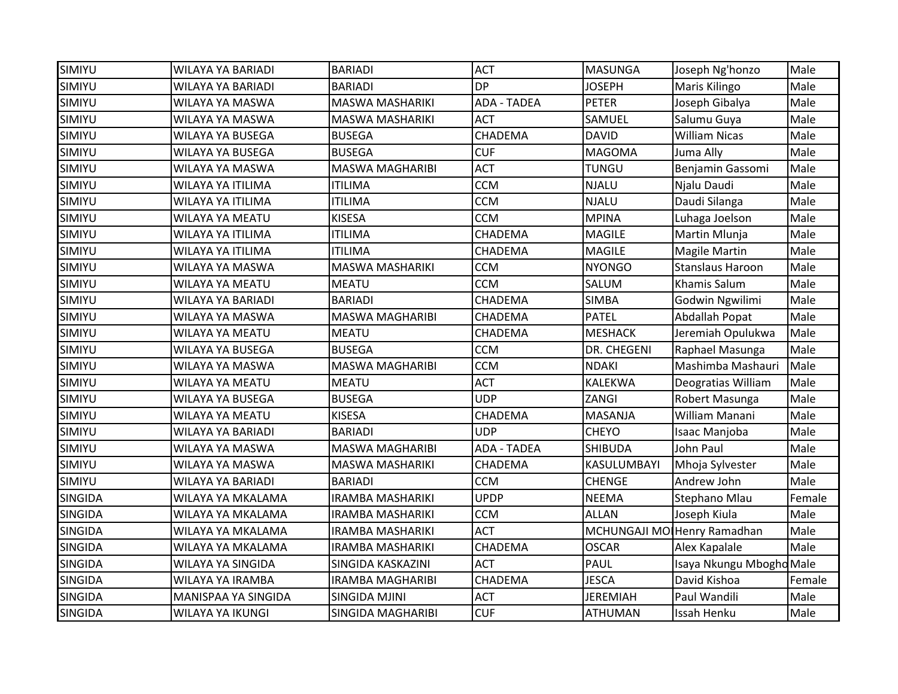| | | | | | | |
|---|---|---|---|---|---|---|
| SIMIYU | WILAYA YA BARIADI | BARIADI | ACT | MASUNGA | Joseph Ng'honzo | Male |
| SIMIYU | WILAYA YA BARIADI | BARIADI | DP | JOSEPH | Maris Kilingo | Male |
| SIMIYU | WILAYA YA MASWA | MASWA MASHARIKI | ADA - TADEA | PETER | Joseph Gibalya | Male |
| SIMIYU | WILAYA YA MASWA | MASWA MASHARIKI | ACT | SAMUEL | Salumu Guya | Male |
| SIMIYU | WILAYA YA BUSEGA | BUSEGA | CHADEMA | DAVID | William Nicas | Male |
| SIMIYU | WILAYA YA BUSEGA | BUSEGA | CUF | MAGOMA | Juma Ally | Male |
| SIMIYU | WILAYA YA MASWA | MASWA MAGHARIBI | ACT | TUNGU | Benjamin Gassomi | Male |
| SIMIYU | WILAYA YA ITILIMA | ITILIMA | CCM | NJALU | Njalu Daudi | Male |
| SIMIYU | WILAYA YA ITILIMA | ITILIMA | CCM | NJALU | Daudi Silanga | Male |
| SIMIYU | WILAYA YA MEATU | KISESA | CCM | MPINA | Luhaga Joelson | Male |
| SIMIYU | WILAYA YA ITILIMA | ITILIMA | CHADEMA | MAGILE | Martin Mlunja | Male |
| SIMIYU | WILAYA YA ITILIMA | ITILIMA | CHADEMA | MAGILE | Magile Martin | Male |
| SIMIYU | WILAYA YA MASWA | MASWA MASHARIKI | CCM | NYONGO | Stanslaus Haroon | Male |
| SIMIYU | WILAYA YA MEATU | MEATU | CCM | SALUM | Khamis Salum | Male |
| SIMIYU | WILAYA YA BARIADI | BARIADI | CHADEMA | SIMBA | Godwin Ngwilimi | Male |
| SIMIYU | WILAYA YA MASWA | MASWA MAGHARIBI | CHADEMA | PATEL | Abdallah Popat | Male |
| SIMIYU | WILAYA YA MEATU | MEATU | CHADEMA | MESHACK | Jeremiah Opulukwa | Male |
| SIMIYU | WILAYA YA BUSEGA | BUSEGA | CCM | DR. CHEGENI | Raphael Masunga | Male |
| SIMIYU | WILAYA YA MASWA | MASWA MAGHARIBI | CCM | NDAKI | Mashimba Mashauri | Male |
| SIMIYU | WILAYA YA MEATU | MEATU | ACT | KALEKWA | Deogratias William | Male |
| SIMIYU | WILAYA YA BUSEGA | BUSEGA | UDP | ZANGI | Robert Masunga | Male |
| SIMIYU | WILAYA YA MEATU | KISESA | CHADEMA | MASANJA | William Manani | Male |
| SIMIYU | WILAYA YA BARIADI | BARIADI | UDP | CHEYO | Isaac Manjoba | Male |
| SIMIYU | WILAYA YA MASWA | MASWA MAGHARIBI | ADA - TADEA | SHIBUDA | John Paul | Male |
| SIMIYU | WILAYA YA MASWA | MASWA MASHARIKI | CHADEMA | KASULUMBAYI | Mhoja Sylvester | Male |
| SIMIYU | WILAYA YA BARIADI | BARIADI | CCM | CHENGE | Andrew John | Male |
| SINGIDA | WILAYA YA MKALAMA | IRAMBA MASHARIKI | UPDP | NEEMA | Stephano Mlau | Female |
| SINGIDA | WILAYA YA MKALAMA | IRAMBA MASHARIKI | CCM | ALLAN | Joseph Kiula | Male |
| SINGIDA | WILAYA YA MKALAMA | IRAMBA MASHARIKI | ACT | MCHUNGAJI MO | Henry Ramadhan | Male |
| SINGIDA | WILAYA YA MKALAMA | IRAMBA MASHARIKI | CHADEMA | OSCAR | Alex Kapalale | Male |
| SINGIDA | WILAYA YA SINGIDA | SINGIDA KASKAZINI | ACT | PAUL | Isaya Nkungu Mbogho | Male |
| SINGIDA | WILAYA YA IRAMBA | IRAMBA MAGHARIBI | CHADEMA | JESCA | David Kishoa | Female |
| SINGIDA | MANISPAA YA SINGIDA | SINGIDA MJINI | ACT | JEREMIAH | Paul Wandili | Male |
| SINGIDA | WILAYA YA IKUNGI | SINGIDA MAGHARIBI | CUF | ATHUMAN | Issah Henku | Male |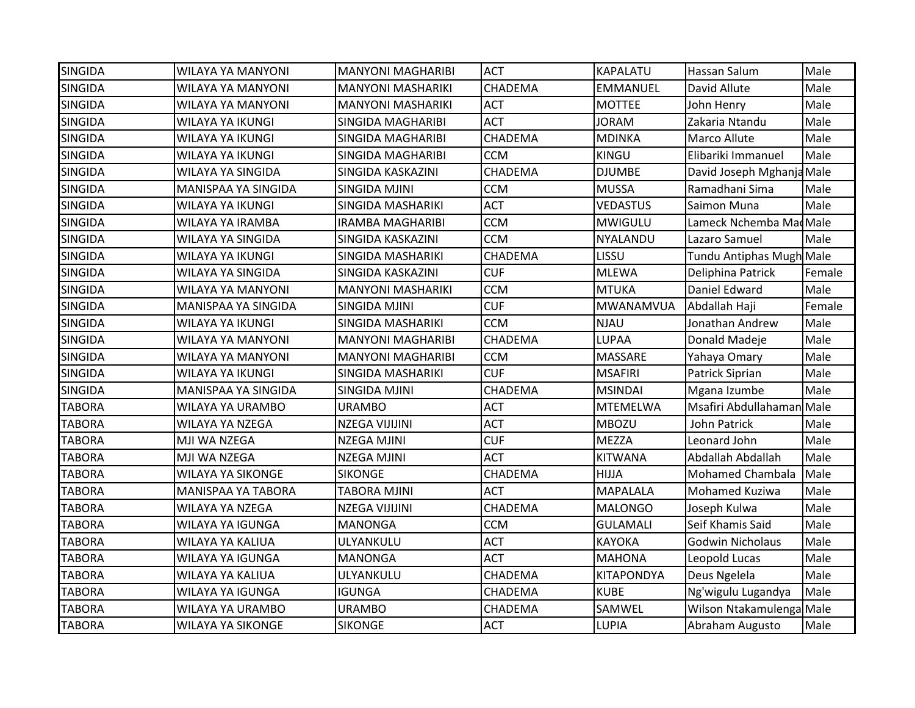| SINGIDA | WILAYA YA MANYONI | MANYONI MAGHARIBI | ACT | KAPALATU | Hassan Salum | Male |
|---|---|---|---|---|---|---|
| SINGIDA | WILAYA YA MANYONI | MANYONI MASHARIKI | CHADEMA | EMMANUEL | David Allute | Male |
| SINGIDA | WILAYA YA MANYONI | MANYONI MASHARIKI | ACT | MOTTEE | John Henry | Male |
| SINGIDA | WILAYA YA IKUNGI | SINGIDA MAGHARIBI | ACT | JORAM | Zakaria Ntandu | Male |
| SINGIDA | WILAYA YA IKUNGI | SINGIDA MAGHARIBI | CHADEMA | MDINKA | Marco Allute | Male |
| SINGIDA | WILAYA YA IKUNGI | SINGIDA MAGHARIBI | CCM | KINGU | Elibariki Immanuel | Male |
| SINGIDA | WILAYA YA SINGIDA | SINGIDA KASKAZINI | CHADEMA | DJUMBE | David Joseph Mghanja | Male |
| SINGIDA | MANISPAA YA SINGIDA | SINGIDA MJINI | CCM | MUSSA | Ramadhani Sima | Male |
| SINGIDA | WILAYA YA IKUNGI | SINGIDA MASHARIKI | ACT | VEDASTUS | Saimon Muna | Male |
| SINGIDA | WILAYA YA IRAMBA | IRAMBA MAGHARIBI | CCM | MWIGULU | Lameck Nchemba Mad | Male |
| SINGIDA | WILAYA YA SINGIDA | SINGIDA KASKAZINI | CCM | NYALANDU | Lazaro Samuel | Male |
| SINGIDA | WILAYA YA IKUNGI | SINGIDA MASHARIKI | CHADEMA | LISSU | Tundu Antiphas Mugh | Male |
| SINGIDA | WILAYA YA SINGIDA | SINGIDA KASKAZINI | CUF | MLEWA | Deliphina Patrick | Female |
| SINGIDA | WILAYA YA MANYONI | MANYONI MASHARIKI | CCM | MTUKA | Daniel Edward | Male |
| SINGIDA | MANISPAA YA SINGIDA | SINGIDA MJINI | CUF | MWANAMVUA | Abdallah Haji | Female |
| SINGIDA | WILAYA YA IKUNGI | SINGIDA MASHARIKI | CCM | NJAU | Jonathan Andrew | Male |
| SINGIDA | WILAYA YA MANYONI | MANYONI MAGHARIBI | CHADEMA | LUPAA | Donald Madeje | Male |
| SINGIDA | WILAYA YA MANYONI | MANYONI MAGHARIBI | CCM | MASSARE | Yahaya Omary | Male |
| SINGIDA | WILAYA YA IKUNGI | SINGIDA MASHARIKI | CUF | MSAFIRI | Patrick Siprian | Male |
| SINGIDA | MANISPAA YA SINGIDA | SINGIDA MJINI | CHADEMA | MSINDAI | Mgana Izumbe | Male |
| TABORA | WILAYA YA URAMBO | URAMBO | ACT | MTEMELWA | Msafiri Abdullahaman | Male |
| TABORA | WILAYA YA NZEGA | NZEGA VIJIJINI | ACT | MBOZU | John Patrick | Male |
| TABORA | MJI WA NZEGA | NZEGA MJINI | CUF | MEZZA | Leonard John | Male |
| TABORA | MJI WA NZEGA | NZEGA MJINI | ACT | KITWANA | Abdallah Abdallah | Male |
| TABORA | WILAYA YA SIKONGE | SIKONGE | CHADEMA | HIJJA | Mohamed Chambala | Male |
| TABORA | MANISPAA YA TABORA | TABORA MJINI | ACT | MAPALALA | Mohamed Kuziwa | Male |
| TABORA | WILAYA YA NZEGA | NZEGA VIJIJINI | CHADEMA | MALONGO | Joseph Kulwa | Male |
| TABORA | WILAYA YA IGUNGA | MANONGA | CCM | GULAMALI | Seif Khamis Said | Male |
| TABORA | WILAYA YA KALIUA | ULYANKULU | ACT | KAYOKA | Godwin Nicholaus | Male |
| TABORA | WILAYA YA IGUNGA | MANONGA | ACT | MAHONA | Leopold Lucas | Male |
| TABORA | WILAYA YA KALIUA | ULYANKULU | CHADEMA | KITAPONDYA | Deus Ngelela | Male |
| TABORA | WILAYA YA IGUNGA | IGUNGA | CHADEMA | KUBE | Ng'wigulu Lugandya | Male |
| TABORA | WILAYA YA URAMBO | URAMBO | CHADEMA | SAMWEL | Wilson Ntakamulenga | Male |
| TABORA | WILAYA YA SIKONGE | SIKONGE | ACT | LUPIA | Abraham Augusto | Male |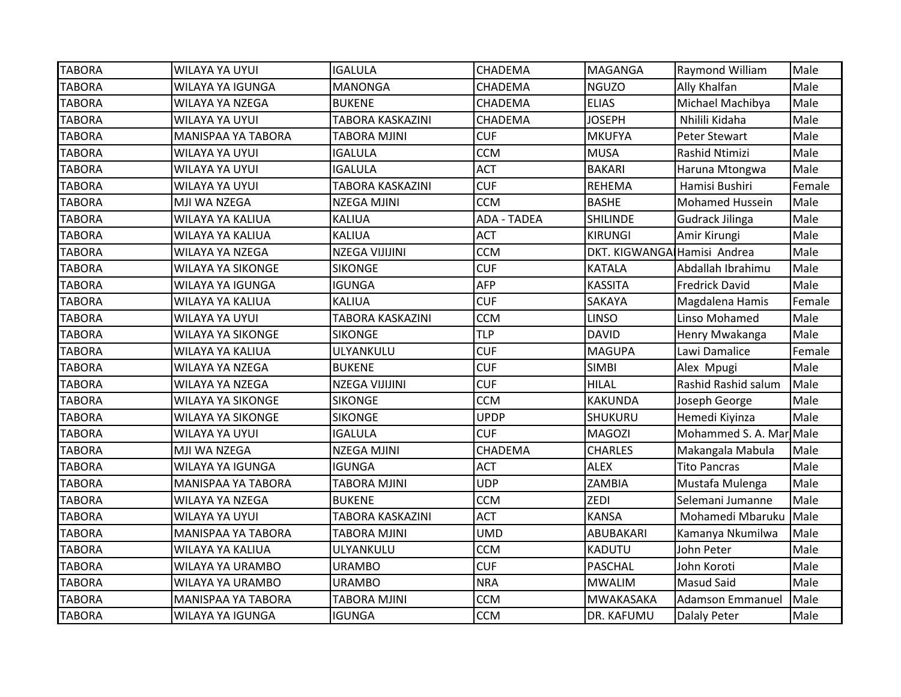| | | | | | | |
|---|---|---|---|---|---|---|
| TABORA | WILAYA YA UYUI | IGALULA | CHADEMA | MAGANGA | Raymond William | Male |
| TABORA | WILAYA YA IGUNGA | MANONGA | CHADEMA | NGUZO | Ally Khalfan | Male |
| TABORA | WILAYA YA NZEGA | BUKENE | CHADEMA | ELIAS | Michael Machibya | Male |
| TABORA | WILAYA YA UYUI | TABORA KASKAZINI | CHADEMA | JOSEPH | Nhilili Kidaha | Male |
| TABORA | MANISPAA YA TABORA | TABORA MJINI | CUF | MKUFYA | Peter Stewart | Male |
| TABORA | WILAYA YA UYUI | IGALULA | CCM | MUSA | Rashid Ntimizi | Male |
| TABORA | WILAYA YA UYUI | IGALULA | ACT | BAKARI | Haruna Mtongwa | Male |
| TABORA | WILAYA YA UYUI | TABORA KASKAZINI | CUF | REHEMA | Hamisi Bushiri | Female |
| TABORA | MJI WA NZEGA | NZEGA MJINI | CCM | BASHE | Mohamed Hussein | Male |
| TABORA | WILAYA YA KALIUA | KALIUA | ADA - TADEA | SHILINDE | Gudrack Jilinga | Male |
| TABORA | WILAYA YA KALIUA | KALIUA | ACT | KIRUNGI | Amir Kirungi | Male |
| TABORA | WILAYA YA NZEGA | NZEGA VIJIJINI | CCM | DKT. KIGWANGA | Hamisi Andrea | Male |
| TABORA | WILAYA YA SIKONGE | SIKONGE | CUF | KATALA | Abdallah Ibrahimu | Male |
| TABORA | WILAYA YA IGUNGA | IGUNGA | AFP | KASSITA | Fredrick David | Male |
| TABORA | WILAYA YA KALIUA | KALIUA | CUF | SAKAYA | Magdalena Hamis | Female |
| TABORA | WILAYA YA UYUI | TABORA KASKAZINI | CCM | LINSO | Linso Mohamed | Male |
| TABORA | WILAYA YA SIKONGE | SIKONGE | TLP | DAVID | Henry Mwakanga | Male |
| TABORA | WILAYA YA KALIUA | ULYANKULU | CUF | MAGUPA | Lawi Damalice | Female |
| TABORA | WILAYA YA NZEGA | BUKENE | CUF | SIMBI | Alex Mpugi | Male |
| TABORA | WILAYA YA NZEGA | NZEGA VIJIJINI | CUF | HILAL | Rashid Rashid salum | Male |
| TABORA | WILAYA YA SIKONGE | SIKONGE | CCM | KAKUNDA | Joseph George | Male |
| TABORA | WILAYA YA SIKONGE | SIKONGE | UPDP | SHUKURU | Hemedi Kiyinza | Male |
| TABORA | WILAYA YA UYUI | IGALULA | CUF | MAGOZI | Mohammed S. A. Mar | Male |
| TABORA | MJI WA NZEGA | NZEGA MJINI | CHADEMA | CHARLES | Makangala Mabula | Male |
| TABORA | WILAYA YA IGUNGA | IGUNGA | ACT | ALEX | Tito Pancras | Male |
| TABORA | MANISPAA YA TABORA | TABORA MJINI | UDP | ZAMBIA | Mustafa Mulenga | Male |
| TABORA | WILAYA YA NZEGA | BUKENE | CCM | ZEDI | Selemani Jumanne | Male |
| TABORA | WILAYA YA UYUI | TABORA KASKAZINI | ACT | KANSA | Mohamedi Mbaruku | Male |
| TABORA | MANISPAA YA TABORA | TABORA MJINI | UMD | ABUBAKARI | Kamanya Nkumilwa | Male |
| TABORA | WILAYA YA KALIUA | ULYANKULU | CCM | KADUTU | John Peter | Male |
| TABORA | WILAYA YA URAMBO | URAMBO | CUF | PASCHAL | John Koroti | Male |
| TABORA | WILAYA YA URAMBO | URAMBO | NRA | MWALIM | Masud Said | Male |
| TABORA | MANISPAA YA TABORA | TABORA MJINI | CCM | MWAKASAKA | Adamson Emmanuel | Male |
| TABORA | WILAYA YA IGUNGA | IGUNGA | CCM | DR. KAFUMU | Dalaly Peter | Male |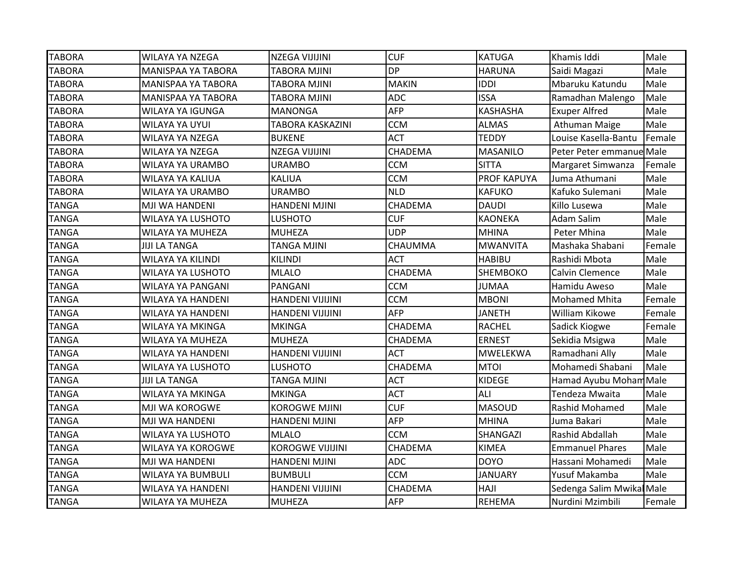| TABORA | WILAYA YA NZEGA | NZEGA VIJIJINI | CUF | KATUGA | Khamis Iddi | Male |
|---|---|---|---|---|---|---|
| TABORA | MANISPAA YA TABORA | TABORA MJINI | DP | HARUNA | Saidi Magazi | Male |
| TABORA | MANISPAA YA TABORA | TABORA MJINI | MAKIN | IDDI | Mbaruku Katundu | Male |
| TABORA | MANISPAA YA TABORA | TABORA MJINI | ADC | ISSA | Ramadhan Malengo | Male |
| TABORA | WILAYA YA IGUNGA | MANONGA | AFP | KASHASHA | Exuper Alfred | Male |
| TABORA | WILAYA YA UYUI | TABORA KASKAZINI | CCM | ALMAS | Athuman Maige | Male |
| TABORA | WILAYA YA NZEGA | BUKENE | ACT | TEDDY | Louise Kasella-Bantu | Female |
| TABORA | WILAYA YA NZEGA | NZEGA VIJIJINI | CHADEMA | MASANILO | Peter Peter emmanue | Male |
| TABORA | WILAYA YA URAMBO | URAMBO | CCM | SITTA | Margaret Simwanza | Female |
| TABORA | WILAYA YA KALIUA | KALIUA | CCM | PROF KAPUYA | Juma Athumani | Male |
| TABORA | WILAYA YA URAMBO | URAMBO | NLD | KAFUKO | Kafuko Sulemani | Male |
| TANGA | MJI WA HANDENI | HANDENI MJINI | CHADEMA | DAUDI | Killo Lusewa | Male |
| TANGA | WILAYA YA LUSHOTO | LUSHOTO | CUF | KAONEKA | Adam Salim | Male |
| TANGA | WILAYA YA MUHEZA | MUHEZA | UDP | MHINA | Peter Mhina | Male |
| TANGA | JIJI LA TANGA | TANGA MJINI | CHAUMMA | MWANVITA | Mashaka Shabani | Female |
| TANGA | WILAYA YA KILINDI | KILINDI | ACT | HABIBU | Rashidi Mbota | Male |
| TANGA | WILAYA YA LUSHOTO | MLALO | CHADEMA | SHEMBOKO | Calvin Clemence | Male |
| TANGA | WILAYA YA PANGANI | PANGANI | CCM | JUMAA | Hamidu Aweso | Male |
| TANGA | WILAYA YA HANDENI | HANDENI VIJIJINI | CCM | MBONI | Mohamed Mhita | Female |
| TANGA | WILAYA YA HANDENI | HANDENI VIJIJINI | AFP | JANETH | William Kikowe | Female |
| TANGA | WILAYA YA MKINGA | MKINGA | CHADEMA | RACHEL | Sadick Kiogwe | Female |
| TANGA | WILAYA YA MUHEZA | MUHEZA | CHADEMA | ERNEST | Sekidia Msigwa | Male |
| TANGA | WILAYA YA HANDENI | HANDENI VIJIJINI | ACT | MWELEKWA | Ramadhani Ally | Male |
| TANGA | WILAYA YA LUSHOTO | LUSHOTO | CHADEMA | MTOI | Mohamedi Shabani | Male |
| TANGA | JIJI LA TANGA | TANGA MJINI | ACT | KIDEGE | Hamad Ayubu Moham | Male |
| TANGA | WILAYA YA MKINGA | MKINGA | ACT | ALI | Tendeza Mwaita | Male |
| TANGA | MJI WA KOROGWE | KOROGWE MJINI | CUF | MASOUD | Rashid Mohamed | Male |
| TANGA | MJI WA HANDENI | HANDENI MJINI | AFP | MHINA | Juma Bakari | Male |
| TANGA | WILAYA YA LUSHOTO | MLALO | CCM | SHANGAZI | Rashid Abdallah | Male |
| TANGA | WILAYA YA KOROGWE | KOROGWE VIJIJINI | CHADEMA | KIMEA | Emmanuel Phares | Male |
| TANGA | MJI WA HANDENI | HANDENI MJINI | ADC | DOYO | Hassani Mohamedi | Male |
| TANGA | WILAYA YA BUMBULI | BUMBULI | CCM | JANUARY | Yusuf Makamba | Male |
| TANGA | WILAYA YA HANDENI | HANDENI VIJIJINI | CHADEMA | HAJI | Sedenga Salim Mwikal | Male |
| TANGA | WILAYA YA MUHEZA | MUHEZA | AFP | REHEMA | Nurdini Mzimbili | Female |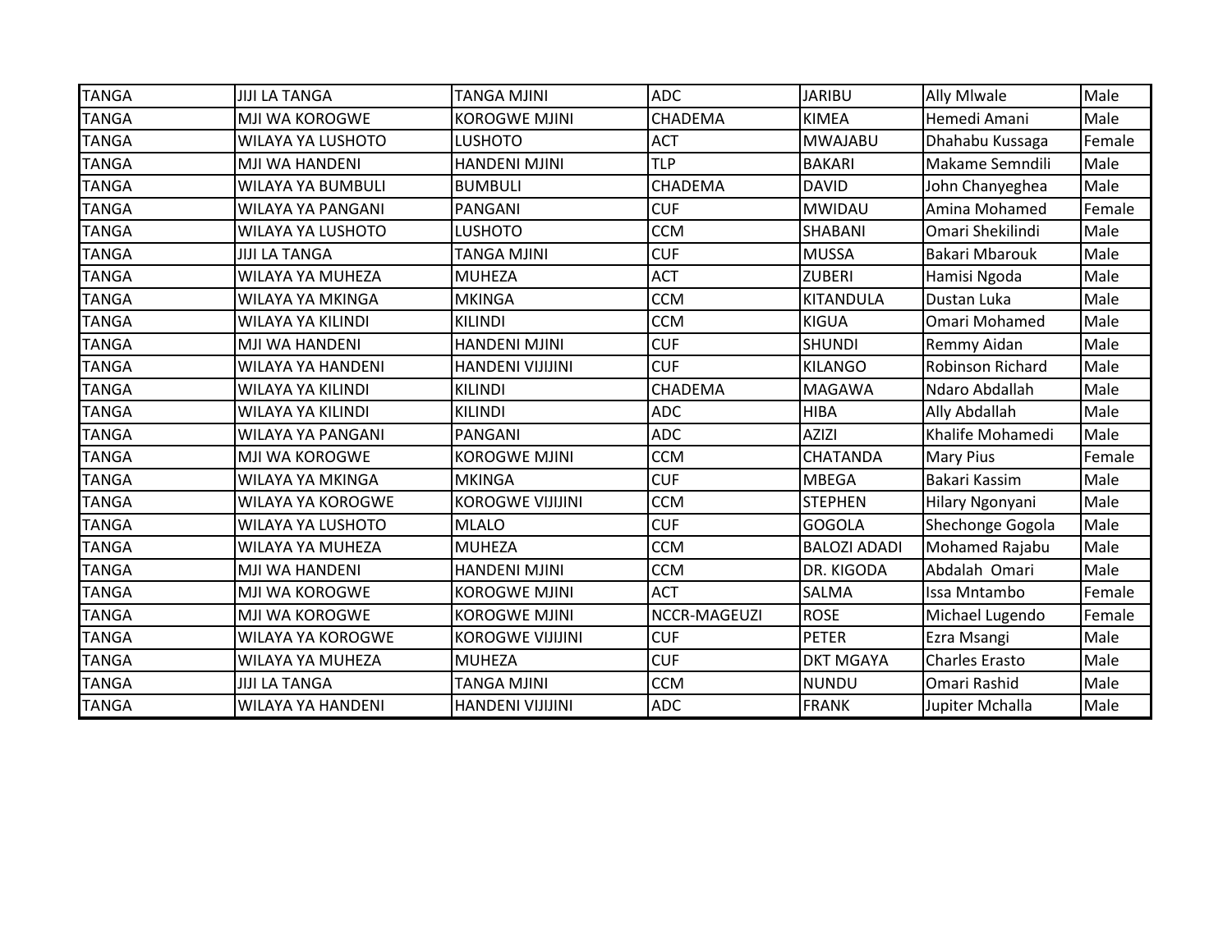| | | | | | | |
|---|---|---|---|---|---|---|
| TANGA | JIJI LA TANGA | TANGA MJINI | ADC | JARIBU | Ally Mlwale | Male |
| TANGA | MJI WA KOROGWE | KOROGWE MJINI | CHADEMA | KIMEA | Hemedi Amani | Male |
| TANGA | WILAYA YA LUSHOTO | LUSHOTO | ACT | MWAJABU | Dhahabu Kussaga | Female |
| TANGA | MJI WA HANDENI | HANDENI MJINI | TLP | BAKARI | Makame Semndili | Male |
| TANGA | WILAYA YA BUMBULI | BUMBULI | CHADEMA | DAVID | John Chanyeghea | Male |
| TANGA | WILAYA YA PANGANI | PANGANI | CUF | MWIDAU | Amina Mohamed | Female |
| TANGA | WILAYA YA LUSHOTO | LUSHOTO | CCM | SHABANI | Omari Shekilindi | Male |
| TANGA | JIJI LA TANGA | TANGA MJINI | CUF | MUSSA | Bakari Mbarouk | Male |
| TANGA | WILAYA YA MUHEZA | MUHEZA | ACT | ZUBERI | Hamisi Ngoda | Male |
| TANGA | WILAYA YA MKINGA | MKINGA | CCM | KITANDULA | Dustan Luka | Male |
| TANGA | WILAYA YA KILINDI | KILINDI | CCM | KIGUA | Omari Mohamed | Male |
| TANGA | MJI WA HANDENI | HANDENI MJINI | CUF | SHUNDI | Remmy Aidan | Male |
| TANGA | WILAYA YA HANDENI | HANDENI VIJIJINI | CUF | KILANGO | Robinson Richard | Male |
| TANGA | WILAYA YA KILINDI | KILINDI | CHADEMA | MAGAWA | Ndaro Abdallah | Male |
| TANGA | WILAYA YA KILINDI | KILINDI | ADC | HIBA | Ally Abdallah | Male |
| TANGA | WILAYA YA PANGANI | PANGANI | ADC | AZIZI | Khalife Mohamedi | Male |
| TANGA | MJI WA KOROGWE | KOROGWE MJINI | CCM | CHATANDA | Mary Pius | Female |
| TANGA | WILAYA YA MKINGA | MKINGA | CUF | MBEGA | Bakari Kassim | Male |
| TANGA | WILAYA YA KOROGWE | KOROGWE VIJIJINI | CCM | STEPHEN | Hilary Ngonyani | Male |
| TANGA | WILAYA YA LUSHOTO | MLALO | CUF | GOGOLA | Shechonge Gogola | Male |
| TANGA | WILAYA YA MUHEZA | MUHEZA | CCM | BALOZI ADADI | Mohamed Rajabu | Male |
| TANGA | MJI WA HANDENI | HANDENI MJINI | CCM | DR. KIGODA | Abdalah Omari | Male |
| TANGA | MJI WA KOROGWE | KOROGWE MJINI | ACT | SALMA | Issa Mntambo | Female |
| TANGA | MJI WA KOROGWE | KOROGWE MJINI | NCCR-MAGEUZI | ROSE | Michael Lugendo | Female |
| TANGA | WILAYA YA KOROGWE | KOROGWE VIJIJINI | CUF | PETER | Ezra Msangi | Male |
| TANGA | WILAYA YA MUHEZA | MUHEZA | CUF | DKT MGAYA | Charles Erasto | Male |
| TANGA | JIJI LA TANGA | TANGA MJINI | CCM | NUNDU | Omari Rashid | Male |
| TANGA | WILAYA YA HANDENI | HANDENI VIJIJINI | ADC | FRANK | Jupiter Mchalla | Male |